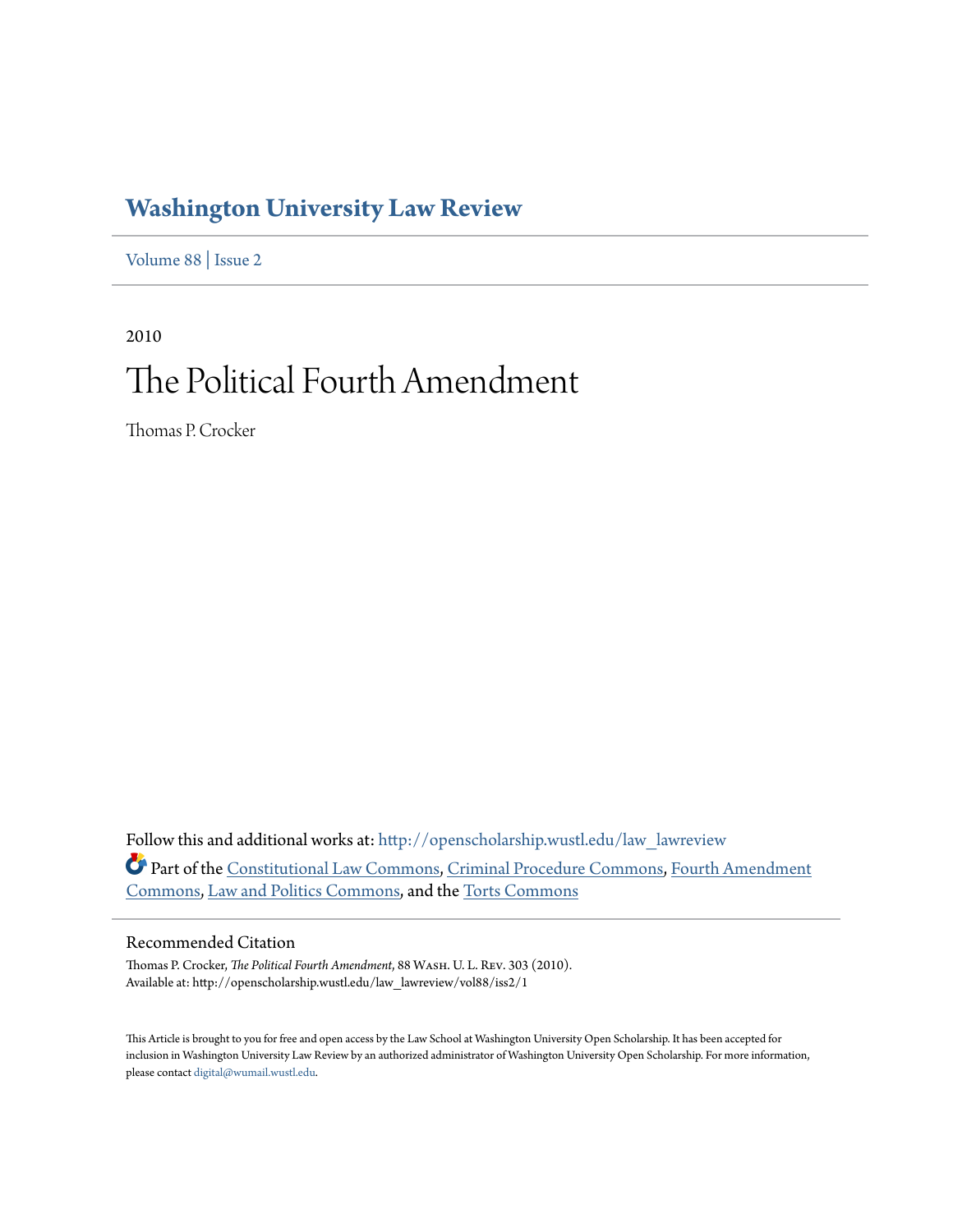# Washington University Law Review

Volume 88 | Issue 2

2010

# The Political Fourth Amendment

Thomas P. Crocker

Follow this and additional works at: http://openscholarship.wustl.edu/law_lawreview

Part of the Constitutional Law Commons, Criminal Procedure Commons, Fourth Amendment Commons, Law and Politics Commons, and the Torts Commons

## Recommended Citation

Thomas P. Crocker, *The Political Fourth Amendment*, 88 Wash. U. L. Rev. 303 (2010).
Available at: http://openscholarship.wustl.edu/law_lawreview/vol88/iss2/1

This Article is brought to you for free and open access by the Law School at Washington University Open Scholarship. It has been accepted for inclusion in Washington University Law Review by an authorized administrator of Washington University Open Scholarship. For more information, please contact digital@wumail.wustl.edu.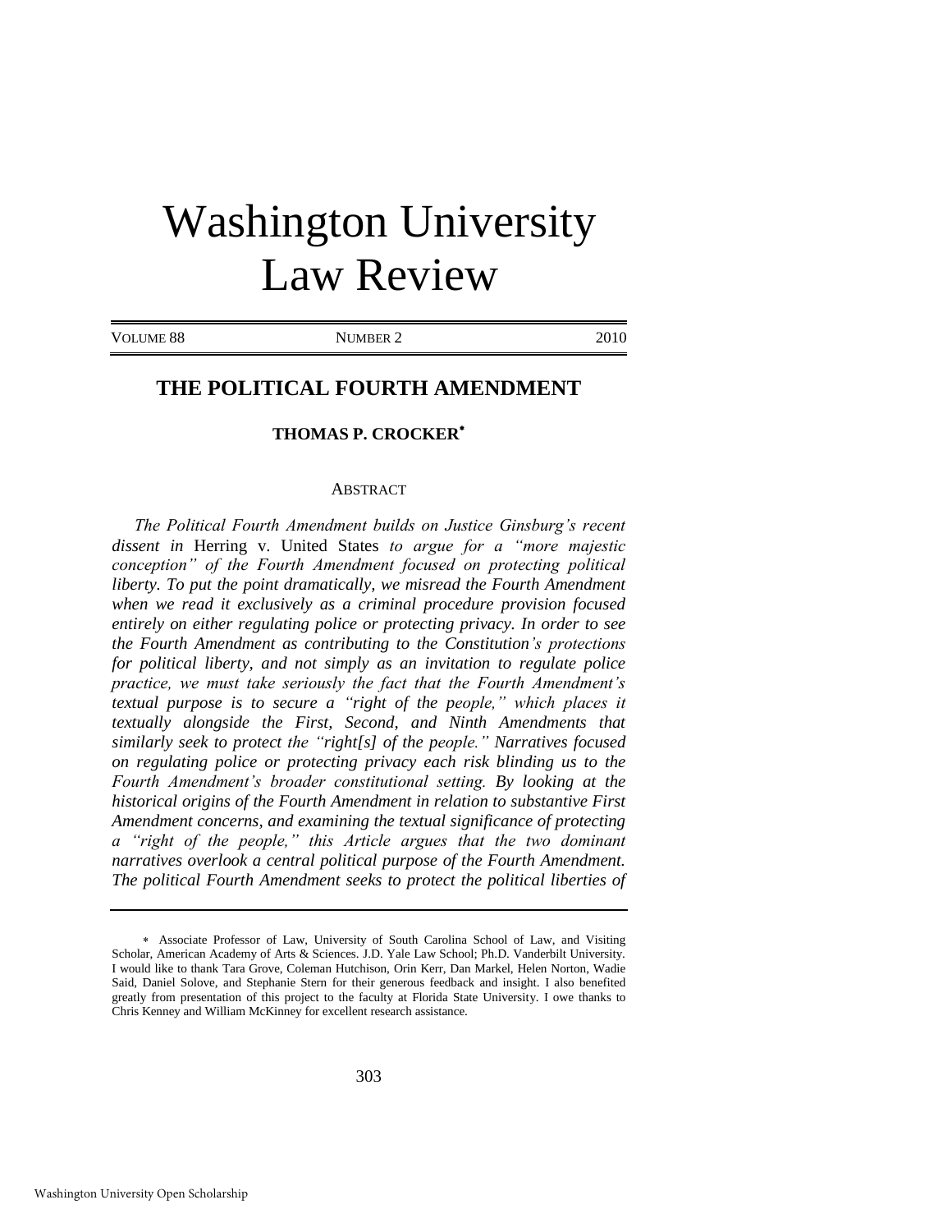# Washington University Law Review

VOLUME 88 NUMBER 2 2010

## THE POLITICAL FOURTH AMENDMENT

### THOMAS P. CROCKER*

ABSTRACT

*The Political Fourth Amendment builds on Justice Ginsburg's recent dissent in* Herring v. United States *to argue for a "more majestic conception" of the Fourth Amendment focused on protecting political liberty. To put the point dramatically, we misread the Fourth Amendment when we read it exclusively as a criminal procedure provision focused entirely on either regulating police or protecting privacy. In order to see the Fourth Amendment as contributing to the Constitution's protections for political liberty, and not simply as an invitation to regulate police practice, we must take seriously the fact that the Fourth Amendment's textual purpose is to secure a "right of the people," which places it textually alongside the First, Second, and Ninth Amendments that similarly seek to protect the "right[s] of the people." Narratives focused on regulating police or protecting privacy each risk blinding us to the Fourth Amendment's broader constitutional setting. By looking at the historical origins of the Fourth Amendment in relation to substantive First Amendment concerns, and examining the textual significance of protecting a "right of the people," this Article argues that the two dominant narratives overlook a central political purpose of the Fourth Amendment. The political Fourth Amendment seeks to protect the political liberties of*

---

\* Associate Professor of Law, University of South Carolina School of Law, and Visiting Scholar, American Academy of Arts & Sciences. J.D. Yale Law School; Ph.D. Vanderbilt University. I would like to thank Tara Grove, Coleman Hutchison, Orin Kerr, Dan Markel, Helen Norton, Wadie Said, Daniel Solove, and Stephanie Stern for their generous feedback and insight. I also benefited greatly from presentation of this project to the faculty at Florida State University. I owe thanks to Chris Kenney and William McKinney for excellent research assistance.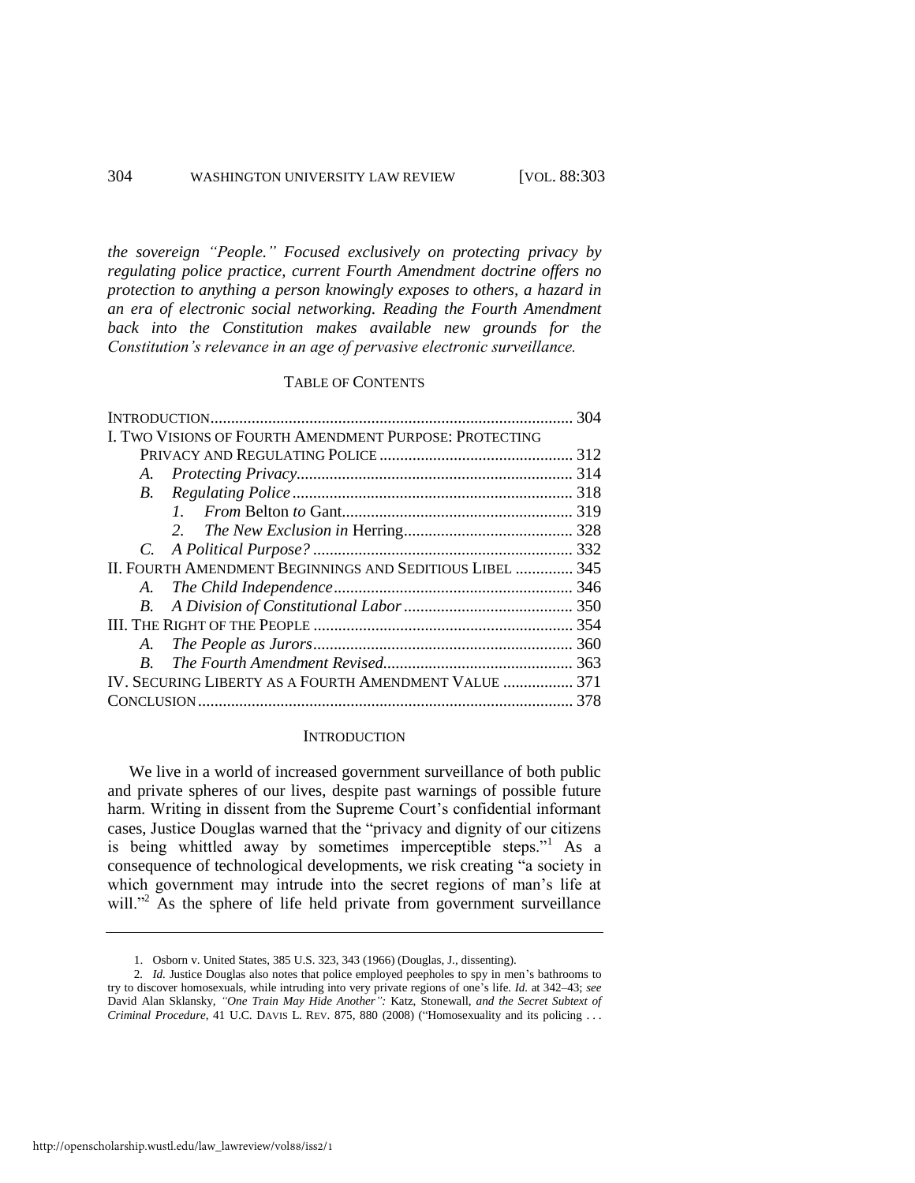*the sovereign "People." Focused exclusively on protecting privacy by regulating police practice, current Fourth Amendment doctrine offers no protection to anything a person knowingly exposes to others, a hazard in an era of electronic social networking. Reading the Fourth Amendment back into the Constitution makes available new grounds for the Constitution's relevance in an age of pervasive electronic surveillance.*

## TABLE OF CONTENTS

| | |
|---|---|
| INTRODUCTION | 304 |
| I. TWO VISIONS OF FOURTH AMENDMENT PURPOSE: PROTECTING PRIVACY AND REGULATING POLICE | 312 |
| A. *Protecting Privacy* | 314 |
| B. *Regulating Police* | 318 |
| 1. *From* Belton *to* Gant | 319 |
| 2. *The New Exclusion in* Herring | 328 |
| C. *A Political Purpose?* | 332 |
| II. FOURTH AMENDMENT BEGINNINGS AND SEDITIOUS LIBEL | 345 |
| A. *The Child Independence* | 346 |
| B. *A Division of Constitutional Labor* | 350 |
| III. THE RIGHT OF THE PEOPLE | 354 |
| A. *The People as Jurors* | 360 |
| B. *The Fourth Amendment Revised* | 363 |
| IV. SECURING LIBERTY AS A FOURTH AMENDMENT VALUE | 371 |
| CONCLUSION | 378 |

## INTRODUCTION

We live in a world of increased government surveillance of both public and private spheres of our lives, despite past warnings of possible future harm. Writing in dissent from the Supreme Court's confidential informant cases, Justice Douglas warned that the "privacy and dignity of our citizens is being whittled away by sometimes imperceptible steps."[1] As a consequence of technological developments, we risk creating "a society in which government may intrude into the secret regions of man's life at will."[2] As the sphere of life held private from government surveillance

---

1. Osborn v. United States, 385 U.S. 323, 343 (1966) (Douglas, J., dissenting).

2. *Id.* Justice Douglas also notes that police employed peepholes to spy in men's bathrooms to try to discover homosexuals, while intruding into very private regions of one's life. *Id.* at 342–43; *see* David Alan Sklansky, *"One Train May Hide Another":* Katz, Stonewall, *and the Secret Subtext of Criminal Procedure*, 41 U.C. DAVIS L. REV. 875, 880 (2008) ("Homosexuality and its policing . . .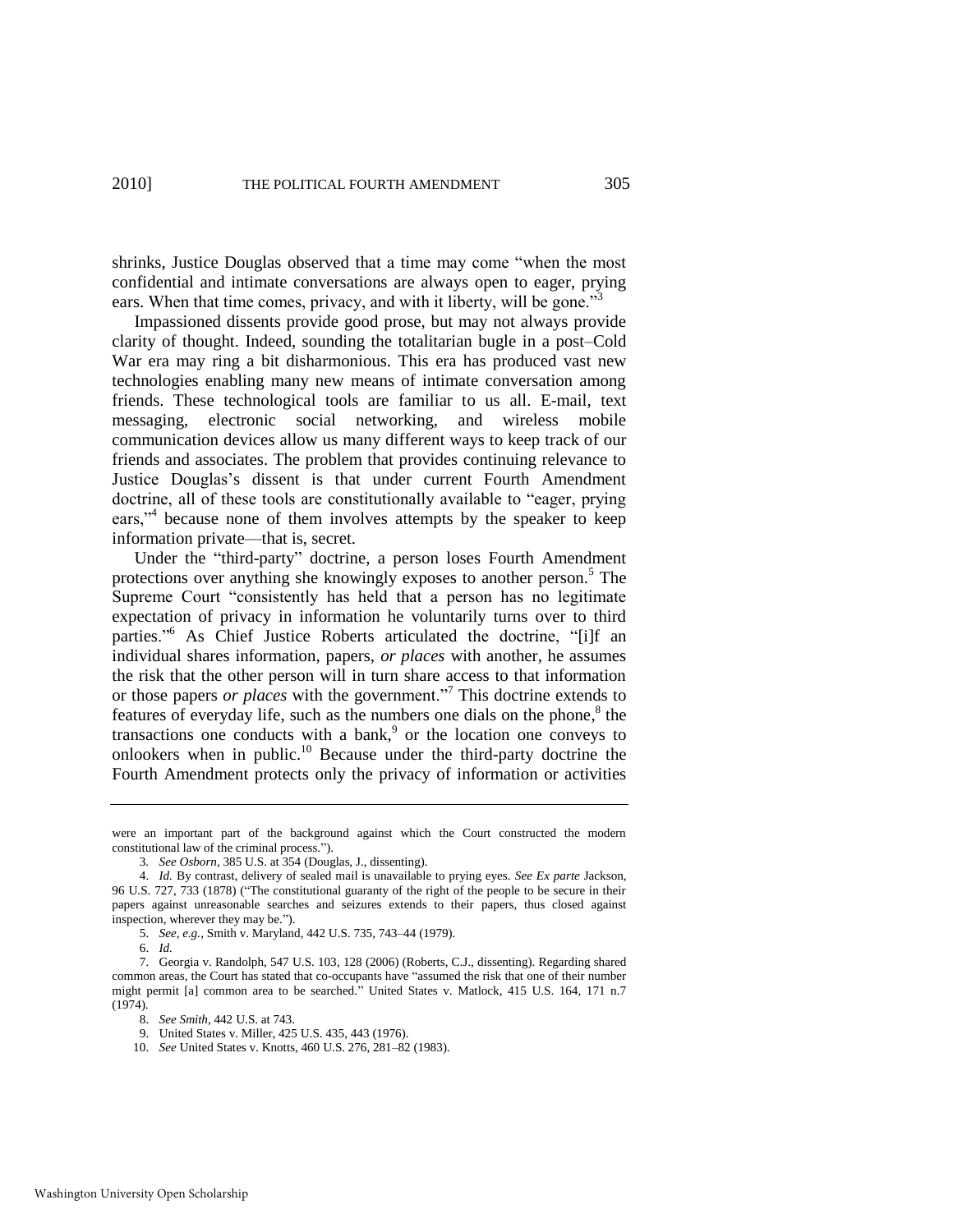shrinks, Justice Douglas observed that a time may come "when the most confidential and intimate conversations are always open to eager, prying ears. When that time comes, privacy, and with it liberty, will be gone."[3]

Impassioned dissents provide good prose, but may not always provide clarity of thought. Indeed, sounding the totalitarian bugle in a post–Cold War era may ring a bit disharmonious. This era has produced vast new technologies enabling many new means of intimate conversation among friends. These technological tools are familiar to us all. E-mail, text messaging, electronic social networking, and wireless mobile communication devices allow us many different ways to keep track of our friends and associates. The problem that provides continuing relevance to Justice Douglas's dissent is that under current Fourth Amendment doctrine, all of these tools are constitutionally available to "eager, prying ears,"[4] because none of them involves attempts by the speaker to keep information private—that is, secret.

Under the "third-party" doctrine, a person loses Fourth Amendment protections over anything she knowingly exposes to another person.[5] The Supreme Court "consistently has held that a person has no legitimate expectation of privacy in information he voluntarily turns over to third parties."[6] As Chief Justice Roberts articulated the doctrine, "[i]f an individual shares information, papers, *or places* with another, he assumes the risk that the other person will in turn share access to that information or those papers *or places* with the government."[7] This doctrine extends to features of everyday life, such as the numbers one dials on the phone,[8] the transactions one conducts with a bank,[9] or the location one conveys to onlookers when in public.[10] Because under the third-party doctrine the Fourth Amendment protects only the privacy of information or activities

---

were an important part of the background against which the Court constructed the modern constitutional law of the criminal process.").

3. *See Osborn*, 385 U.S. at 354 (Douglas, J., dissenting).

4. *Id.* By contrast, delivery of sealed mail is unavailable to prying eyes. *See Ex parte* Jackson, 96 U.S. 727, 733 (1878) ("The constitutional guaranty of the right of the people to be secure in their papers against unreasonable searches and seizures extends to their papers, thus closed against inspection, wherever they may be.").

5. *See, e.g.*, Smith v. Maryland, 442 U.S. 735, 743–44 (1979).

6. *Id.*

7. Georgia v. Randolph, 547 U.S. 103, 128 (2006) (Roberts, C.J., dissenting). Regarding shared common areas, the Court has stated that co-occupants have "assumed the risk that one of their number might permit [a] common area to be searched." United States v. Matlock, 415 U.S. 164, 171 n.7 (1974).

8. *See Smith*, 442 U.S. at 743.

9. United States v. Miller, 425 U.S. 435, 443 (1976).

10. *See* United States v. Knotts, 460 U.S. 276, 281–82 (1983).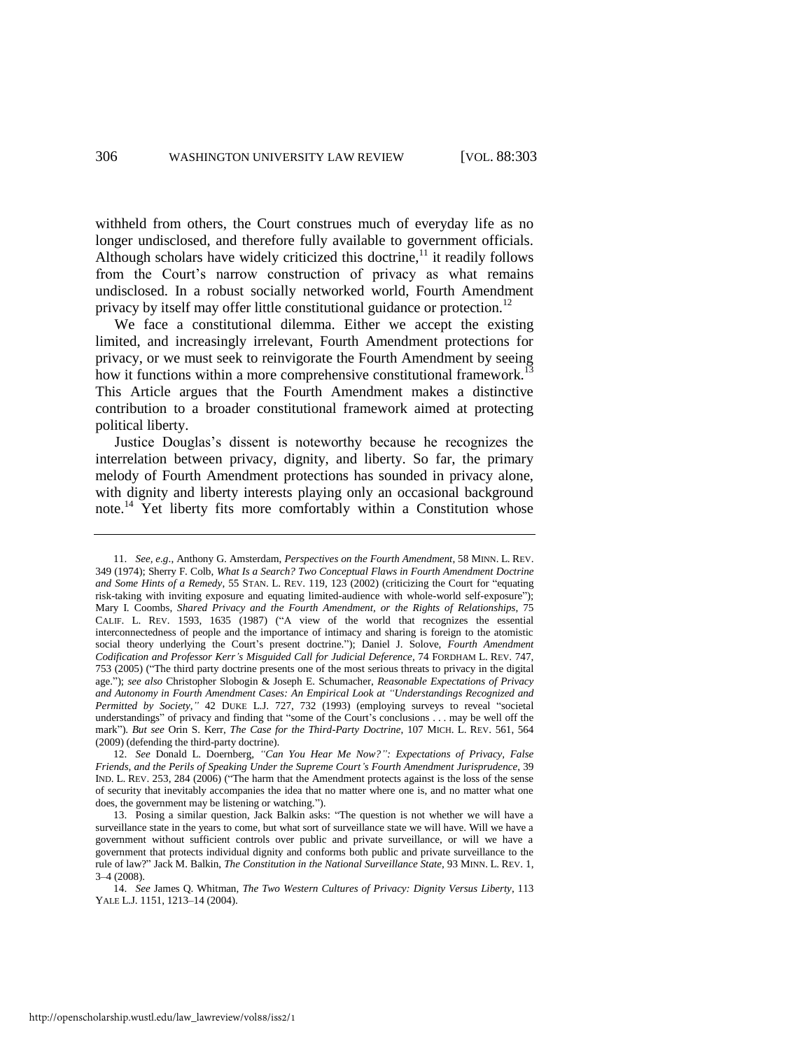withheld from others, the Court construes much of everyday life as no longer undisclosed, and therefore fully available to government officials. Although scholars have widely criticized this doctrine,[11] it readily follows from the Court's narrow construction of privacy as what remains undisclosed. In a robust socially networked world, Fourth Amendment privacy by itself may offer little constitutional guidance or protection.[12]

We face a constitutional dilemma. Either we accept the existing limited, and increasingly irrelevant, Fourth Amendment protections for privacy, or we must seek to reinvigorate the Fourth Amendment by seeing how it functions within a more comprehensive constitutional framework.[13] This Article argues that the Fourth Amendment makes a distinctive contribution to a broader constitutional framework aimed at protecting political liberty.

Justice Douglas's dissent is noteworthy because he recognizes the interrelation between privacy, dignity, and liberty. So far, the primary melody of Fourth Amendment protections has sounded in privacy alone, with dignity and liberty interests playing only an occasional background note.[14] Yet liberty fits more comfortably within a Constitution whose

---

11. *See, e.g.*, Anthony G. Amsterdam, *Perspectives on the Fourth Amendment*, 58 MINN. L. REV. 349 (1974); Sherry F. Colb, *What Is a Search? Two Conceptual Flaws in Fourth Amendment Doctrine and Some Hints of a Remedy*, 55 STAN. L. REV. 119, 123 (2002) (criticizing the Court for "equating risk-taking with inviting exposure and equating limited-audience with whole-world self-exposure"); Mary I. Coombs, *Shared Privacy and the Fourth Amendment, or the Rights of Relationships*, 75 CALIF. L. REV. 1593, 1635 (1987) ("A view of the world that recognizes the essential interconnectedness of people and the importance of intimacy and sharing is foreign to the atomistic social theory underlying the Court's present doctrine."); Daniel J. Solove, *Fourth Amendment Codification and Professor Kerr's Misguided Call for Judicial Deference*, 74 FORDHAM L. REV. 747, 753 (2005) ("The third party doctrine presents one of the most serious threats to privacy in the digital age."); *see also* Christopher Slobogin & Joseph E. Schumacher, *Reasonable Expectations of Privacy and Autonomy in Fourth Amendment Cases: An Empirical Look at "Understandings Recognized and Permitted by Society*,*"* 42 DUKE L.J. 727, 732 (1993) (employing surveys to reveal "societal understandings" of privacy and finding that "some of the Court's conclusions . . . may be well off the mark"). *But see* Orin S. Kerr, *The Case for the Third-Party Doctrine*, 107 MICH. L. REV. 561, 564 (2009) (defending the third-party doctrine).

12. *See* Donald L. Doernberg, *"Can You Hear Me Now?": Expectations of Privacy, False Friends, and the Perils of Speaking Under the Supreme Court's Fourth Amendment Jurisprudence*, 39 IND. L. REV. 253, 284 (2006) ("The harm that the Amendment protects against is the loss of the sense of security that inevitably accompanies the idea that no matter where one is, and no matter what one does, the government may be listening or watching.").

13. Posing a similar question, Jack Balkin asks: "The question is not whether we will have a surveillance state in the years to come, but what sort of surveillance state we will have. Will we have a government without sufficient controls over public and private surveillance, or will we have a government that protects individual dignity and conforms both public and private surveillance to the rule of law?" Jack M. Balkin, *The Constitution in the National Surveillance State*, 93 MINN. L. REV. 1, 3–4 (2008).

14. *See* James Q. Whitman, *The Two Western Cultures of Privacy: Dignity Versus Liberty*, 113 YALE L.J. 1151, 1213–14 (2004).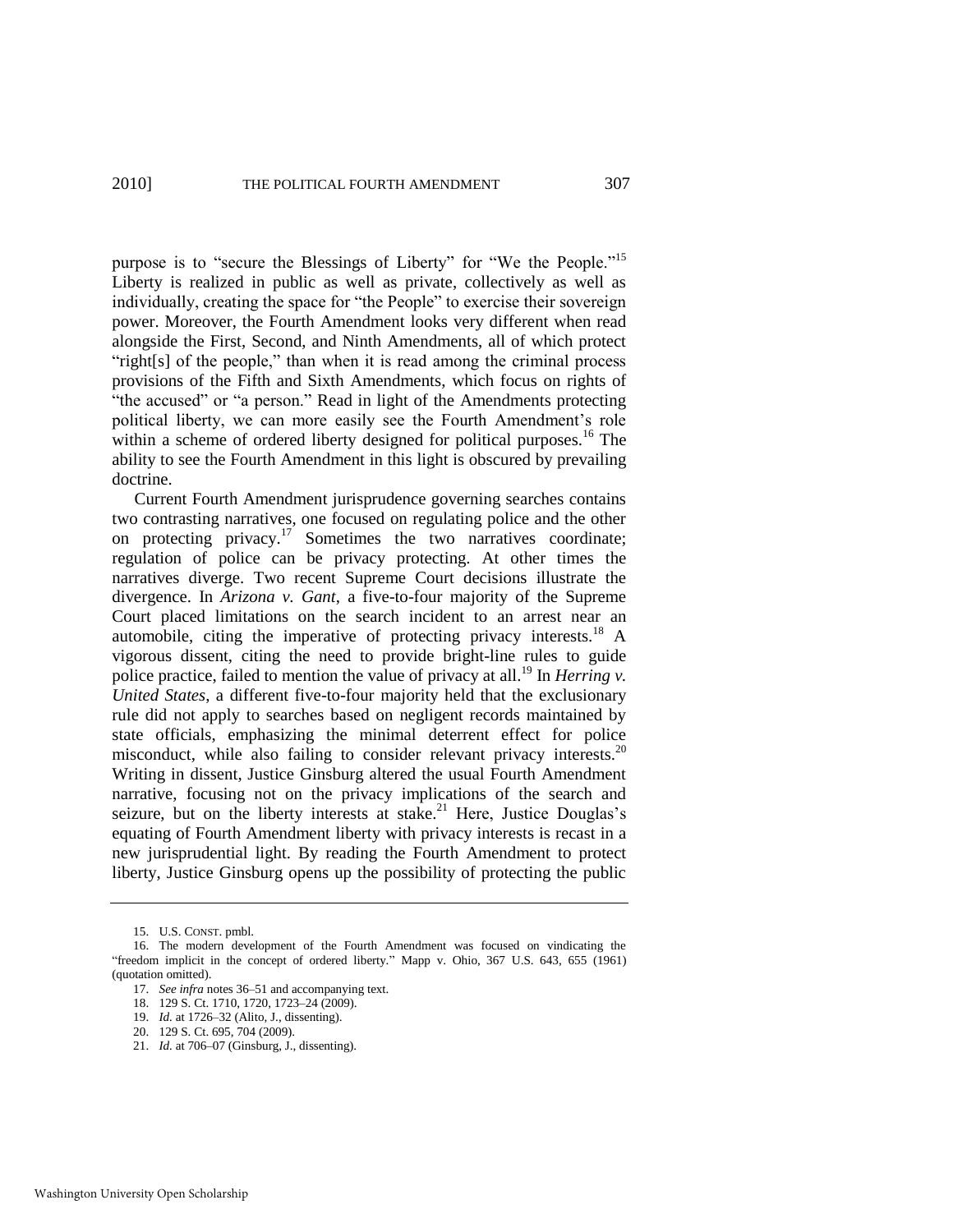purpose is to "secure the Blessings of Liberty" for "We the People."[15] Liberty is realized in public as well as private, collectively as well as individually, creating the space for "the People" to exercise their sovereign power. Moreover, the Fourth Amendment looks very different when read alongside the First, Second, and Ninth Amendments, all of which protect "right[s] of the people," than when it is read among the criminal process provisions of the Fifth and Sixth Amendments, which focus on rights of "the accused" or "a person." Read in light of the Amendments protecting political liberty, we can more easily see the Fourth Amendment's role within a scheme of ordered liberty designed for political purposes.[16] The ability to see the Fourth Amendment in this light is obscured by prevailing doctrine.

Current Fourth Amendment jurisprudence governing searches contains two contrasting narratives, one focused on regulating police and the other on protecting privacy.[17] Sometimes the two narratives coordinate; regulation of police can be privacy protecting. At other times the narratives diverge. Two recent Supreme Court decisions illustrate the divergence. In *Arizona v. Gant*, a five-to-four majority of the Supreme Court placed limitations on the search incident to an arrest near an automobile, citing the imperative of protecting privacy interests.[18] A vigorous dissent, citing the need to provide bright-line rules to guide police practice, failed to mention the value of privacy at all.[19] In *Herring v. United States*, a different five-to-four majority held that the exclusionary rule did not apply to searches based on negligent records maintained by state officials, emphasizing the minimal deterrent effect for police misconduct, while also failing to consider relevant privacy interests.[20] Writing in dissent, Justice Ginsburg altered the usual Fourth Amendment narrative, focusing not on the privacy implications of the search and seizure, but on the liberty interests at stake.[21] Here, Justice Douglas's equating of Fourth Amendment liberty with privacy interests is recast in a new jurisprudential light. By reading the Fourth Amendment to protect liberty, Justice Ginsburg opens up the possibility of protecting the public

---

15. U.S. CONST. pmbl.

16. The modern development of the Fourth Amendment was focused on vindicating the "freedom implicit in the concept of ordered liberty." Mapp v. Ohio, 367 U.S. 643, 655 (1961) (quotation omitted).

17. *See infra* notes 36–51 and accompanying text.

18. 129 S. Ct. 1710, 1720, 1723–24 (2009).

19. *Id.* at 1726–32 (Alito, J., dissenting).

20. 129 S. Ct. 695, 704 (2009).

21. *Id.* at 706–07 (Ginsburg, J., dissenting).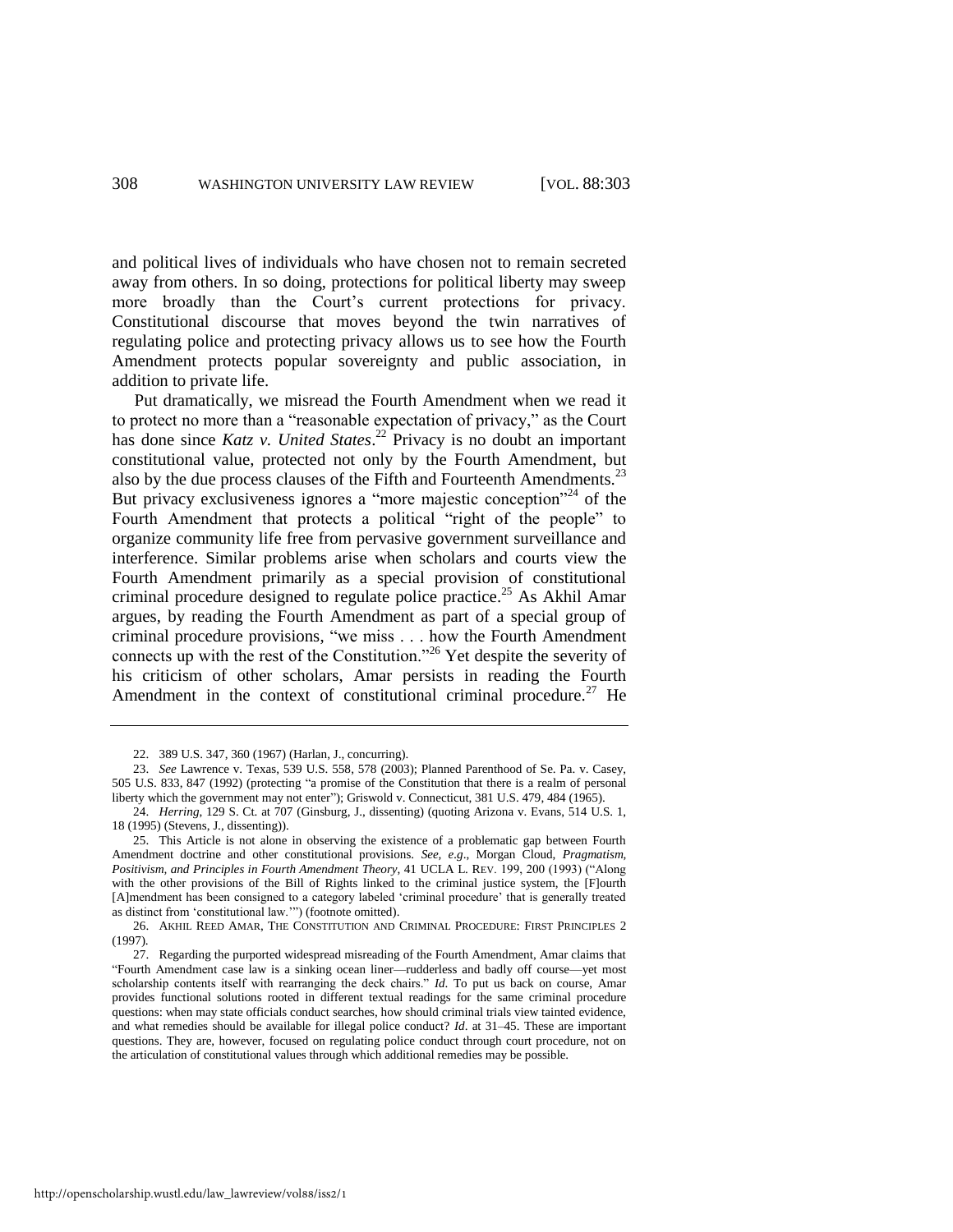and political lives of individuals who have chosen not to remain secreted away from others. In so doing, protections for political liberty may sweep more broadly than the Court's current protections for privacy. Constitutional discourse that moves beyond the twin narratives of regulating police and protecting privacy allows us to see how the Fourth Amendment protects popular sovereignty and public association, in addition to private life.

Put dramatically, we misread the Fourth Amendment when we read it to protect no more than a "reasonable expectation of privacy," as the Court has done since *Katz v. United States*.[22] Privacy is no doubt an important constitutional value, protected not only by the Fourth Amendment, but also by the due process clauses of the Fifth and Fourteenth Amendments.[23] But privacy exclusiveness ignores a "more majestic conception"[24] of the Fourth Amendment that protects a political "right of the people" to organize community life free from pervasive government surveillance and interference. Similar problems arise when scholars and courts view the Fourth Amendment primarily as a special provision of constitutional criminal procedure designed to regulate police practice.[25] As Akhil Amar argues, by reading the Fourth Amendment as part of a special group of criminal procedure provisions, "we miss . . . how the Fourth Amendment connects up with the rest of the Constitution."[26] Yet despite the severity of his criticism of other scholars, Amar persists in reading the Fourth Amendment in the context of constitutional criminal procedure.[27] He

---

22. 389 U.S. 347, 360 (1967) (Harlan, J., concurring).

23. *See* Lawrence v. Texas, 539 U.S. 558, 578 (2003); Planned Parenthood of Se. Pa. v. Casey, 505 U.S. 833, 847 (1992) (protecting "a promise of the Constitution that there is a realm of personal liberty which the government may not enter"); Griswold v. Connecticut, 381 U.S. 479, 484 (1965).

24. *Herring*, 129 S. Ct. at 707 (Ginsburg, J., dissenting) (quoting Arizona v. Evans, 514 U.S. 1, 18 (1995) (Stevens, J., dissenting)).

25. This Article is not alone in observing the existence of a problematic gap between Fourth Amendment doctrine and other constitutional provisions. *See, e.g.*, Morgan Cloud, *Pragmatism, Positivism, and Principles in Fourth Amendment Theory*, 41 UCLA L. REV. 199, 200 (1993) ("Along with the other provisions of the Bill of Rights linked to the criminal justice system, the [F]ourth [A]mendment has been consigned to a category labeled 'criminal procedure' that is generally treated as distinct from 'constitutional law.'") (footnote omitted).

26. AKHIL REED AMAR, THE CONSTITUTION AND CRIMINAL PROCEDURE: FIRST PRINCIPLES 2 (1997).

27. Regarding the purported widespread misreading of the Fourth Amendment, Amar claims that "Fourth Amendment case law is a sinking ocean liner—rudderless and badly off course—yet most scholarship contents itself with rearranging the deck chairs." *Id*. To put us back on course, Amar provides functional solutions rooted in different textual readings for the same criminal procedure questions: when may state officials conduct searches, how should criminal trials view tainted evidence, and what remedies should be available for illegal police conduct? *Id*. at 31–45. These are important questions. They are, however, focused on regulating police conduct through court procedure, not on the articulation of constitutional values through which additional remedies may be possible.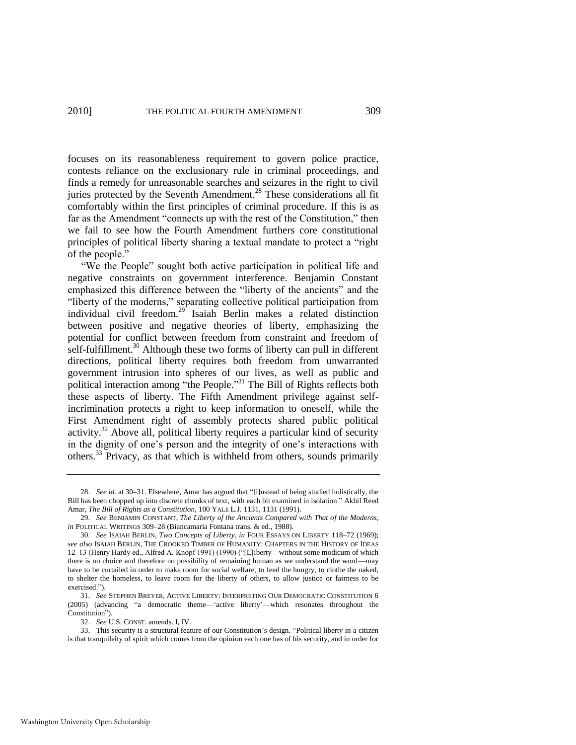focuses on its reasonableness requirement to govern police practice, contests reliance on the exclusionary rule in criminal proceedings, and finds a remedy for unreasonable searches and seizures in the right to civil juries protected by the Seventh Amendment.[28] These considerations all fit comfortably within the first principles of criminal procedure. If this is as far as the Amendment "connects up with the rest of the Constitution," then we fail to see how the Fourth Amendment furthers core constitutional principles of political liberty sharing a textual mandate to protect a "right of the people."

"We the People" sought both active participation in political life and negative constraints on government interference. Benjamin Constant emphasized this difference between the "liberty of the ancients" and the "liberty of the moderns," separating collective political participation from individual civil freedom.[29] Isaiah Berlin makes a related distinction between positive and negative theories of liberty, emphasizing the potential for conflict between freedom from constraint and freedom of self-fulfillment.[30] Although these two forms of liberty can pull in different directions, political liberty requires both freedom from unwarranted government intrusion into spheres of our lives, as well as public and political interaction among "the People."[31] The Bill of Rights reflects both these aspects of liberty. The Fifth Amendment privilege against self-incrimination protects a right to keep information to oneself, while the First Amendment right of assembly protects shared public political activity.[32] Above all, political liberty requires a particular kind of security in the dignity of one's person and the integrity of one's interactions with others.[33] Privacy, as that which is withheld from others, sounds primarily

---

28. *See id.* at 30–31. Elsewhere, Amar has argued that "[i]nstead of being studied holistically, the Bill has been chopped up into discrete chunks of text, with each bit examined in isolation." Akhil Reed Amar, *The Bill of Rights as a Constitution*, 100 YALE L.J. 1131, 1131 (1991).

29. *See* BENJAMIN CONSTANT, *The Liberty of the Ancients Compared with That of the Moderns*, *in* POLITICAL WRITINGS 309–28 (Biancamaria Fontana trans. & ed., 1988).

30. *See* ISAIAH BERLIN, *Two Concepts of Liberty*, *in* FOUR ESSAYS ON LIBERTY 118–72 (1969); *see also* ISAIAH BERLIN, THE CROOKED TIMBER OF HUMANITY: CHAPTERS IN THE HISTORY OF IDEAS 12–13 (Henry Hardy ed., Alfred A. Knopf 1991) (1990) ("[L]iberty—without some modicum of which there is no choice and therefore no possibility of remaining human as we understand the word—may have to be curtailed in order to make room for social welfare, to feed the hungry, to clothe the naked, to shelter the homeless, to leave room for the liberty of others, to allow justice or fairness to be exercised.").

31. *See* STEPHEN BREYER, ACTIVE LIBERTY: INTERPRETING OUR DEMOCRATIC CONSTITUTION 6 (2005) (advancing "a democratic theme—'active liberty'—which resonates throughout the Constitution").

32. *See* U.S. CONST. amends. I, IV.

33. This security is a structural feature of our Constitution's design. "Political liberty in a citizen is that tranquileity of spirit which comes from the opinion each one has of his security, and in order for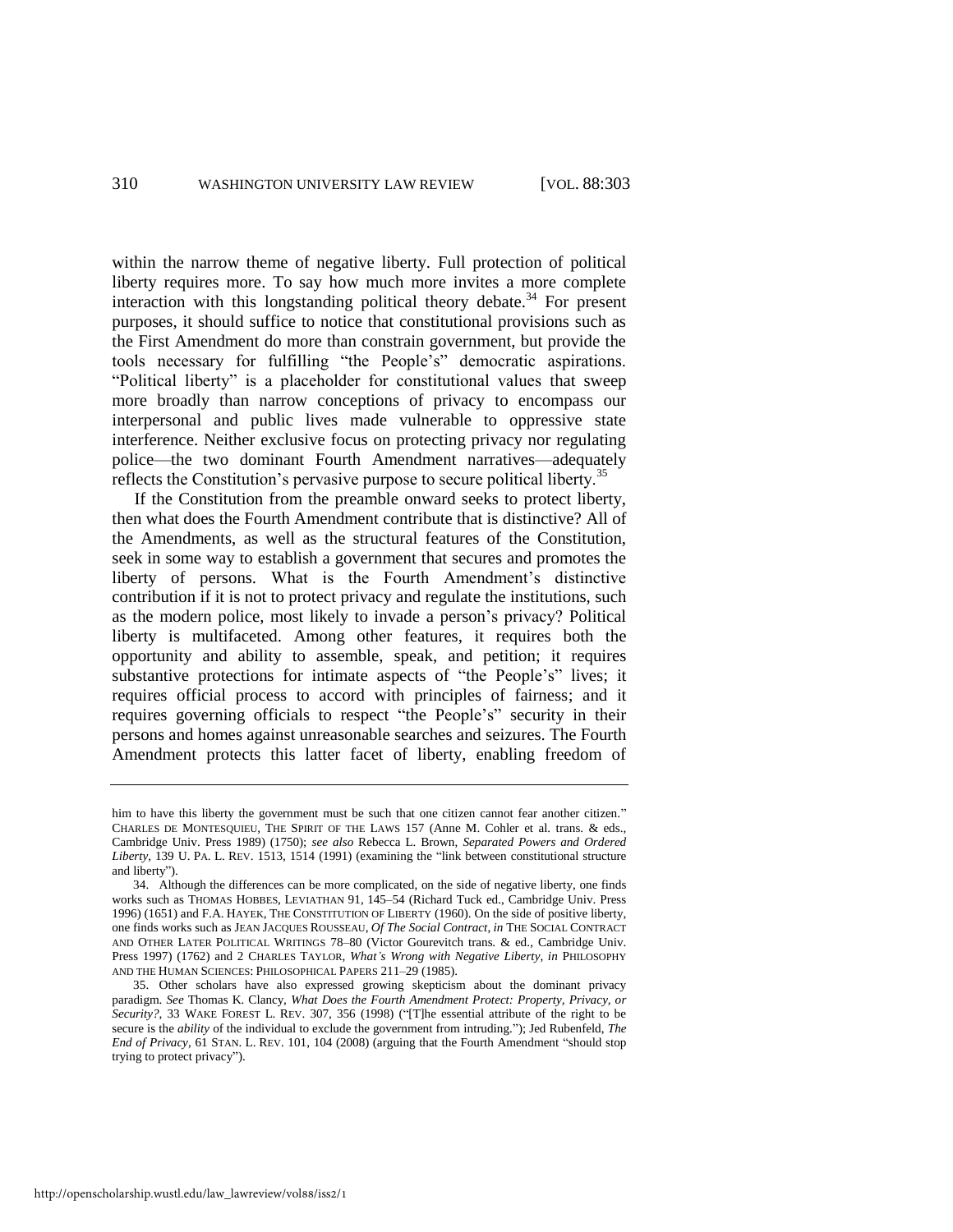within the narrow theme of negative liberty. Full protection of political liberty requires more. To say how much more invites a more complete interaction with this longstanding political theory debate.[34] For present purposes, it should suffice to notice that constitutional provisions such as the First Amendment do more than constrain government, but provide the tools necessary for fulfilling "the People's" democratic aspirations. "Political liberty" is a placeholder for constitutional values that sweep more broadly than narrow conceptions of privacy to encompass our interpersonal and public lives made vulnerable to oppressive state interference. Neither exclusive focus on protecting privacy nor regulating police—the two dominant Fourth Amendment narratives—adequately reflects the Constitution's pervasive purpose to secure political liberty.[35]

If the Constitution from the preamble onward seeks to protect liberty, then what does the Fourth Amendment contribute that is distinctive? All of the Amendments, as well as the structural features of the Constitution, seek in some way to establish a government that secures and promotes the liberty of persons. What is the Fourth Amendment's distinctive contribution if it is not to protect privacy and regulate the institutions, such as the modern police, most likely to invade a person's privacy? Political liberty is multifaceted. Among other features, it requires both the opportunity and ability to assemble, speak, and petition; it requires substantive protections for intimate aspects of "the People's" lives; it requires official process to accord with principles of fairness; and it requires governing officials to respect "the People's" security in their persons and homes against unreasonable searches and seizures. The Fourth Amendment protects this latter facet of liberty, enabling freedom of

---

him to have this liberty the government must be such that one citizen cannot fear another citizen." CHARLES DE MONTESQUIEU, THE SPIRIT OF THE LAWS 157 (Anne M. Cohler et al. trans. & eds., Cambridge Univ. Press 1989) (1750); *see also* Rebecca L. Brown, *Separated Powers and Ordered Liberty*, 139 U. PA. L. REV. 1513, 1514 (1991) (examining the "link between constitutional structure and liberty").

34. Although the differences can be more complicated, on the side of negative liberty, one finds works such as THOMAS HOBBES, LEVIATHAN 91, 145–54 (Richard Tuck ed., Cambridge Univ. Press 1996) (1651) and F.A. HAYEK, THE CONSTITUTION OF LIBERTY (1960). On the side of positive liberty, one finds works such as JEAN JACQUES ROUSSEAU, *Of The Social Contract*, *in* THE SOCIAL CONTRACT AND OTHER LATER POLITICAL WRITINGS 78–80 (Victor Gourevitch trans. & ed., Cambridge Univ. Press 1997) (1762) and 2 CHARLES TAYLOR, *What's Wrong with Negative Liberty*, *in* PHILOSOPHY AND THE HUMAN SCIENCES: PHILOSOPHICAL PAPERS 211–29 (1985).

35. Other scholars have also expressed growing skepticism about the dominant privacy paradigm. *See* Thomas K. Clancy, *What Does the Fourth Amendment Protect: Property, Privacy, or Security?*, 33 WAKE FOREST L. REV. 307, 356 (1998) ("[T]he essential attribute of the right to be secure is the *ability* of the individual to exclude the government from intruding."); Jed Rubenfeld, *The End of Privacy*, 61 STAN. L. REV. 101, 104 (2008) (arguing that the Fourth Amendment "should stop trying to protect privacy").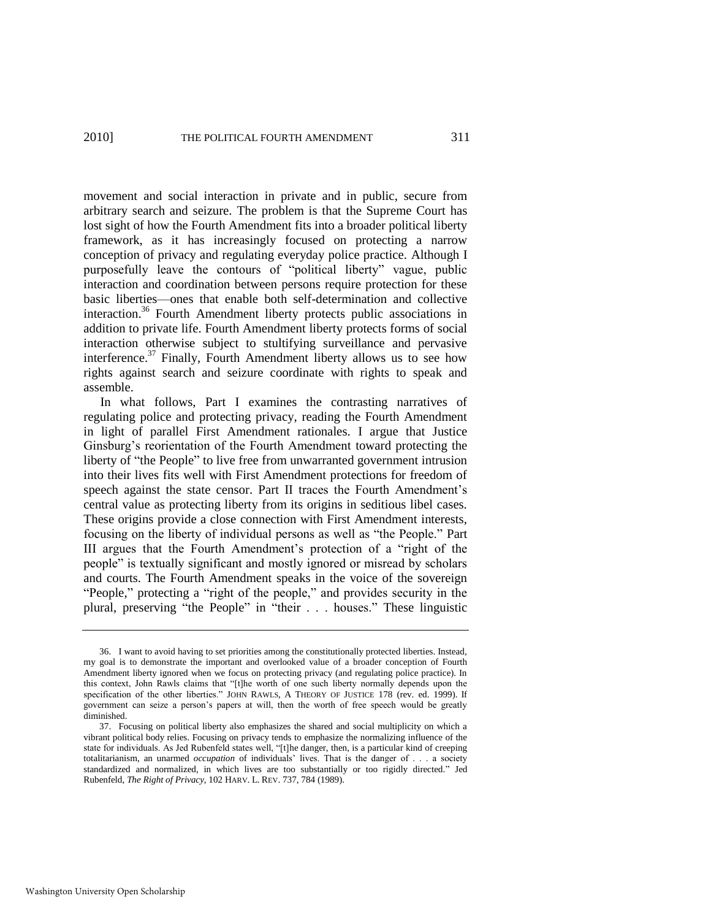movement and social interaction in private and in public, secure from arbitrary search and seizure. The problem is that the Supreme Court has lost sight of how the Fourth Amendment fits into a broader political liberty framework, as it has increasingly focused on protecting a narrow conception of privacy and regulating everyday police practice. Although I purposefully leave the contours of "political liberty" vague, public interaction and coordination between persons require protection for these basic liberties—ones that enable both self-determination and collective interaction.[36] Fourth Amendment liberty protects public associations in addition to private life. Fourth Amendment liberty protects forms of social interaction otherwise subject to stultifying surveillance and pervasive interference.[37] Finally, Fourth Amendment liberty allows us to see how rights against search and seizure coordinate with rights to speak and assemble.

In what follows, Part I examines the contrasting narratives of regulating police and protecting privacy, reading the Fourth Amendment in light of parallel First Amendment rationales. I argue that Justice Ginsburg's reorientation of the Fourth Amendment toward protecting the liberty of "the People" to live free from unwarranted government intrusion into their lives fits well with First Amendment protections for freedom of speech against the state censor. Part II traces the Fourth Amendment's central value as protecting liberty from its origins in seditious libel cases. These origins provide a close connection with First Amendment interests, focusing on the liberty of individual persons as well as "the People." Part III argues that the Fourth Amendment's protection of a "right of the people" is textually significant and mostly ignored or misread by scholars and courts. The Fourth Amendment speaks in the voice of the sovereign "People," protecting a "right of the people," and provides security in the plural, preserving "the People" in "their . . . houses." These linguistic

---

36. I want to avoid having to set priorities among the constitutionally protected liberties. Instead, my goal is to demonstrate the important and overlooked value of a broader conception of Fourth Amendment liberty ignored when we focus on protecting privacy (and regulating police practice). In this context, John Rawls claims that "[t]he worth of one such liberty normally depends upon the specification of the other liberties." JOHN RAWLS, A THEORY OF JUSTICE 178 (rev. ed. 1999). If government can seize a person's papers at will, then the worth of free speech would be greatly diminished.

37. Focusing on political liberty also emphasizes the shared and social multiplicity on which a vibrant political body relies. Focusing on privacy tends to emphasize the normalizing influence of the state for individuals. As Jed Rubenfeld states well, "[t]he danger, then, is a particular kind of creeping totalitarianism, an unarmed *occupation* of individuals' lives. That is the danger of . . . a society standardized and normalized, in which lives are too substantially or too rigidly directed." Jed Rubenfeld, *The Right of Privacy*, 102 HARV. L. REV. 737, 784 (1989).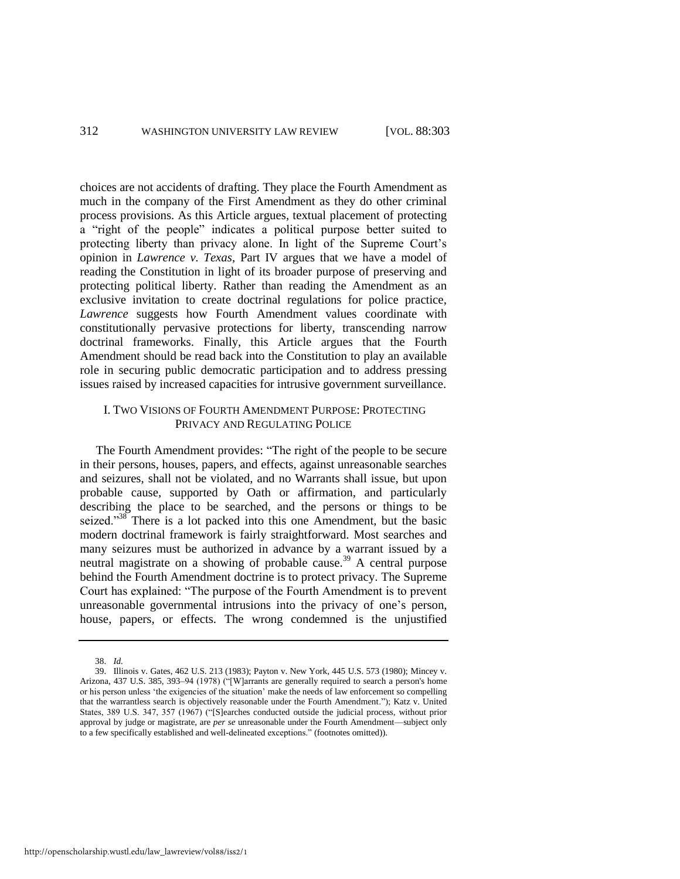choices are not accidents of drafting. They place the Fourth Amendment as much in the company of the First Amendment as they do other criminal process provisions. As this Article argues, textual placement of protecting a "right of the people" indicates a political purpose better suited to protecting liberty than privacy alone. In light of the Supreme Court's opinion in *Lawrence v. Texas*, Part IV argues that we have a model of reading the Constitution in light of its broader purpose of preserving and protecting political liberty. Rather than reading the Amendment as an exclusive invitation to create doctrinal regulations for police practice, *Lawrence* suggests how Fourth Amendment values coordinate with constitutionally pervasive protections for liberty, transcending narrow doctrinal frameworks. Finally, this Article argues that the Fourth Amendment should be read back into the Constitution to play an available role in securing public democratic participation and to address pressing issues raised by increased capacities for intrusive government surveillance.

## I. TWO VISIONS OF FOURTH AMENDMENT PURPOSE: PROTECTING PRIVACY AND REGULATING POLICE

The Fourth Amendment provides: "The right of the people to be secure in their persons, houses, papers, and effects, against unreasonable searches and seizures, shall not be violated, and no Warrants shall issue, but upon probable cause, supported by Oath or affirmation, and particularly describing the place to be searched, and the persons or things to be seized."[38] There is a lot packed into this one Amendment, but the basic modern doctrinal framework is fairly straightforward. Most searches and many seizures must be authorized in advance by a warrant issued by a neutral magistrate on a showing of probable cause.[39] A central purpose behind the Fourth Amendment doctrine is to protect privacy. The Supreme Court has explained: "The purpose of the Fourth Amendment is to prevent unreasonable governmental intrusions into the privacy of one's person, house, papers, or effects. The wrong condemned is the unjustified

38. *Id.*

39. Illinois v. Gates, 462 U.S. 213 (1983); Payton v. New York, 445 U.S. 573 (1980); Mincey v. Arizona, 437 U.S. 385, 393–94 (1978) ("[W]arrants are generally required to search a person's home or his person unless 'the exigencies of the situation' make the needs of law enforcement so compelling that the warrantless search is objectively reasonable under the Fourth Amendment."); Katz v. United States, 389 U.S. 347, 357 (1967) ("[S]earches conducted outside the judicial process, without prior approval by judge or magistrate, are *per se* unreasonable under the Fourth Amendment—subject only to a few specifically established and well-delineated exceptions." (footnotes omitted)).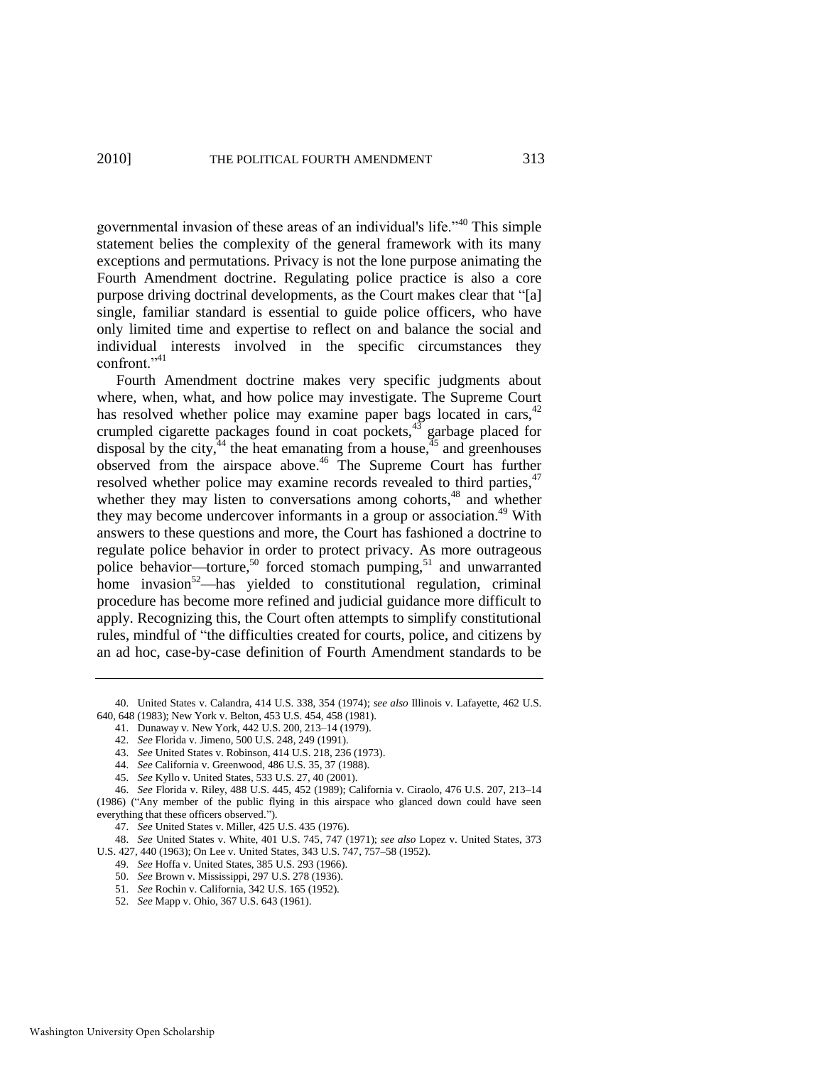governmental invasion of these areas of an individual's life."[40] This simple statement belies the complexity of the general framework with its many exceptions and permutations. Privacy is not the lone purpose animating the Fourth Amendment doctrine. Regulating police practice is also a core purpose driving doctrinal developments, as the Court makes clear that "[a] single, familiar standard is essential to guide police officers, who have only limited time and expertise to reflect on and balance the social and individual interests involved in the specific circumstances they confront."[41]

Fourth Amendment doctrine makes very specific judgments about where, when, what, and how police may investigate. The Supreme Court has resolved whether police may examine paper bags located in cars,[42] crumpled cigarette packages found in coat pockets,[43] garbage placed for disposal by the city,[44] the heat emanating from a house,[45] and greenhouses observed from the airspace above.[46] The Supreme Court has further resolved whether police may examine records revealed to third parties,[47] whether they may listen to conversations among cohorts,[48] and whether they may become undercover informants in a group or association.[49] With answers to these questions and more, the Court has fashioned a doctrine to regulate police behavior in order to protect privacy. As more outrageous police behavior—torture,[50] forced stomach pumping,[51] and unwarranted home invasion[52]—has yielded to constitutional regulation, criminal procedure has become more refined and judicial guidance more difficult to apply. Recognizing this, the Court often attempts to simplify constitutional rules, mindful of "the difficulties created for courts, police, and citizens by an ad hoc, case-by-case definition of Fourth Amendment standards to be

---

40. United States v. Calandra, 414 U.S. 338, 354 (1974); *see also* Illinois v. Lafayette, 462 U.S. 640, 648 (1983); New York v. Belton, 453 U.S. 454, 458 (1981).

41. Dunaway v. New York, 442 U.S. 200, 213–14 (1979).

42. *See* Florida v. Jimeno, 500 U.S. 248, 249 (1991).

43. *See* United States v. Robinson, 414 U.S. 218, 236 (1973).

44. *See* California v. Greenwood, 486 U.S. 35, 37 (1988).

45. *See* Kyllo v. United States, 533 U.S. 27, 40 (2001).

46. *See* Florida v. Riley, 488 U.S. 445, 452 (1989); California v. Ciraolo, 476 U.S. 207, 213–14 (1986) ("Any member of the public flying in this airspace who glanced down could have seen everything that these officers observed.").

47. *See* United States v. Miller, 425 U.S. 435 (1976).

48. *See* United States v. White, 401 U.S. 745, 747 (1971); *see also* Lopez v. United States, 373 U.S. 427, 440 (1963); On Lee v. United States, 343 U.S. 747, 757–58 (1952).

49. *See* Hoffa v. United States, 385 U.S. 293 (1966).

50. *See* Brown v. Mississippi, 297 U.S. 278 (1936).

51. *See* Rochin v. California, 342 U.S. 165 (1952).

52. *See* Mapp v. Ohio, 367 U.S. 643 (1961).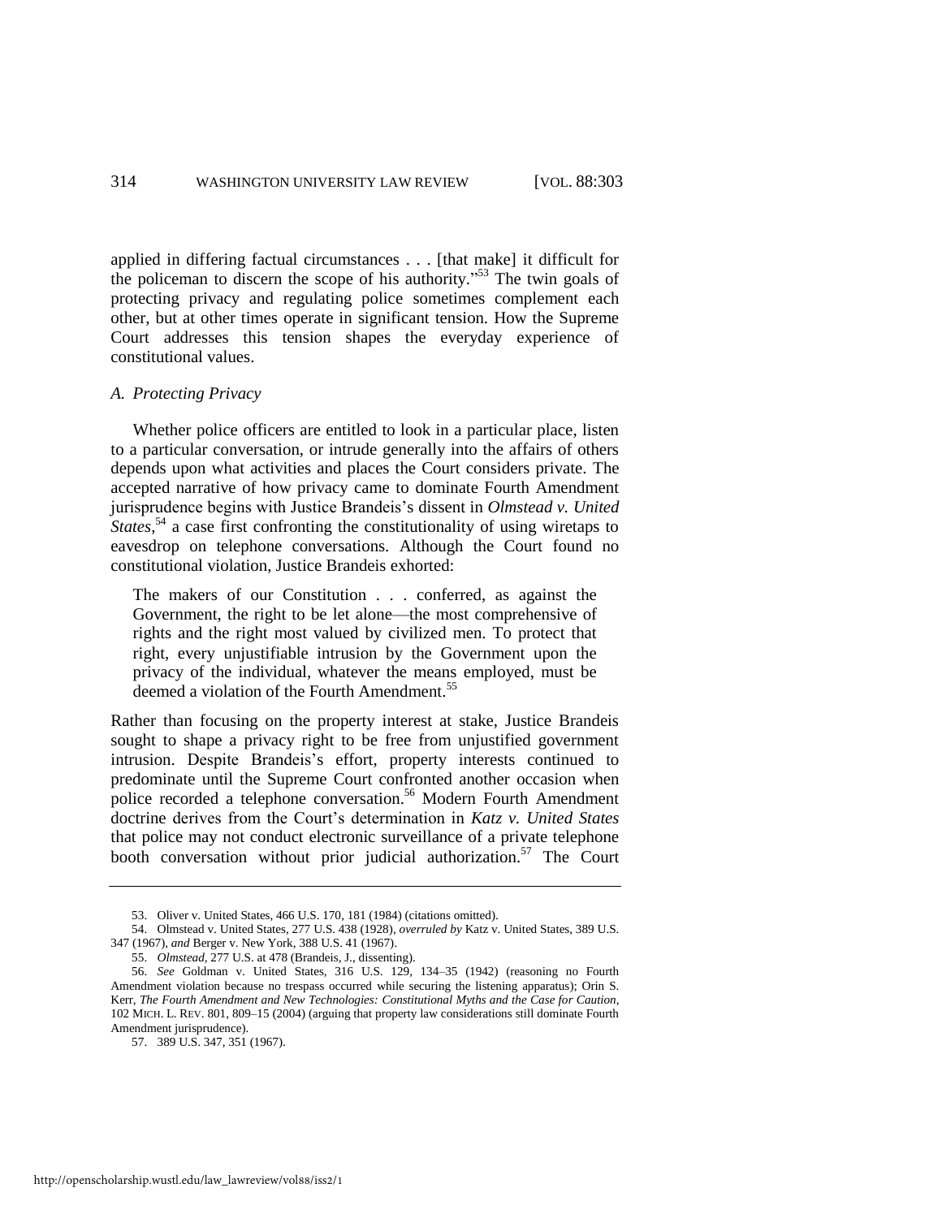applied in differing factual circumstances . . . [that make] it difficult for the policeman to discern the scope of his authority."[53] The twin goals of protecting privacy and regulating police sometimes complement each other, but at other times operate in significant tension. How the Supreme Court addresses this tension shapes the everyday experience of constitutional values.

### *A. Protecting Privacy*

Whether police officers are entitled to look in a particular place, listen to a particular conversation, or intrude generally into the affairs of others depends upon what activities and places the Court considers private. The accepted narrative of how privacy came to dominate Fourth Amendment jurisprudence begins with Justice Brandeis's dissent in *Olmstead v. United States*,[54] a case first confronting the constitutionality of using wiretaps to eavesdrop on telephone conversations. Although the Court found no constitutional violation, Justice Brandeis exhorted:

> The makers of our Constitution . . . conferred, as against the Government, the right to be let alone—the most comprehensive of rights and the right most valued by civilized men. To protect that right, every unjustifiable intrusion by the Government upon the privacy of the individual, whatever the means employed, must be deemed a violation of the Fourth Amendment.[55]

Rather than focusing on the property interest at stake, Justice Brandeis sought to shape a privacy right to be free from unjustified government intrusion. Despite Brandeis's effort, property interests continued to predominate until the Supreme Court confronted another occasion when police recorded a telephone conversation.[56] Modern Fourth Amendment doctrine derives from the Court's determination in *Katz v. United States* that police may not conduct electronic surveillance of a private telephone booth conversation without prior judicial authorization.[57] The Court

---

53. Oliver v. United States, 466 U.S. 170, 181 (1984) (citations omitted).

54. Olmstead v. United States, 277 U.S. 438 (1928), *overruled by* Katz v. United States, 389 U.S. 347 (1967), *and* Berger v. New York, 388 U.S. 41 (1967).

55. *Olmstead*, 277 U.S. at 478 (Brandeis, J., dissenting).

56. *See* Goldman v. United States, 316 U.S. 129, 134–35 (1942) (reasoning no Fourth Amendment violation because no trespass occurred while securing the listening apparatus); Orin S. Kerr, *The Fourth Amendment and New Technologies: Constitutional Myths and the Case for Caution*, 102 MICH. L. REV. 801, 809–15 (2004) (arguing that property law considerations still dominate Fourth Amendment jurisprudence).

57. 389 U.S. 347, 351 (1967).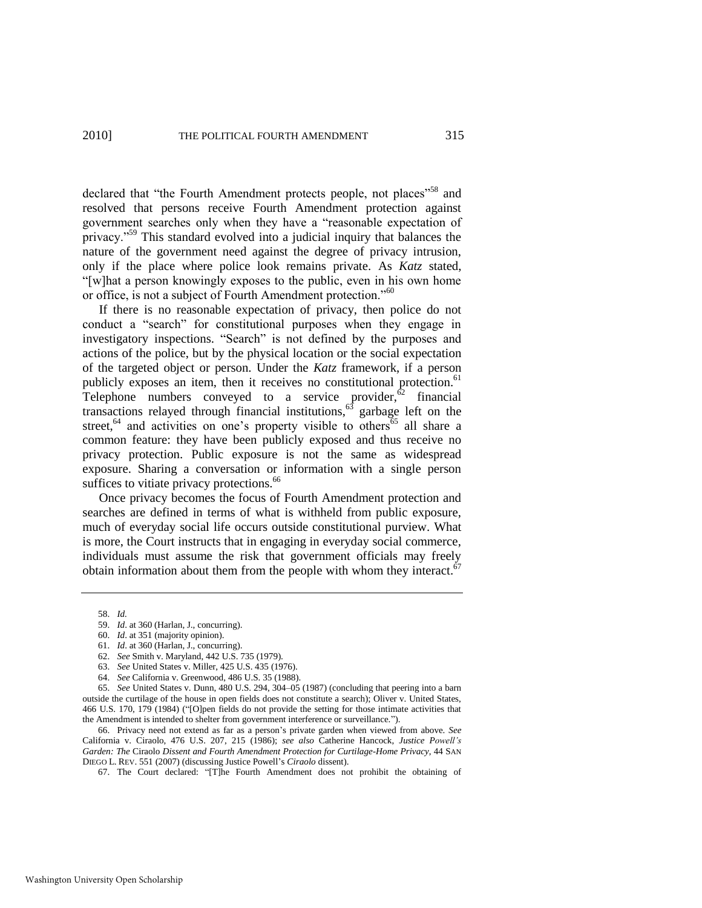declared that "the Fourth Amendment protects people, not places"[58] and resolved that persons receive Fourth Amendment protection against government searches only when they have a "reasonable expectation of privacy."[59] This standard evolved into a judicial inquiry that balances the nature of the government need against the degree of privacy intrusion, only if the place where police look remains private. As *Katz* stated, "[w]hat a person knowingly exposes to the public, even in his own home or office, is not a subject of Fourth Amendment protection."[60]

If there is no reasonable expectation of privacy, then police do not conduct a "search" for constitutional purposes when they engage in investigatory inspections. "Search" is not defined by the purposes and actions of the police, but by the physical location or the social expectation of the targeted object or person. Under the *Katz* framework, if a person publicly exposes an item, then it receives no constitutional protection.[61] Telephone numbers conveyed to a service provider,[62] financial transactions relayed through financial institutions,[63] garbage left on the street,[64] and activities on one's property visible to others[65] all share a common feature: they have been publicly exposed and thus receive no privacy protection. Public exposure is not the same as widespread exposure. Sharing a conversation or information with a single person suffices to vitiate privacy protections.[66]

Once privacy becomes the focus of Fourth Amendment protection and searches are defined in terms of what is withheld from public exposure, much of everyday social life occurs outside constitutional purview. What is more, the Court instructs that in engaging in everyday social commerce, individuals must assume the risk that government officials may freely obtain information about them from the people with whom they interact.[67]

---

58. *Id.*

59. *Id*. at 360 (Harlan, J., concurring).

60. *Id*. at 351 (majority opinion).

61. *Id*. at 360 (Harlan, J., concurring).

62. *See* Smith v. Maryland, 442 U.S. 735 (1979).

63. *See* United States v. Miller, 425 U.S. 435 (1976).

64. *See* California v. Greenwood, 486 U.S. 35 (1988).

65. *See* United States v. Dunn, 480 U.S. 294, 304–05 (1987) (concluding that peering into a barn outside the curtilage of the house in open fields does not constitute a search); Oliver v. United States, 466 U.S. 170, 179 (1984) ("[O]pen fields do not provide the setting for those intimate activities that the Amendment is intended to shelter from government interference or surveillance.").

66. Privacy need not extend as far as a person's private garden when viewed from above. *See* California v. Ciraolo, 476 U.S. 207, 215 (1986); *see also* Catherine Hancock, *Justice Powell's Garden: The* Ciraolo *Dissent and Fourth Amendment Protection for Curtilage-Home Privacy*, 44 SAN DIEGO L. REV. 551 (2007) (discussing Justice Powell's *Ciraolo* dissent).

67. The Court declared: "[T]he Fourth Amendment does not prohibit the obtaining of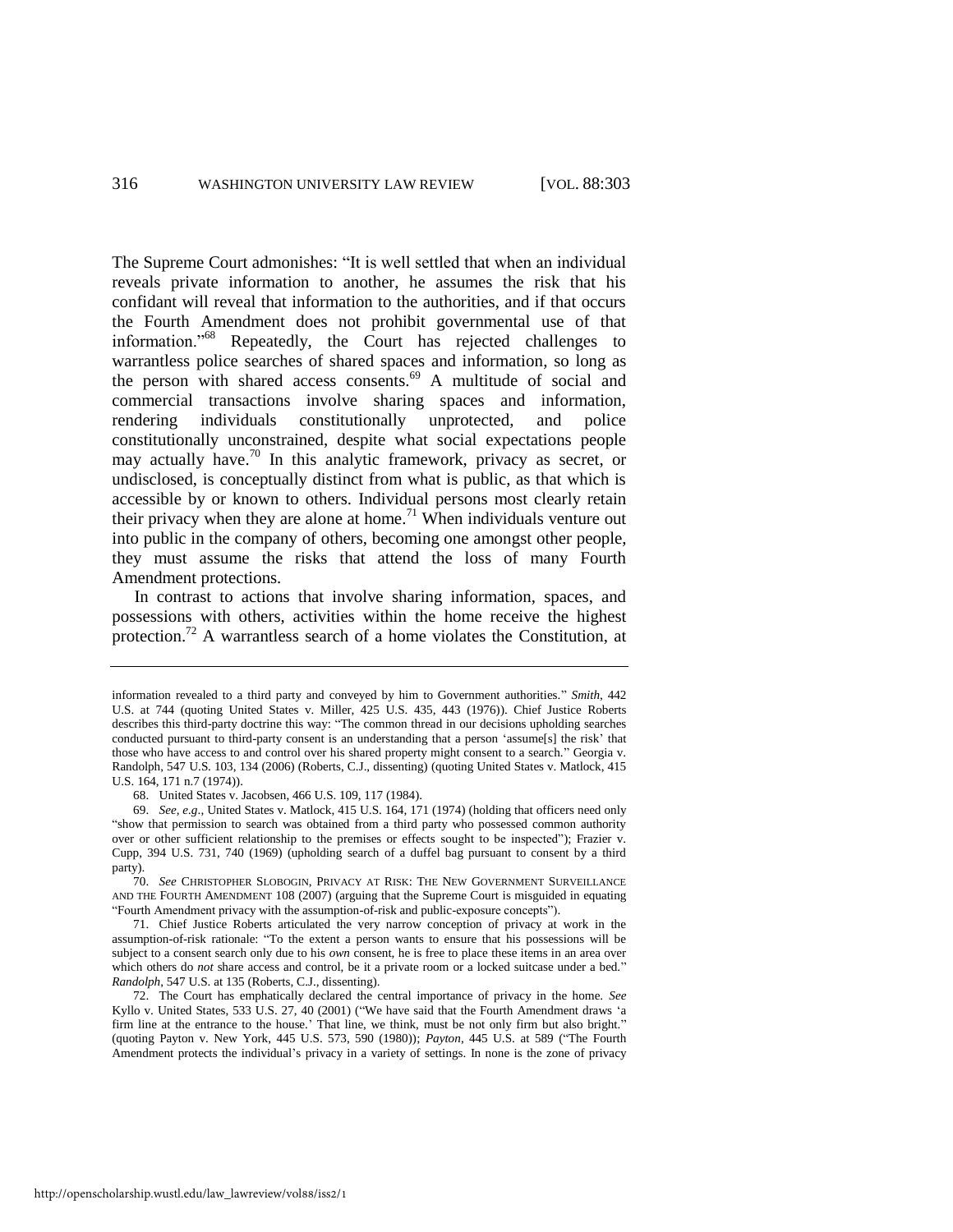The Supreme Court admonishes: "It is well settled that when an individual reveals private information to another, he assumes the risk that his confidant will reveal that information to the authorities, and if that occurs the Fourth Amendment does not prohibit governmental use of that information."[68] Repeatedly, the Court has rejected challenges to warrantless police searches of shared spaces and information, so long as the person with shared access consents.[69] A multitude of social and commercial transactions involve sharing spaces and information, rendering individuals constitutionally unprotected, and police constitutionally unconstrained, despite what social expectations people may actually have.[70] In this analytic framework, privacy as secret, or undisclosed, is conceptually distinct from what is public, as that which is accessible by or known to others. Individual persons most clearly retain their privacy when they are alone at home.[71] When individuals venture out into public in the company of others, becoming one amongst other people, they must assume the risks that attend the loss of many Fourth Amendment protections.

In contrast to actions that involve sharing information, spaces, and possessions with others, activities within the home receive the highest protection.[72] A warrantless search of a home violates the Constitution, at

---

information revealed to a third party and conveyed by him to Government authorities." *Smith*, 442 U.S. at 744 (quoting United States v. Miller, 425 U.S. 435, 443 (1976)). Chief Justice Roberts describes this third-party doctrine this way: "The common thread in our decisions upholding searches conducted pursuant to third-party consent is an understanding that a person 'assume[s] the risk' that those who have access to and control over his shared property might consent to a search." Georgia v. Randolph, 547 U.S. 103, 134 (2006) (Roberts, C.J., dissenting) (quoting United States v. Matlock, 415 U.S. 164, 171 n.7 (1974)).

68. United States v. Jacobsen, 466 U.S. 109, 117 (1984).

69. *See, e.g.*, United States v. Matlock, 415 U.S. 164, 171 (1974) (holding that officers need only "show that permission to search was obtained from a third party who possessed common authority over or other sufficient relationship to the premises or effects sought to be inspected"); Frazier v. Cupp, 394 U.S. 731, 740 (1969) (upholding search of a duffel bag pursuant to consent by a third party).

70. *See* CHRISTOPHER SLOBOGIN, PRIVACY AT RISK: THE NEW GOVERNMENT SURVEILLANCE AND THE FOURTH AMENDMENT 108 (2007) (arguing that the Supreme Court is misguided in equating "Fourth Amendment privacy with the assumption-of-risk and public-exposure concepts").

71. Chief Justice Roberts articulated the very narrow conception of privacy at work in the assumption-of-risk rationale: "To the extent a person wants to ensure that his possessions will be subject to a consent search only due to his *own* consent, he is free to place these items in an area over which others do *not* share access and control, be it a private room or a locked suitcase under a bed." *Randolph*, 547 U.S. at 135 (Roberts, C.J., dissenting).

72. The Court has emphatically declared the central importance of privacy in the home. *See* Kyllo v. United States, 533 U.S. 27, 40 (2001) ("We have said that the Fourth Amendment draws 'a firm line at the entrance to the house.' That line, we think, must be not only firm but also bright." (quoting Payton v. New York, 445 U.S. 573, 590 (1980)); *Payton*, 445 U.S. at 589 ("The Fourth Amendment protects the individual's privacy in a variety of settings. In none is the zone of privacy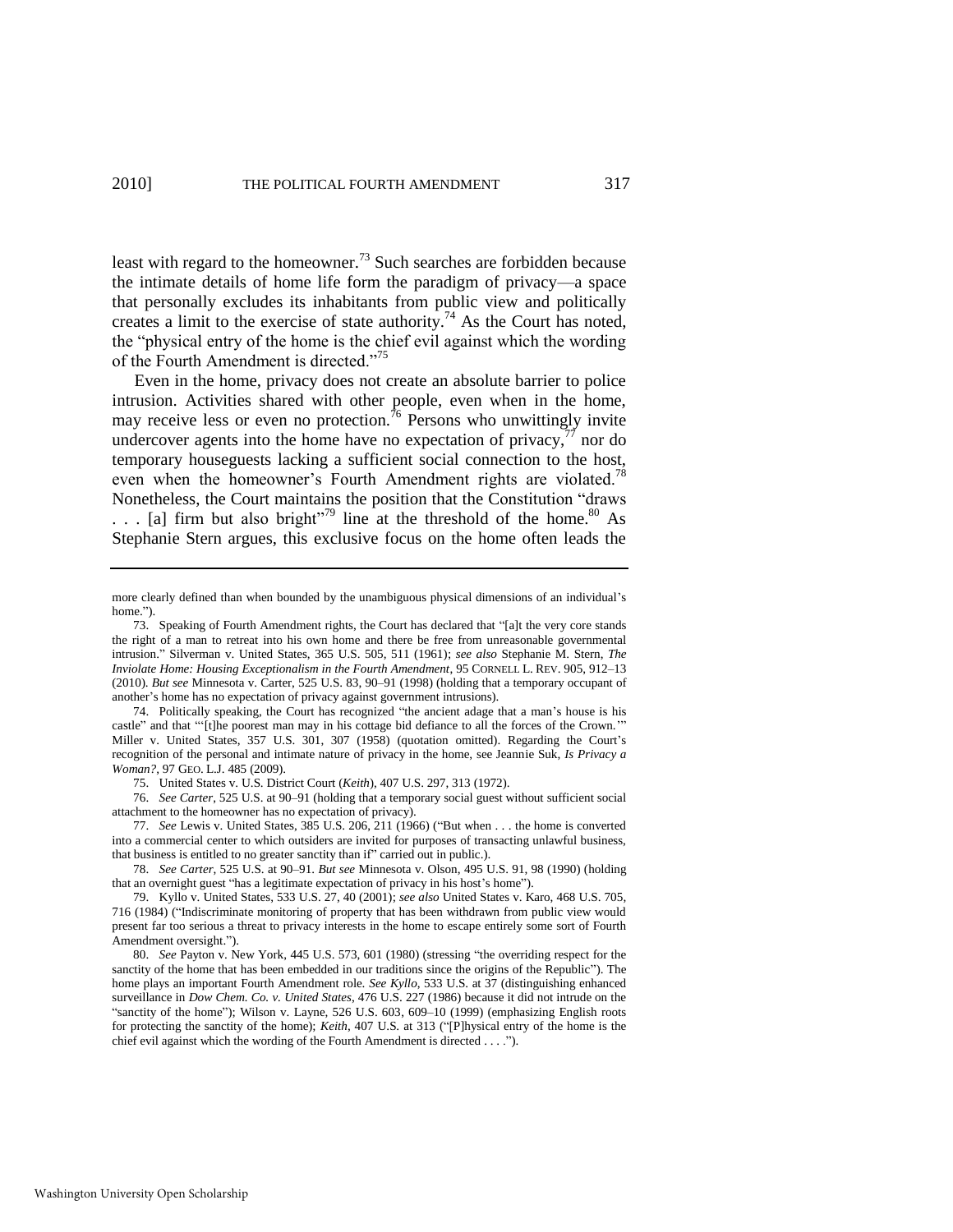least with regard to the homeowner.[73] Such searches are forbidden because the intimate details of home life form the paradigm of privacy—a space that personally excludes its inhabitants from public view and politically creates a limit to the exercise of state authority.[74] As the Court has noted, the "physical entry of the home is the chief evil against which the wording of the Fourth Amendment is directed."[75]

Even in the home, privacy does not create an absolute barrier to police intrusion. Activities shared with other people, even when in the home, may receive less or even no protection.[76] Persons who unwittingly invite undercover agents into the home have no expectation of privacy,[77] nor do temporary houseguests lacking a sufficient social connection to the host, even when the homeowner's Fourth Amendment rights are violated.[78] Nonetheless, the Court maintains the position that the Constitution "draws . . . [a] firm but also bright"[79] line at the threshold of the home.[80] As Stephanie Stern argues, this exclusive focus on the home often leads the

---

more clearly defined than when bounded by the unambiguous physical dimensions of an individual's home.").

73. Speaking of Fourth Amendment rights, the Court has declared that "[a]t the very core stands the right of a man to retreat into his own home and there be free from unreasonable governmental intrusion." Silverman v. United States, 365 U.S. 505, 511 (1961); *see also* Stephanie M. Stern, *The Inviolate Home: Housing Exceptionalism in the Fourth Amendment*, 95 CORNELL L. REV. 905, 912–13 (2010). *But see* Minnesota v. Carter, 525 U.S. 83, 90–91 (1998) (holding that a temporary occupant of another's home has no expectation of privacy against government intrusions).

74. Politically speaking, the Court has recognized "the ancient adage that a man's house is his castle" and that "'[t]he poorest man may in his cottage bid defiance to all the forces of the Crown.'" Miller v. United States, 357 U.S. 301, 307 (1958) (quotation omitted). Regarding the Court's recognition of the personal and intimate nature of privacy in the home, see Jeannie Suk, *Is Privacy a Woman?*, 97 GEO. L.J. 485 (2009).

75. United States v. U.S. District Court (*Keith*), 407 U.S. 297, 313 (1972).

76. *See Carter*, 525 U.S. at 90–91 (holding that a temporary social guest without sufficient social attachment to the homeowner has no expectation of privacy).

77. *See* Lewis v. United States, 385 U.S. 206, 211 (1966) ("But when . . . the home is converted into a commercial center to which outsiders are invited for purposes of transacting unlawful business, that business is entitled to no greater sanctity than if" carried out in public.).

78. *See Carter*, 525 U.S. at 90–91. *But see* Minnesota v. Olson, 495 U.S. 91, 98 (1990) (holding that an overnight guest "has a legitimate expectation of privacy in his host's home").

79. Kyllo v. United States, 533 U.S. 27, 40 (2001); *see also* United States v. Karo, 468 U.S. 705, 716 (1984) ("Indiscriminate monitoring of property that has been withdrawn from public view would present far too serious a threat to privacy interests in the home to escape entirely some sort of Fourth Amendment oversight.").

80. *See* Payton v. New York, 445 U.S. 573, 601 (1980) (stressing "the overriding respect for the sanctity of the home that has been embedded in our traditions since the origins of the Republic"). The home plays an important Fourth Amendment role. *See Kyllo*, 533 U.S. at 37 (distinguishing enhanced surveillance in *Dow Chem. Co. v. United States*, 476 U.S. 227 (1986) because it did not intrude on the "sanctity of the home"); Wilson v. Layne, 526 U.S. 603, 609–10 (1999) (emphasizing English roots for protecting the sanctity of the home); *Keith*, 407 U.S. at 313 ("[P]hysical entry of the home is the chief evil against which the wording of the Fourth Amendment is directed . . . .").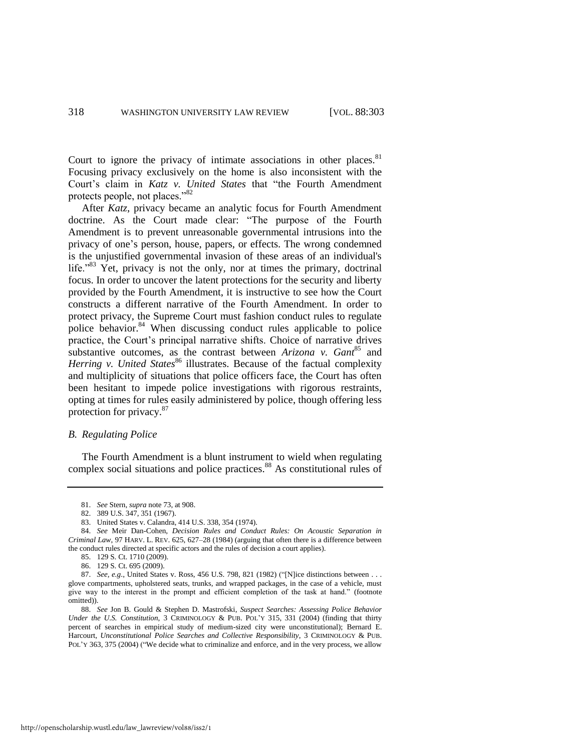Court to ignore the privacy of intimate associations in other places.[81] Focusing privacy exclusively on the home is also inconsistent with the Court's claim in *Katz v. United States* that "the Fourth Amendment protects people, not places."[82]

After *Katz*, privacy became an analytic focus for Fourth Amendment doctrine. As the Court made clear: "The purpose of the Fourth Amendment is to prevent unreasonable governmental intrusions into the privacy of one's person, house, papers, or effects. The wrong condemned is the unjustified governmental invasion of these areas of an individual's life."[83] Yet, privacy is not the only, nor at times the primary, doctrinal focus. In order to uncover the latent protections for the security and liberty provided by the Fourth Amendment, it is instructive to see how the Court constructs a different narrative of the Fourth Amendment. In order to protect privacy, the Supreme Court must fashion conduct rules to regulate police behavior.[84] When discussing conduct rules applicable to police practice, the Court's principal narrative shifts. Choice of narrative drives substantive outcomes, as the contrast between *Arizona v. Gant*[85] and *Herring v. United States*[86] illustrates. Because of the factual complexity and multiplicity of situations that police officers face, the Court has often been hesitant to impede police investigations with rigorous restraints, opting at times for rules easily administered by police, though offering less protection for privacy.[87]

### *B. Regulating Police*

The Fourth Amendment is a blunt instrument to wield when regulating complex social situations and police practices.[88] As constitutional rules of

---

81. *See* Stern, *supra* note 73, at 908.

82. 389 U.S. 347, 351 (1967).

83. United States v. Calandra, 414 U.S. 338, 354 (1974).

84. *See* Meir Dan-Cohen, *Decision Rules and Conduct Rules: On Acoustic Separation in Criminal Law*, 97 HARV. L. REV. 625, 627–28 (1984) (arguing that often there is a difference between the conduct rules directed at specific actors and the rules of decision a court applies).

85. 129 S. Ct. 1710 (2009).

86. 129 S. Ct. 695 (2009).

87. *See, e.g.*, United States v. Ross, 456 U.S. 798, 821 (1982) ("[N]ice distinctions between . . . glove compartments, upholstered seats, trunks, and wrapped packages, in the case of a vehicle, must give way to the interest in the prompt and efficient completion of the task at hand." (footnote omitted)).

88. *See* Jon B. Gould & Stephen D. Mastrofski, *Suspect Searches: Assessing Police Behavior Under the U.S. Constitution*, 3 CRIMINOLOGY & PUB. POL'Y 315, 331 (2004) (finding that thirty percent of searches in empirical study of medium-sized city were unconstitutional); Bernard E. Harcourt, *Unconstitutional Police Searches and Collective Responsibility*, 3 CRIMINOLOGY & PUB. POL'Y 363, 375 (2004) ("We decide what to criminalize and enforce, and in the very process, we allow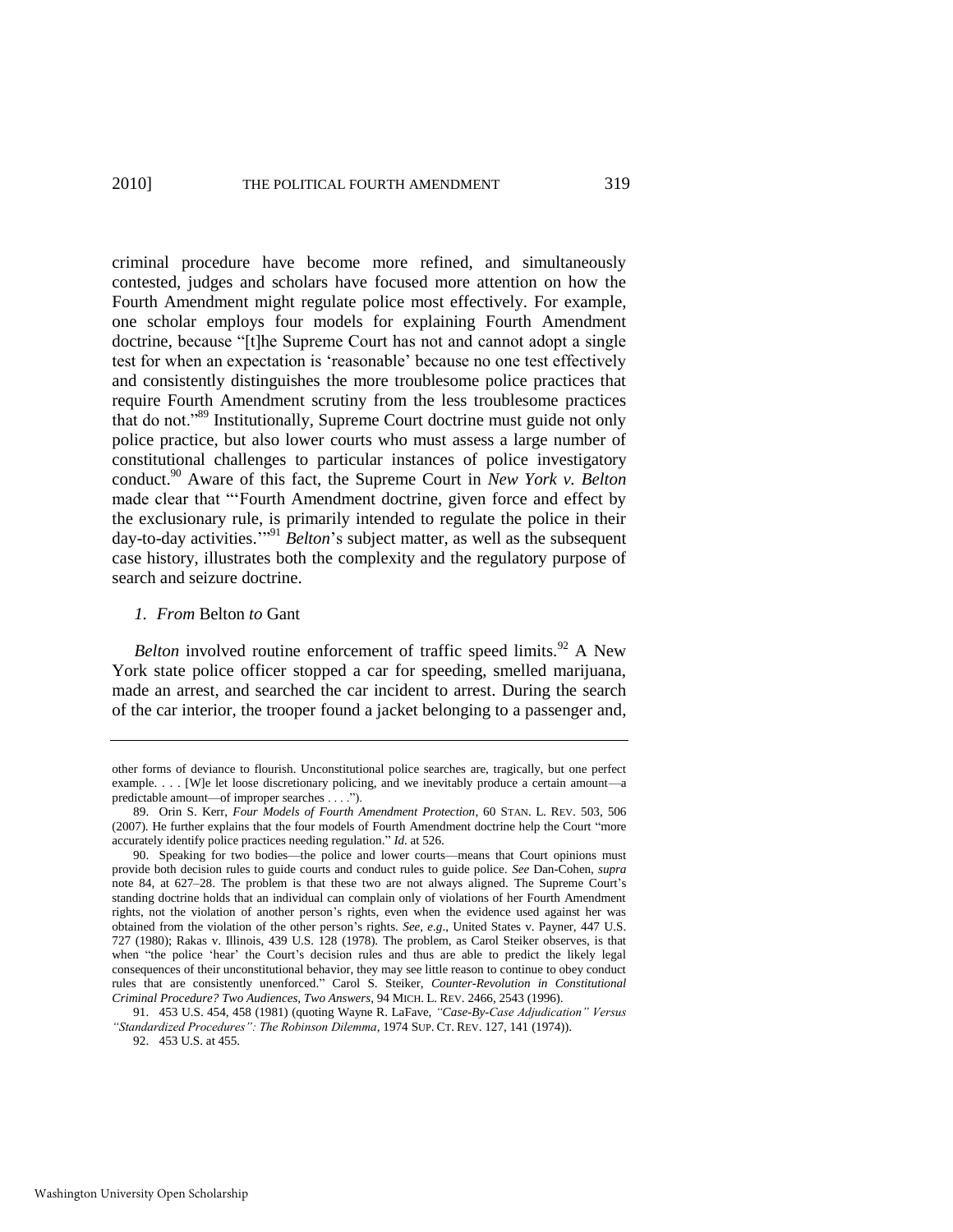criminal procedure have become more refined, and simultaneously contested, judges and scholars have focused more attention on how the Fourth Amendment might regulate police most effectively. For example, one scholar employs four models for explaining Fourth Amendment doctrine, because "[t]he Supreme Court has not and cannot adopt a single test for when an expectation is 'reasonable' because no one test effectively and consistently distinguishes the more troublesome police practices that require Fourth Amendment scrutiny from the less troublesome practices that do not."[89] Institutionally, Supreme Court doctrine must guide not only police practice, but also lower courts who must assess a large number of constitutional challenges to particular instances of police investigatory conduct.[90] Aware of this fact, the Supreme Court in *New York v. Belton* made clear that "'Fourth Amendment doctrine, given force and effect by the exclusionary rule, is primarily intended to regulate the police in their day-to-day activities.'"[91] *Belton*'s subject matter, as well as the subsequent case history, illustrates both the complexity and the regulatory purpose of search and seizure doctrine.

### *1. From* Belton *to* Gant

*Belton* involved routine enforcement of traffic speed limits.[92] A New York state police officer stopped a car for speeding, smelled marijuana, made an arrest, and searched the car incident to arrest. During the search of the car interior, the trooper found a jacket belonging to a passenger and,

---

other forms of deviance to flourish. Unconstitutional police searches are, tragically, but one perfect example. . . . [W]e let loose discretionary policing, and we inevitably produce a certain amount—a predictable amount—of improper searches . . . .").

89. Orin S. Kerr, *Four Models of Fourth Amendment Protection*, 60 STAN. L. REV. 503, 506 (2007). He further explains that the four models of Fourth Amendment doctrine help the Court "more accurately identify police practices needing regulation." *Id.* at 526.

90. Speaking for two bodies—the police and lower courts—means that Court opinions must provide both decision rules to guide courts and conduct rules to guide police. *See* Dan-Cohen, *supra* note 84, at 627–28. The problem is that these two are not always aligned. The Supreme Court's standing doctrine holds that an individual can complain only of violations of her Fourth Amendment rights, not the violation of another person's rights, even when the evidence used against her was obtained from the violation of the other person's rights. *See, e.g.*, United States v. Payner, 447 U.S. 727 (1980); Rakas v. Illinois, 439 U.S. 128 (1978). The problem, as Carol Steiker observes, is that when "the police 'hear' the Court's decision rules and thus are able to predict the likely legal consequences of their unconstitutional behavior, they may see little reason to continue to obey conduct rules that are consistently unenforced." Carol S. Steiker, *Counter-Revolution in Constitutional Criminal Procedure? Two Audiences, Two Answers*, 94 MICH. L. REV. 2466, 2543 (1996).

91. 453 U.S. 454, 458 (1981) (quoting Wayne R. LaFave, *"Case-By-Case Adjudication" Versus "Standardized Procedures": The Robinson Dilemma*, 1974 SUP. CT. REV. 127, 141 (1974)).

92. 453 U.S. at 455.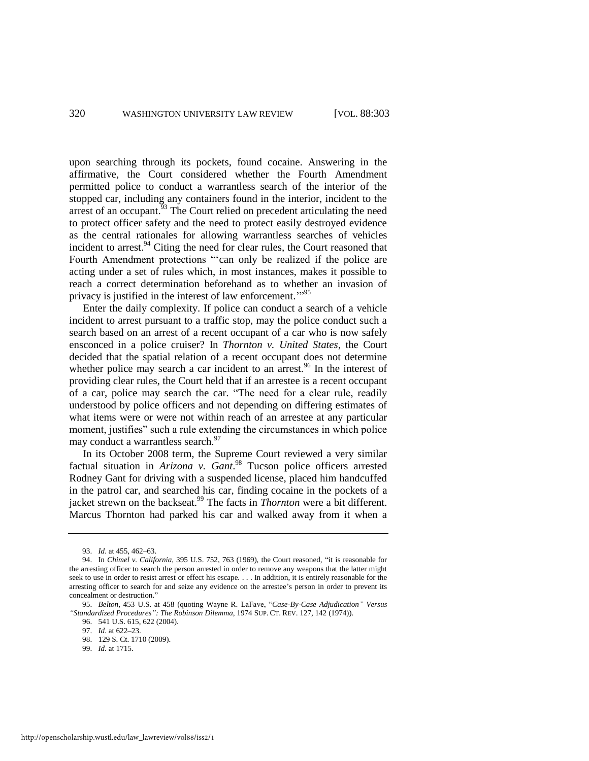upon searching through its pockets, found cocaine. Answering in the affirmative, the Court considered whether the Fourth Amendment permitted police to conduct a warrantless search of the interior of the stopped car, including any containers found in the interior, incident to the arrest of an occupant.[93] The Court relied on precedent articulating the need to protect officer safety and the need to protect easily destroyed evidence as the central rationales for allowing warrantless searches of vehicles incident to arrest.[94] Citing the need for clear rules, the Court reasoned that Fourth Amendment protections "'can only be realized if the police are acting under a set of rules which, in most instances, makes it possible to reach a correct determination beforehand as to whether an invasion of privacy is justified in the interest of law enforcement.'"[95]

Enter the daily complexity. If police can conduct a search of a vehicle incident to arrest pursuant to a traffic stop, may the police conduct such a search based on an arrest of a recent occupant of a car who is now safely ensconced in a police cruiser? In *Thornton v. United States*, the Court decided that the spatial relation of a recent occupant does not determine whether police may search a car incident to an arrest.[96] In the interest of providing clear rules, the Court held that if an arrestee is a recent occupant of a car, police may search the car. "The need for a clear rule, readily understood by police officers and not depending on differing estimates of what items were or were not within reach of an arrestee at any particular moment, justifies" such a rule extending the circumstances in which police may conduct a warrantless search.[97]

In its October 2008 term, the Supreme Court reviewed a very similar factual situation in *Arizona v. Gant*.[98] Tucson police officers arrested Rodney Gant for driving with a suspended license, placed him handcuffed in the patrol car, and searched his car, finding cocaine in the pockets of a jacket strewn on the backseat.[99] The facts in *Thornton* were a bit different. Marcus Thornton had parked his car and walked away from it when a

---

93. *Id*. at 455, 462–63.

94. In *Chimel v. California*, 395 U.S. 752, 763 (1969), the Court reasoned, "it is reasonable for the arresting officer to search the person arrested in order to remove any weapons that the latter might seek to use in order to resist arrest or effect his escape. . . . In addition, it is entirely reasonable for the arresting officer to search for and seize any evidence on the arrestee's person in order to prevent its concealment or destruction."

95. *Belton*, 453 U.S. at 458 (quoting Wayne R. LaFave, "*Case-By-Case Adjudication" Versus "Standardized Procedures": The Robinson Dilemma*, 1974 SUP. CT. REV. 127, 142 (1974)).

96. 541 U.S. 615, 622 (2004).

97. *Id*. at 622–23.

98. 129 S. Ct. 1710 (2009).

99. *Id.* at 1715.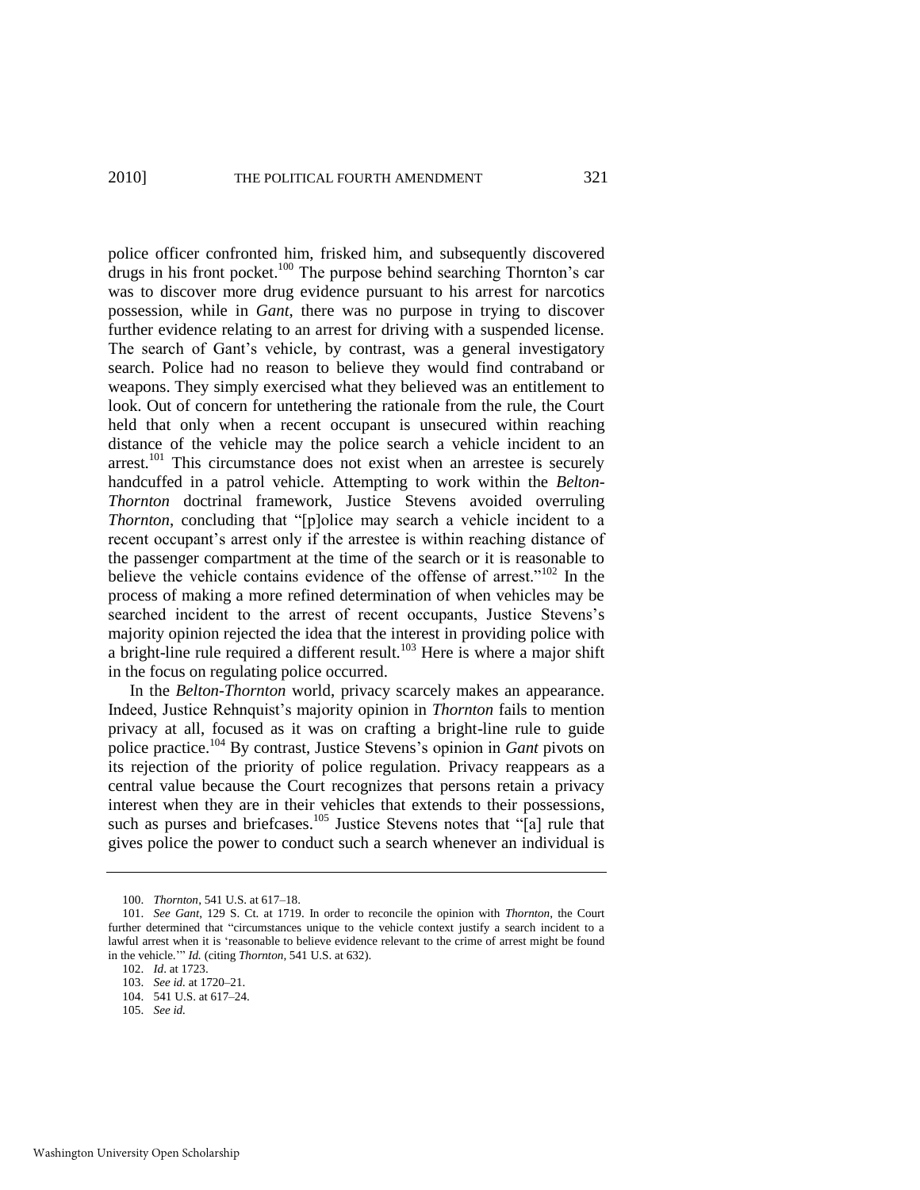police officer confronted him, frisked him, and subsequently discovered drugs in his front pocket.[100] The purpose behind searching Thornton's car was to discover more drug evidence pursuant to his arrest for narcotics possession, while in *Gant*, there was no purpose in trying to discover further evidence relating to an arrest for driving with a suspended license. The search of Gant's vehicle, by contrast, was a general investigatory search. Police had no reason to believe they would find contraband or weapons. They simply exercised what they believed was an entitlement to look. Out of concern for untethering the rationale from the rule, the Court held that only when a recent occupant is unsecured within reaching distance of the vehicle may the police search a vehicle incident to an arrest.[101] This circumstance does not exist when an arrestee is securely handcuffed in a patrol vehicle. Attempting to work within the *Belton-Thornton* doctrinal framework, Justice Stevens avoided overruling *Thornton*, concluding that "[p]olice may search a vehicle incident to a recent occupant's arrest only if the arrestee is within reaching distance of the passenger compartment at the time of the search or it is reasonable to believe the vehicle contains evidence of the offense of arrest."[102] In the process of making a more refined determination of when vehicles may be searched incident to the arrest of recent occupants, Justice Stevens's majority opinion rejected the idea that the interest in providing police with a bright-line rule required a different result.[103] Here is where a major shift in the focus on regulating police occurred.

In the *Belton-Thornton* world, privacy scarcely makes an appearance. Indeed, Justice Rehnquist's majority opinion in *Thornton* fails to mention privacy at all, focused as it was on crafting a bright-line rule to guide police practice.[104] By contrast, Justice Stevens's opinion in *Gant* pivots on its rejection of the priority of police regulation. Privacy reappears as a central value because the Court recognizes that persons retain a privacy interest when they are in their vehicles that extends to their possessions, such as purses and briefcases.[105] Justice Stevens notes that "[a] rule that gives police the power to conduct such a search whenever an individual is

---

100. *Thornton*, 541 U.S. at 617–18.

101. *See Gant*, 129 S. Ct. at 1719. In order to reconcile the opinion with *Thornton*, the Court further determined that "circumstances unique to the vehicle context justify a search incident to a lawful arrest when it is 'reasonable to believe evidence relevant to the crime of arrest might be found in the vehicle.'" *Id.* (citing *Thornton*, 541 U.S. at 632).

102. *Id*. at 1723.

103. *See id.* at 1720–21.

104. 541 U.S. at 617–24.

105. *See id.*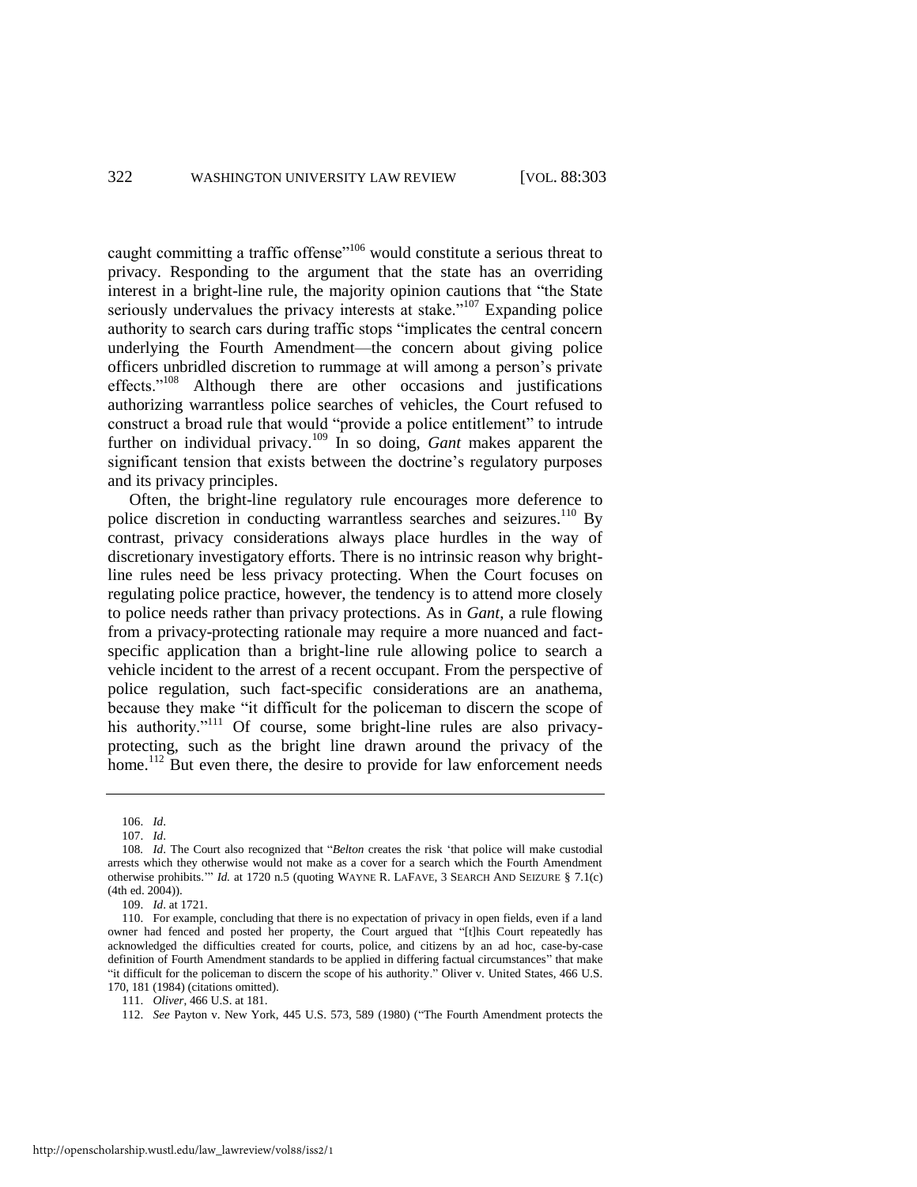caught committing a traffic offense"[106] would constitute a serious threat to privacy. Responding to the argument that the state has an overriding interest in a bright-line rule, the majority opinion cautions that "the State seriously undervalues the privacy interests at stake."[107] Expanding police authority to search cars during traffic stops "implicates the central concern underlying the Fourth Amendment—the concern about giving police officers unbridled discretion to rummage at will among a person's private effects."[108] Although there are other occasions and justifications authorizing warrantless police searches of vehicles, the Court refused to construct a broad rule that would "provide a police entitlement" to intrude further on individual privacy.[109] In so doing, *Gant* makes apparent the significant tension that exists between the doctrine's regulatory purposes and its privacy principles.

Often, the bright-line regulatory rule encourages more deference to police discretion in conducting warrantless searches and seizures.[110] By contrast, privacy considerations always place hurdles in the way of discretionary investigatory efforts. There is no intrinsic reason why bright-line rules need be less privacy protecting. When the Court focuses on regulating police practice, however, the tendency is to attend more closely to police needs rather than privacy protections. As in *Gant*, a rule flowing from a privacy-protecting rationale may require a more nuanced and fact-specific application than a bright-line rule allowing police to search a vehicle incident to the arrest of a recent occupant. From the perspective of police regulation, such fact-specific considerations are an anathema, because they make "it difficult for the policeman to discern the scope of his authority."[111] Of course, some bright-line rules are also privacy-protecting, such as the bright line drawn around the privacy of the home.[112] But even there, the desire to provide for law enforcement needs

---

106. *Id*.

107. *Id*.

108. *Id*. The Court also recognized that "*Belton* creates the risk 'that police will make custodial arrests which they otherwise would not make as a cover for a search which the Fourth Amendment otherwise prohibits.'" *Id.* at 1720 n.5 (quoting WAYNE R. LAFAVE, 3 SEARCH AND SEIZURE § 7.1(c) (4th ed. 2004)).

109. *Id*. at 1721.

110. For example, concluding that there is no expectation of privacy in open fields, even if a land owner had fenced and posted her property, the Court argued that "[t]his Court repeatedly has acknowledged the difficulties created for courts, police, and citizens by an ad hoc, case-by-case definition of Fourth Amendment standards to be applied in differing factual circumstances" that make "it difficult for the policeman to discern the scope of his authority." Oliver v. United States, 466 U.S. 170, 181 (1984) (citations omitted).

111. *Oliver*, 466 U.S. at 181.

112. *See* Payton v. New York, 445 U.S. 573, 589 (1980) ("The Fourth Amendment protects the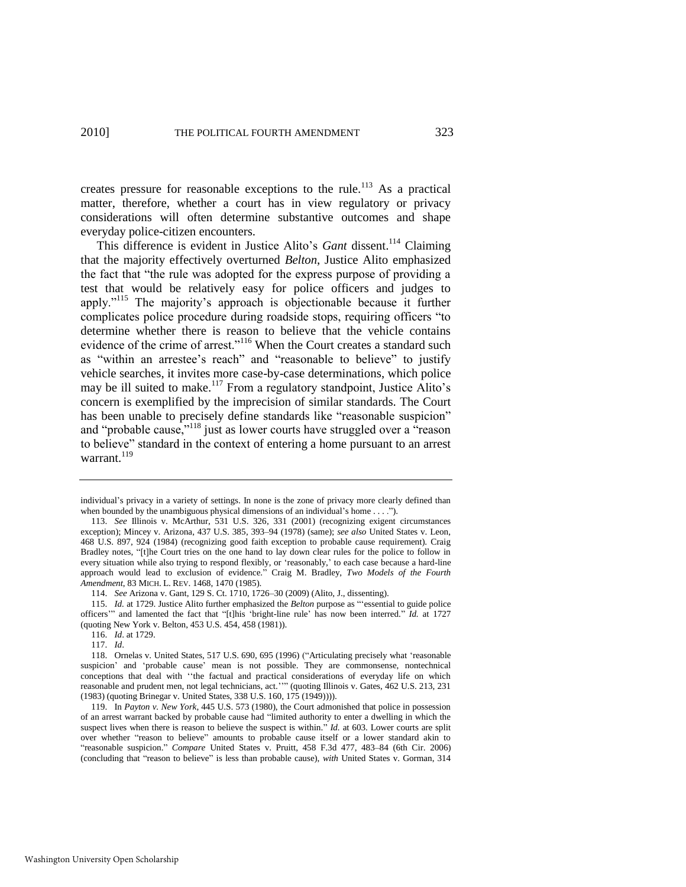creates pressure for reasonable exceptions to the rule.[113] As a practical matter, therefore, whether a court has in view regulatory or privacy considerations will often determine substantive outcomes and shape everyday police-citizen encounters.

This difference is evident in Justice Alito's *Gant* dissent.[114] Claiming that the majority effectively overturned *Belton*, Justice Alito emphasized the fact that "the rule was adopted for the express purpose of providing a test that would be relatively easy for police officers and judges to apply."[115] The majority's approach is objectionable because it further complicates police procedure during roadside stops, requiring officers "to determine whether there is reason to believe that the vehicle contains evidence of the crime of arrest."[116] When the Court creates a standard such as "within an arrestee's reach" and "reasonable to believe" to justify vehicle searches, it invites more case-by-case determinations, which police may be ill suited to make.[117] From a regulatory standpoint, Justice Alito's concern is exemplified by the imprecision of similar standards. The Court has been unable to precisely define standards like "reasonable suspicion" and "probable cause,"[118] just as lower courts have struggled over a "reason to believe" standard in the context of entering a home pursuant to an arrest warrant.[119]

---

individual's privacy in a variety of settings. In none is the zone of privacy more clearly defined than when bounded by the unambiguous physical dimensions of an individual's home . . . .").

113. *See* Illinois v. McArthur, 531 U.S. 326, 331 (2001) (recognizing exigent circumstances exception); Mincey v. Arizona, 437 U.S. 385, 393–94 (1978) (same); *see also* United States v. Leon, 468 U.S. 897, 924 (1984) (recognizing good faith exception to probable cause requirement). Craig Bradley notes, "[t]he Court tries on the one hand to lay down clear rules for the police to follow in every situation while also trying to respond flexibly, or 'reasonably,' to each case because a hard-line approach would lead to exclusion of evidence." Craig M. Bradley, *Two Models of the Fourth Amendment*, 83 MICH. L. REV. 1468, 1470 (1985).

114. *See* Arizona v. Gant, 129 S. Ct. 1710, 1726–30 (2009) (Alito, J., dissenting).

115. *Id.* at 1729. Justice Alito further emphasized the *Belton* purpose as "'essential to guide police officers'" and lamented the fact that "[t]his 'bright-line rule' has now been interred." *Id.* at 1727 (quoting New York v. Belton, 453 U.S. 454, 458 (1981)).

116. *Id*. at 1729.

117. *Id*.

118. Ornelas v. United States, 517 U.S. 690, 695 (1996) ("Articulating precisely what 'reasonable suspicion' and 'probable cause' mean is not possible. They are commonsense, nontechnical conceptions that deal with ''the factual and practical considerations of everyday life on which reasonable and prudent men, not legal technicians, act.''" (quoting Illinois v. Gates, 462 U.S. 213, 231 (1983) (quoting Brinegar v. United States, 338 U.S. 160, 175 (1949)))).

119. In *Payton v. New York*, 445 U.S. 573 (1980), the Court admonished that police in possession of an arrest warrant backed by probable cause had "limited authority to enter a dwelling in which the suspect lives when there is reason to believe the suspect is within." *Id.* at 603. Lower courts are split over whether "reason to believe" amounts to probable cause itself or a lower standard akin to "reasonable suspicion." *Compare* United States v. Pruitt, 458 F.3d 477, 483–84 (6th Cir. 2006) (concluding that "reason to believe" is less than probable cause), *with* United States v. Gorman, 314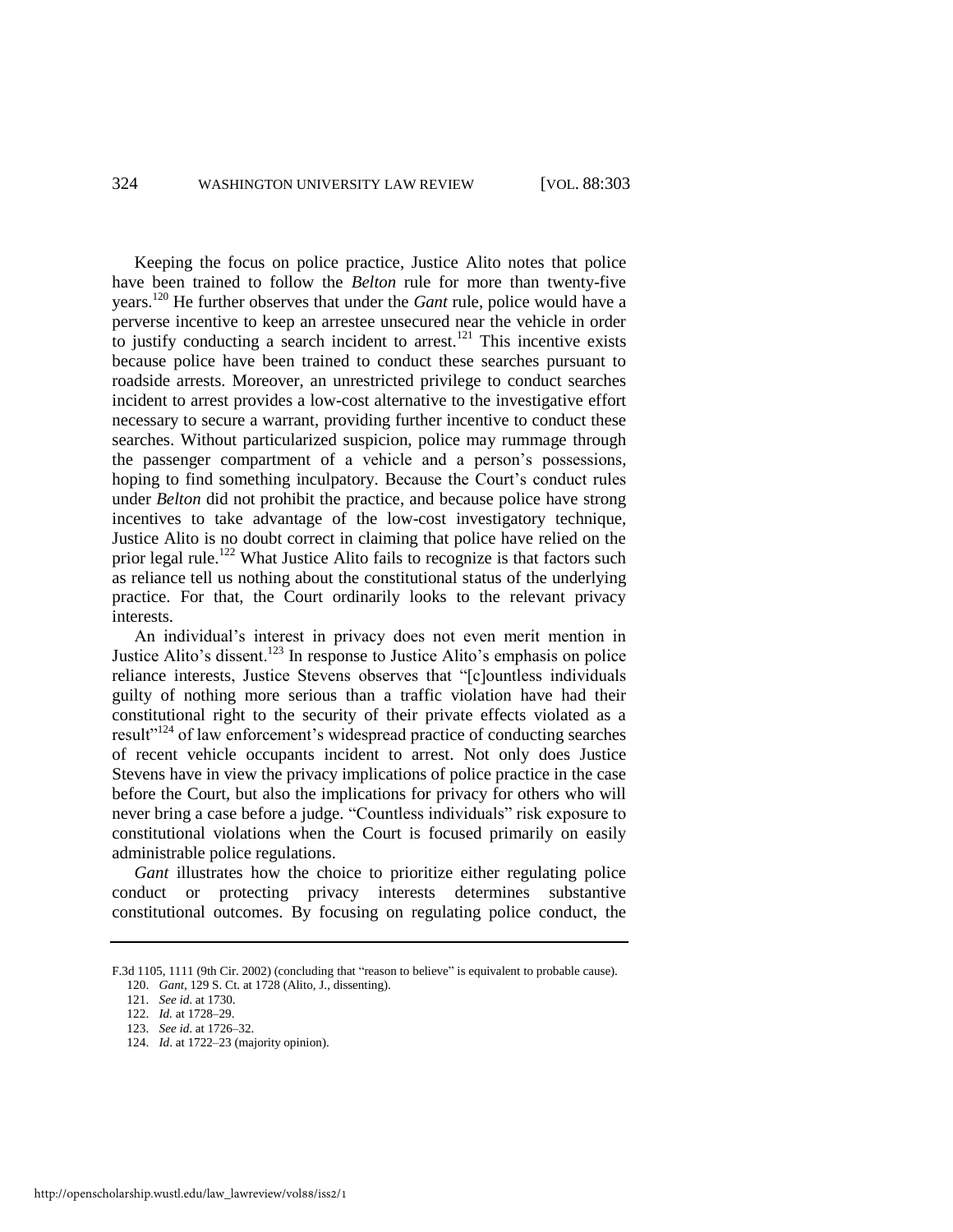Keeping the focus on police practice, Justice Alito notes that police have been trained to follow the *Belton* rule for more than twenty-five years.[120] He further observes that under the *Gant* rule, police would have a perverse incentive to keep an arrestee unsecured near the vehicle in order to justify conducting a search incident to arrest.[121] This incentive exists because police have been trained to conduct these searches pursuant to roadside arrests. Moreover, an unrestricted privilege to conduct searches incident to arrest provides a low-cost alternative to the investigative effort necessary to secure a warrant, providing further incentive to conduct these searches. Without particularized suspicion, police may rummage through the passenger compartment of a vehicle and a person's possessions, hoping to find something inculpatory. Because the Court's conduct rules under *Belton* did not prohibit the practice, and because police have strong incentives to take advantage of the low-cost investigatory technique, Justice Alito is no doubt correct in claiming that police have relied on the prior legal rule.[122] What Justice Alito fails to recognize is that factors such as reliance tell us nothing about the constitutional status of the underlying practice. For that, the Court ordinarily looks to the relevant privacy interests.

An individual's interest in privacy does not even merit mention in Justice Alito's dissent.[123] In response to Justice Alito's emphasis on police reliance interests, Justice Stevens observes that "[c]ountless individuals guilty of nothing more serious than a traffic violation have had their constitutional right to the security of their private effects violated as a result"[124] of law enforcement's widespread practice of conducting searches of recent vehicle occupants incident to arrest. Not only does Justice Stevens have in view the privacy implications of police practice in the case before the Court, but also the implications for privacy for others who will never bring a case before a judge. "Countless individuals" risk exposure to constitutional violations when the Court is focused primarily on easily administrable police regulations.

*Gant* illustrates how the choice to prioritize either regulating police conduct or protecting privacy interests determines substantive constitutional outcomes. By focusing on regulating police conduct, the

---

F.3d 1105, 1111 (9th Cir. 2002) (concluding that "reason to believe" is equivalent to probable cause).

120. *Gant*, 129 S. Ct. at 1728 (Alito, J., dissenting).

121. *See id*. at 1730.

122. *Id.* at 1728–29.

123. *See id*. at 1726–32.

124. *Id*. at 1722–23 (majority opinion).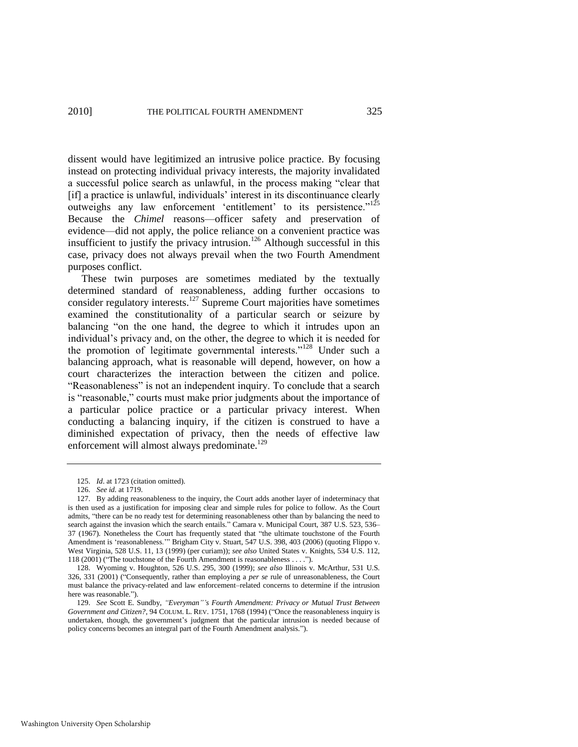dissent would have legitimized an intrusive police practice. By focusing instead on protecting individual privacy interests, the majority invalidated a successful police search as unlawful, in the process making "clear that [if] a practice is unlawful, individuals' interest in its discontinuance clearly outweighs any law enforcement 'entitlement' to its persistence."[125] Because the *Chimel* reasons—officer safety and preservation of evidence—did not apply, the police reliance on a convenient practice was insufficient to justify the privacy intrusion.[126] Although successful in this case, privacy does not always prevail when the two Fourth Amendment purposes conflict.

These twin purposes are sometimes mediated by the textually determined standard of reasonableness, adding further occasions to consider regulatory interests.[127] Supreme Court majorities have sometimes examined the constitutionality of a particular search or seizure by balancing "on the one hand, the degree to which it intrudes upon an individual's privacy and, on the other, the degree to which it is needed for the promotion of legitimate governmental interests."[128] Under such a balancing approach, what is reasonable will depend, however, on how a court characterizes the interaction between the citizen and police. "Reasonableness" is not an independent inquiry. To conclude that a search is "reasonable," courts must make prior judgments about the importance of a particular police practice or a particular privacy interest. When conducting a balancing inquiry, if the citizen is construed to have a diminished expectation of privacy, then the needs of effective law enforcement will almost always predominate.[129]

---

125. *Id*. at 1723 (citation omitted).

126. *See id.* at 1719.

127. By adding reasonableness to the inquiry, the Court adds another layer of indeterminacy that is then used as a justification for imposing clear and simple rules for police to follow. As the Court admits, "there can be no ready test for determining reasonableness other than by balancing the need to search against the invasion which the search entails." Camara v. Municipal Court, 387 U.S. 523, 536–37 (1967). Nonetheless the Court has frequently stated that "the ultimate touchstone of the Fourth Amendment is 'reasonableness.'" Brigham City v. Stuart, 547 U.S. 398, 403 (2006) (quoting Flippo v. West Virginia, 528 U.S. 11, 13 (1999) (per curiam)); *see also* United States v. Knights, 534 U.S. 112, 118 (2001) ("The touchstone of the Fourth Amendment is reasonableness . . . .").

128. Wyoming v. Houghton, 526 U.S. 295, 300 (1999); *see also* Illinois v. McArthur, 531 U.S. 326, 331 (2001) ("Consequently, rather than employing a *per se* rule of unreasonableness, the Court must balance the privacy-related and law enforcement–related concerns to determine if the intrusion here was reasonable.").

129. *See* Scott E. Sundby, *"Everyman"'s Fourth Amendment: Privacy or Mutual Trust Between Government and Citizen?*, 94 COLUM. L. REV. 1751, 1768 (1994) ("Once the reasonableness inquiry is undertaken, though, the government's judgment that the particular intrusion is needed because of policy concerns becomes an integral part of the Fourth Amendment analysis.").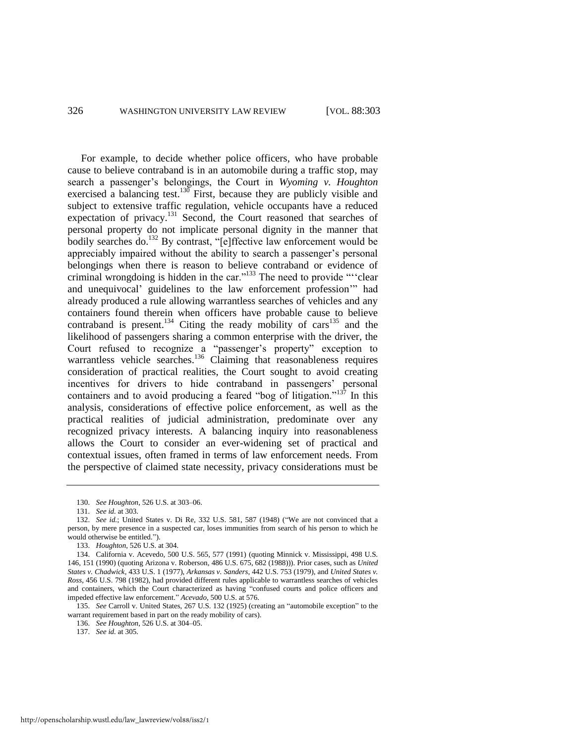For example, to decide whether police officers, who have probable cause to believe contraband is in an automobile during a traffic stop, may search a passenger's belongings, the Court in *Wyoming v. Houghton* exercised a balancing test.[130] First, because they are publicly visible and subject to extensive traffic regulation, vehicle occupants have a reduced expectation of privacy.[131] Second, the Court reasoned that searches of personal property do not implicate personal dignity in the manner that bodily searches do.[132] By contrast, "[e]ffective law enforcement would be appreciably impaired without the ability to search a passenger's personal belongings when there is reason to believe contraband or evidence of criminal wrongdoing is hidden in the car."[133] The need to provide "''clear and unequivocal' guidelines to the law enforcement profession'" had already produced a rule allowing warrantless searches of vehicles and any containers found therein when officers have probable cause to believe contraband is present.[134] Citing the ready mobility of cars[135] and the likelihood of passengers sharing a common enterprise with the driver, the Court refused to recognize a "passenger's property" exception to warrantless vehicle searches.[136] Claiming that reasonableness requires consideration of practical realities, the Court sought to avoid creating incentives for drivers to hide contraband in passengers' personal containers and to avoid producing a feared "bog of litigation."[137] In this analysis, considerations of effective police enforcement, as well as the practical realities of judicial administration, predominate over any recognized privacy interests. A balancing inquiry into reasonableness allows the Court to consider an ever-widening set of practical and contextual issues, often framed in terms of law enforcement needs. From the perspective of claimed state necessity, privacy considerations must be

---

130. *See Houghton*, 526 U.S. at 303–06.

131. *See id.* at 303.

132. *See id.*; United States v. Di Re, 332 U.S. 581, 587 (1948) ("We are not convinced that a person, by mere presence in a suspected car, loses immunities from search of his person to which he would otherwise be entitled.").

133. *Houghton*, 526 U.S. at 304.

134. California v. Acevedo, 500 U.S. 565, 577 (1991) (quoting Minnick v. Mississippi, 498 U.S. 146, 151 (1990) (quoting Arizona v. Roberson, 486 U.S. 675, 682 (1988))). Prior cases, such as *United States v. Chadwick*, 433 U.S. 1 (1977), *Arkansas v. Sanders*, 442 U.S. 753 (1979), and *United States v. Ross*, 456 U.S. 798 (1982), had provided different rules applicable to warrantless searches of vehicles and containers, which the Court characterized as having "confused courts and police officers and impeded effective law enforcement." *Acevedo*, 500 U.S. at 576.

135. *See* Carroll v. United States, 267 U.S. 132 (1925) (creating an "automobile exception" to the warrant requirement based in part on the ready mobility of cars).

136. *See Houghton*, 526 U.S. at 304–05.

137. *See id.* at 305.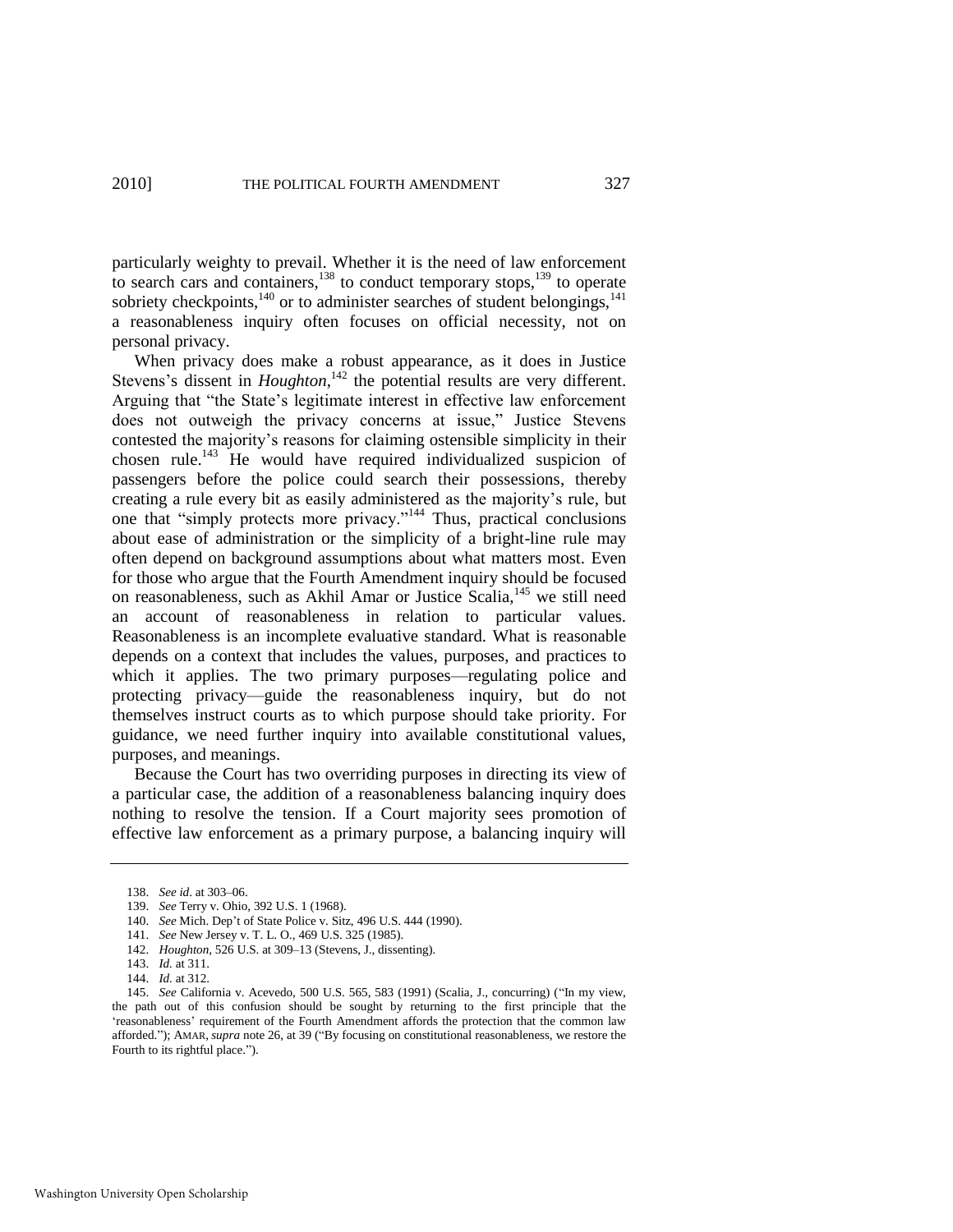particularly weighty to prevail. Whether it is the need of law enforcement to search cars and containers,[138] to conduct temporary stops,[139] to operate sobriety checkpoints,[140] or to administer searches of student belongings,[141] a reasonableness inquiry often focuses on official necessity, not on personal privacy.

When privacy does make a robust appearance, as it does in Justice Stevens's dissent in *Houghton*,[142] the potential results are very different. Arguing that "the State's legitimate interest in effective law enforcement does not outweigh the privacy concerns at issue," Justice Stevens contested the majority's reasons for claiming ostensible simplicity in their chosen rule.[143] He would have required individualized suspicion of passengers before the police could search their possessions, thereby creating a rule every bit as easily administered as the majority's rule, but one that "simply protects more privacy."[144] Thus, practical conclusions about ease of administration or the simplicity of a bright-line rule may often depend on background assumptions about what matters most. Even for those who argue that the Fourth Amendment inquiry should be focused on reasonableness, such as Akhil Amar or Justice Scalia,[145] we still need an account of reasonableness in relation to particular values. Reasonableness is an incomplete evaluative standard. What is reasonable depends on a context that includes the values, purposes, and practices to which it applies. The two primary purposes—regulating police and protecting privacy—guide the reasonableness inquiry, but do not themselves instruct courts as to which purpose should take priority. For guidance, we need further inquiry into available constitutional values, purposes, and meanings.

Because the Court has two overriding purposes in directing its view of a particular case, the addition of a reasonableness balancing inquiry does nothing to resolve the tension. If a Court majority sees promotion of effective law enforcement as a primary purpose, a balancing inquiry will

---

138. *See id*. at 303–06.

139. *See* Terry v. Ohio, 392 U.S. 1 (1968).

140. *See* Mich. Dep't of State Police v. Sitz, 496 U.S. 444 (1990).

141. *See* New Jersey v. T. L. O., 469 U.S. 325 (1985).

142. *Houghton*, 526 U.S. at 309–13 (Stevens, J., dissenting).

143. *Id.* at 311.

144. *Id.* at 312.

145. *See* California v. Acevedo, 500 U.S. 565, 583 (1991) (Scalia, J., concurring) ("In my view, the path out of this confusion should be sought by returning to the first principle that the 'reasonableness' requirement of the Fourth Amendment affords the protection that the common law afforded."); AMAR, *supra* note 26, at 39 ("By focusing on constitutional reasonableness, we restore the Fourth to its rightful place.").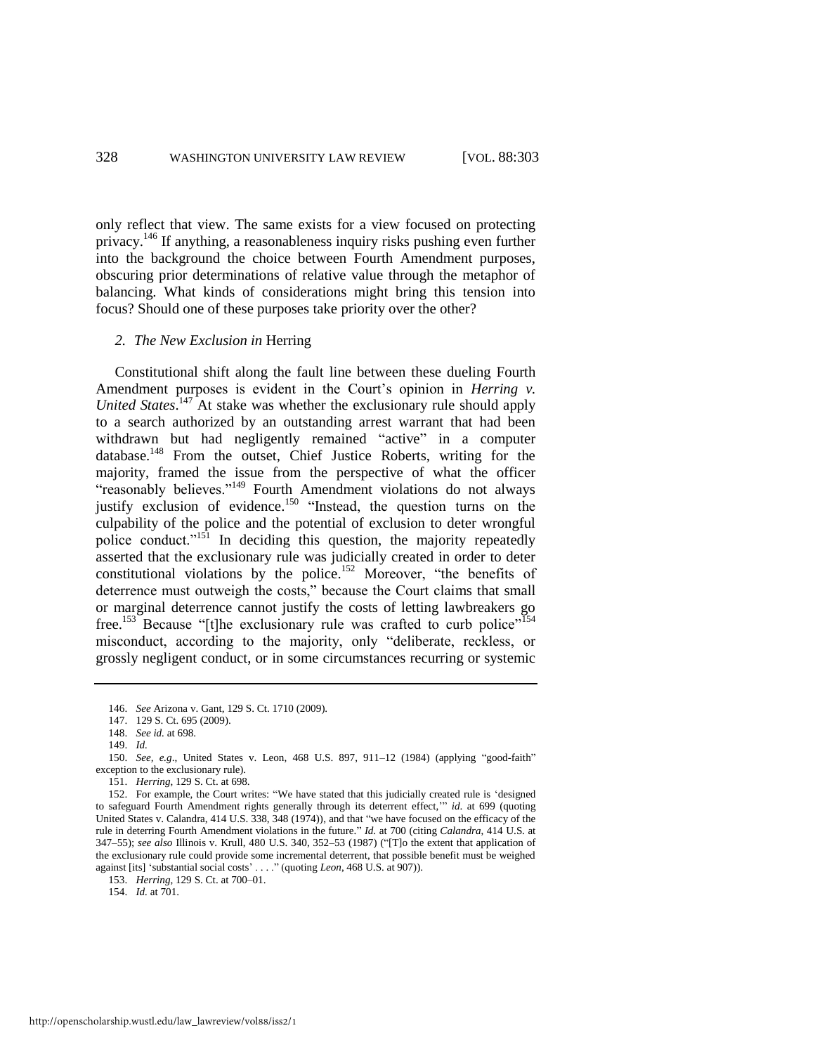only reflect that view. The same exists for a view focused on protecting privacy.[146] If anything, a reasonableness inquiry risks pushing even further into the background the choice between Fourth Amendment purposes, obscuring prior determinations of relative value through the metaphor of balancing. What kinds of considerations might bring this tension into focus? Should one of these purposes take priority over the other?

### *2. The New Exclusion in* Herring

Constitutional shift along the fault line between these dueling Fourth Amendment purposes is evident in the Court's opinion in *Herring v. United States*.[147] At stake was whether the exclusionary rule should apply to a search authorized by an outstanding arrest warrant that had been withdrawn but had negligently remained "active" in a computer database.[148] From the outset, Chief Justice Roberts, writing for the majority, framed the issue from the perspective of what the officer "reasonably believes."[149] Fourth Amendment violations do not always justify exclusion of evidence.[150] "Instead, the question turns on the culpability of the police and the potential of exclusion to deter wrongful police conduct."[151] In deciding this question, the majority repeatedly asserted that the exclusionary rule was judicially created in order to deter constitutional violations by the police.[152] Moreover, "the benefits of deterrence must outweigh the costs," because the Court claims that small or marginal deterrence cannot justify the costs of letting lawbreakers go free.[153] Because "[t]he exclusionary rule was crafted to curb police"[154] misconduct, according to the majority, only "deliberate, reckless, or grossly negligent conduct, or in some circumstances recurring or systemic

---

146. *See* Arizona v. Gant, 129 S. Ct. 1710 (2009).

147. 129 S. Ct. 695 (2009).

148. *See id.* at 698.

149. *Id.*

150. *See, e.g.*, United States v. Leon, 468 U.S. 897, 911–12 (1984) (applying "good-faith" exception to the exclusionary rule).

151. *Herring*, 129 S. Ct. at 698.

152. For example, the Court writes: "We have stated that this judicially created rule is 'designed to safeguard Fourth Amendment rights generally through its deterrent effect,'" *id.* at 699 (quoting United States v. Calandra, 414 U.S. 338, 348 (1974)), and that "we have focused on the efficacy of the rule in deterring Fourth Amendment violations in the future." *Id.* at 700 (citing *Calandra*, 414 U.S. at 347–55); *see also* Illinois v. Krull, 480 U.S. 340, 352–53 (1987) ("[T]o the extent that application of the exclusionary rule could provide some incremental deterrent, that possible benefit must be weighed against [its] 'substantial social costs' . . . ." (quoting *Leon*, 468 U.S. at 907)).

153. *Herring*, 129 S. Ct. at 700–01.

154. *Id.* at 701.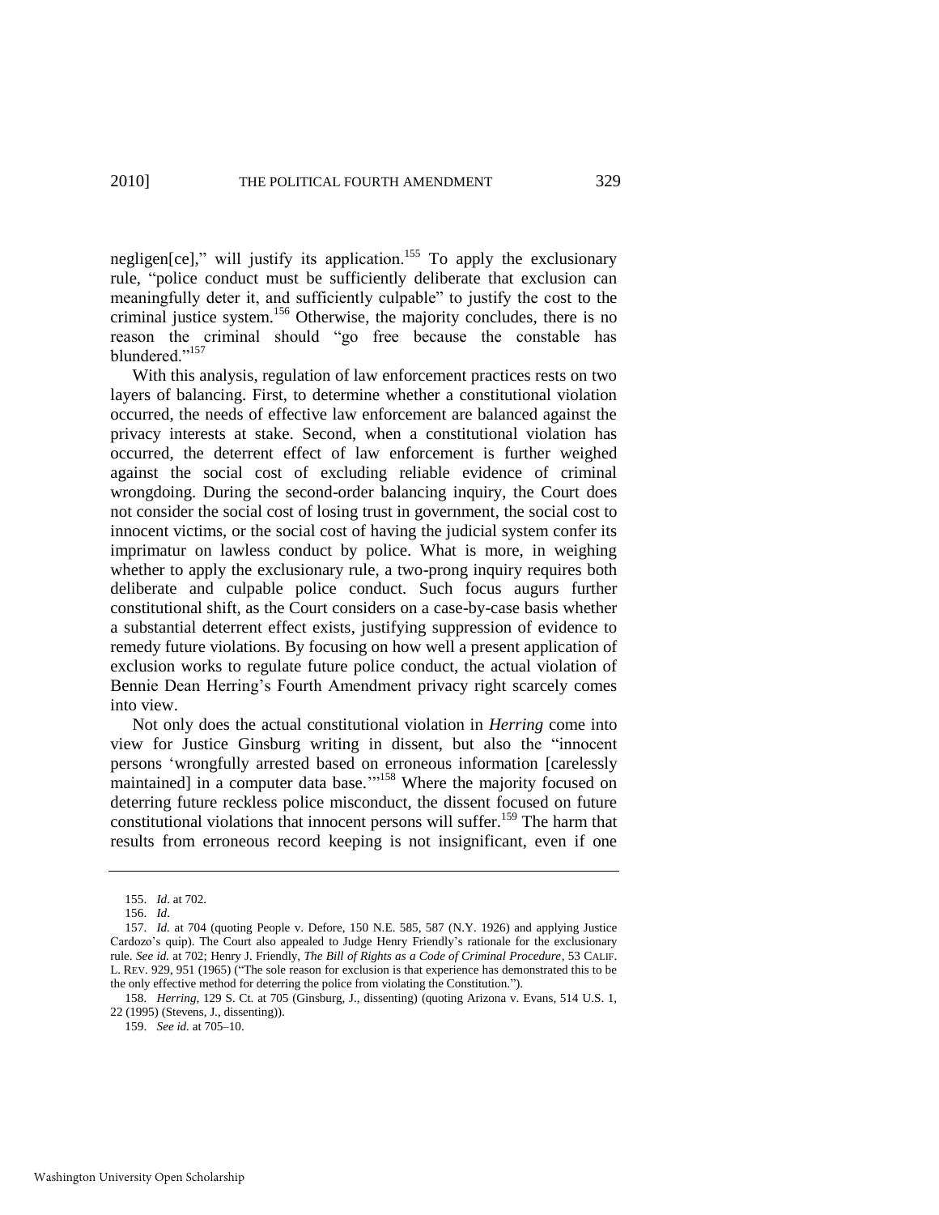negligen[ce]," will justify its application.[155] To apply the exclusionary rule, "police conduct must be sufficiently deliberate that exclusion can meaningfully deter it, and sufficiently culpable" to justify the cost to the criminal justice system.[156] Otherwise, the majority concludes, there is no reason the criminal should "go free because the constable has blundered."[157]

With this analysis, regulation of law enforcement practices rests on two layers of balancing. First, to determine whether a constitutional violation occurred, the needs of effective law enforcement are balanced against the privacy interests at stake. Second, when a constitutional violation has occurred, the deterrent effect of law enforcement is further weighed against the social cost of excluding reliable evidence of criminal wrongdoing. During the second-order balancing inquiry, the Court does not consider the social cost of losing trust in government, the social cost to innocent victims, or the social cost of having the judicial system confer its imprimatur on lawless conduct by police. What is more, in weighing whether to apply the exclusionary rule, a two-prong inquiry requires both deliberate and culpable police conduct. Such focus augurs further constitutional shift, as the Court considers on a case-by-case basis whether a substantial deterrent effect exists, justifying suppression of evidence to remedy future violations. By focusing on how well a present application of exclusion works to regulate future police conduct, the actual violation of Bennie Dean Herring's Fourth Amendment privacy right scarcely comes into view.

Not only does the actual constitutional violation in *Herring* come into view for Justice Ginsburg writing in dissent, but also the "innocent persons 'wrongfully arrested based on erroneous information [carelessly maintained] in a computer data base.'"[158] Where the majority focused on deterring future reckless police misconduct, the dissent focused on future constitutional violations that innocent persons will suffer.[159] The harm that results from erroneous record keeping is not insignificant, even if one

---

155. *Id*. at 702.

156. *Id*.

157. *Id.* at 704 (quoting People v. Defore, 150 N.E. 585, 587 (N.Y. 1926) and applying Justice Cardozo's quip). The Court also appealed to Judge Henry Friendly's rationale for the exclusionary rule. *See id.* at 702; Henry J. Friendly, *The Bill of Rights as a Code of Criminal Procedure*, 53 CALIF. L. REV. 929, 951 (1965) ("The sole reason for exclusion is that experience has demonstrated this to be the only effective method for deterring the police from violating the Constitution.").

158. *Herring*, 129 S. Ct. at 705 (Ginsburg, J., dissenting) (quoting Arizona v. Evans, 514 U.S. 1, 22 (1995) (Stevens, J., dissenting)).

159. *See id.* at 705–10.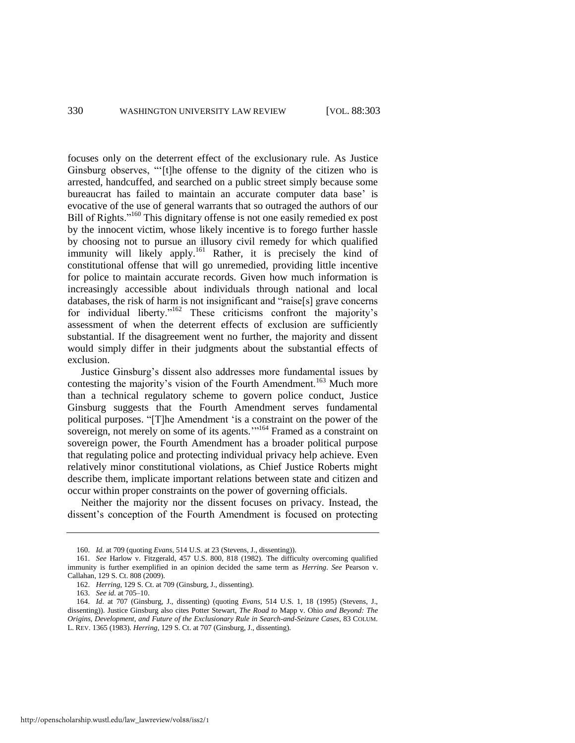focuses only on the deterrent effect of the exclusionary rule. As Justice Ginsburg observes, "'[t]he offense to the dignity of the citizen who is arrested, handcuffed, and searched on a public street simply because some bureaucrat has failed to maintain an accurate computer data base' is evocative of the use of general warrants that so outraged the authors of our Bill of Rights."[160] This dignitary offense is not one easily remedied ex post by the innocent victim, whose likely incentive is to forego further hassle by choosing not to pursue an illusory civil remedy for which qualified immunity will likely apply.[161] Rather, it is precisely the kind of constitutional offense that will go unremedied, providing little incentive for police to maintain accurate records. Given how much information is increasingly accessible about individuals through national and local databases, the risk of harm is not insignificant and "raise[s] grave concerns for individual liberty."[162] These criticisms confront the majority's assessment of when the deterrent effects of exclusion are sufficiently substantial. If the disagreement went no further, the majority and dissent would simply differ in their judgments about the substantial effects of exclusion.

Justice Ginsburg's dissent also addresses more fundamental issues by contesting the majority's vision of the Fourth Amendment.[163] Much more than a technical regulatory scheme to govern police conduct, Justice Ginsburg suggests that the Fourth Amendment serves fundamental political purposes. "[T]he Amendment 'is a constraint on the power of the sovereign, not merely on some of its agents.'"[164] Framed as a constraint on sovereign power, the Fourth Amendment has a broader political purpose that regulating police and protecting individual privacy help achieve. Even relatively minor constitutional violations, as Chief Justice Roberts might describe them, implicate important relations between state and citizen and occur within proper constraints on the power of governing officials.

Neither the majority nor the dissent focuses on privacy. Instead, the dissent's conception of the Fourth Amendment is focused on protecting

---

160. *Id.* at 709 (quoting *Evans*, 514 U.S. at 23 (Stevens, J., dissenting)).

161. *See* Harlow v. Fitzgerald, 457 U.S. 800, 818 (1982). The difficulty overcoming qualified immunity is further exemplified in an opinion decided the same term as *Herring*. *See* Pearson v. Callahan, 129 S. Ct. 808 (2009).

162. *Herring*, 129 S. Ct. at 709 (Ginsburg, J., dissenting).

163. *See id.* at 705–10.

164. *Id.* at 707 (Ginsburg, J., dissenting) (quoting *Evans*, 514 U.S. 1, 18 (1995) (Stevens, J., dissenting)). Justice Ginsburg also cites Potter Stewart, *The Road to* Mapp v. Ohio *and Beyond: The Origins, Development, and Future of the Exclusionary Rule in Search-and-Seizure Cases*, 83 COLUM. L. REV. 1365 (1983). *Herring*, 129 S. Ct. at 707 (Ginsburg, J., dissenting).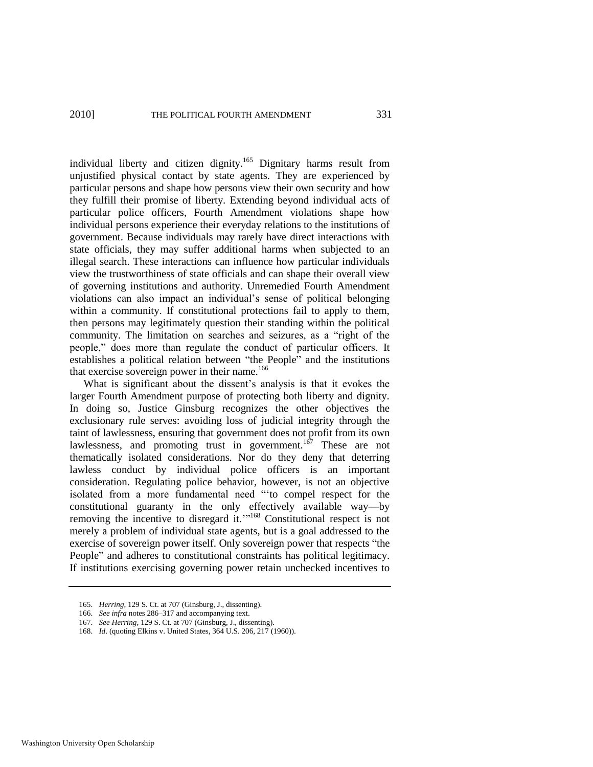individual liberty and citizen dignity.[165] Dignitary harms result from unjustified physical contact by state agents. They are experienced by particular persons and shape how persons view their own security and how they fulfill their promise of liberty. Extending beyond individual acts of particular police officers, Fourth Amendment violations shape how individual persons experience their everyday relations to the institutions of government. Because individuals may rarely have direct interactions with state officials, they may suffer additional harms when subjected to an illegal search. These interactions can influence how particular individuals view the trustworthiness of state officials and can shape their overall view of governing institutions and authority. Unremedied Fourth Amendment violations can also impact an individual's sense of political belonging within a community. If constitutional protections fail to apply to them, then persons may legitimately question their standing within the political community. The limitation on searches and seizures, as a "right of the people," does more than regulate the conduct of particular officers. It establishes a political relation between "the People" and the institutions that exercise sovereign power in their name.[166]

What is significant about the dissent's analysis is that it evokes the larger Fourth Amendment purpose of protecting both liberty and dignity. In doing so, Justice Ginsburg recognizes the other objectives the exclusionary rule serves: avoiding loss of judicial integrity through the taint of lawlessness, ensuring that government does not profit from its own lawlessness, and promoting trust in government.[167] These are not thematically isolated considerations. Nor do they deny that deterring lawless conduct by individual police officers is an important consideration. Regulating police behavior, however, is not an objective isolated from a more fundamental need "'to compel respect for the constitutional guaranty in the only effectively available way—by removing the incentive to disregard it.'"[168] Constitutional respect is not merely a problem of individual state agents, but is a goal addressed to the exercise of sovereign power itself. Only sovereign power that respects "the People" and adheres to constitutional constraints has political legitimacy. If institutions exercising governing power retain unchecked incentives to

---

165. *Herring*, 129 S. Ct. at 707 (Ginsburg, J., dissenting).

166. *See infra* notes 286–317 and accompanying text.

167. *See Herring*, 129 S. Ct. at 707 (Ginsburg, J., dissenting).

168. *Id*. (quoting Elkins v. United States, 364 U.S. 206, 217 (1960)).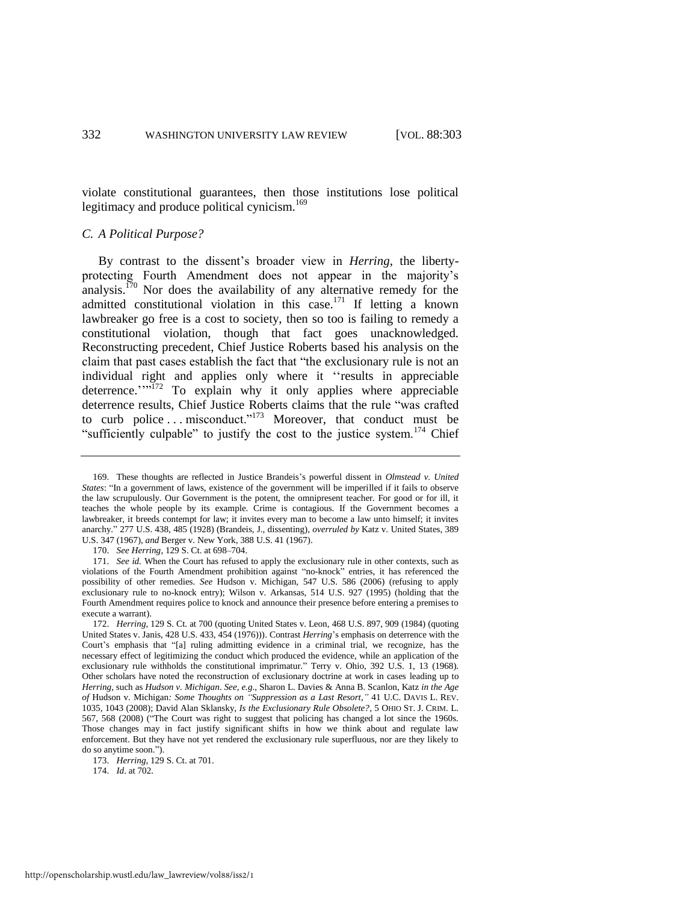violate constitutional guarantees, then those institutions lose political legitimacy and produce political cynicism.[169]

### C. A Political Purpose?

By contrast to the dissent's broader view in *Herring*, the liberty-protecting Fourth Amendment does not appear in the majority's analysis.[170] Nor does the availability of any alternative remedy for the admitted constitutional violation in this case.[171] If letting a known lawbreaker go free is a cost to society, then so too is failing to remedy a constitutional violation, though that fact goes unacknowledged. Reconstructing precedent, Chief Justice Roberts based his analysis on the claim that past cases establish the fact that "the exclusionary rule is not an individual right and applies only where it ''results in appreciable deterrence.''"[172] To explain why it only applies where appreciable deterrence results, Chief Justice Roberts claims that the rule "was crafted to curb police . . . misconduct."[173] Moreover, that conduct must be "sufficiently culpable" to justify the cost to the justice system.[174] Chief

---

169. These thoughts are reflected in Justice Brandeis's powerful dissent in *Olmstead v. United States*: "In a government of laws, existence of the government will be imperilled if it fails to observe the law scrupulously. Our Government is the potent, the omnipresent teacher. For good or for ill, it teaches the whole people by its example. Crime is contagious. If the Government becomes a lawbreaker, it breeds contempt for law; it invites every man to become a law unto himself; it invites anarchy." 277 U.S. 438, 485 (1928) (Brandeis, J., dissenting), *overruled by* Katz v. United States, 389 U.S. 347 (1967), *and* Berger v. New York, 388 U.S. 41 (1967).

170. *See Herring*, 129 S. Ct. at 698–704.

171. *See id.* When the Court has refused to apply the exclusionary rule in other contexts, such as violations of the Fourth Amendment prohibition against "no-knock" entries, it has referenced the possibility of other remedies. *See* Hudson v. Michigan, 547 U.S. 586 (2006) (refusing to apply exclusionary rule to no-knock entry); Wilson v. Arkansas, 514 U.S. 927 (1995) (holding that the Fourth Amendment requires police to knock and announce their presence before entering a premises to execute a warrant).

172. *Herring*, 129 S. Ct. at 700 (quoting United States v. Leon, 468 U.S. 897, 909 (1984) (quoting United States v. Janis, 428 U.S. 433, 454 (1976))). Contrast *Herring*'s emphasis on deterrence with the Court's emphasis that "[a] ruling admitting evidence in a criminal trial, we recognize, has the necessary effect of legitimizing the conduct which produced the evidence, while an application of the exclusionary rule withholds the constitutional imprimatur." Terry v. Ohio, 392 U.S. 1, 13 (1968). Other scholars have noted the reconstruction of exclusionary doctrine at work in cases leading up to *Herring*, such as *Hudson v. Michigan*. *See, e.g.*, Sharon L. Davies & Anna B. Scanlon, Katz *in the Age of* Hudson v. Michigan*: Some Thoughts on "Suppression as a Last Resort*,*"* 41 U.C. DAVIS L. REV. 1035, 1043 (2008); David Alan Sklansky, *Is the Exclusionary Rule Obsolete?*, 5 OHIO ST. J. CRIM. L. 567, 568 (2008) ("The Court was right to suggest that policing has changed a lot since the 1960s. Those changes may in fact justify significant shifts in how we think about and regulate law enforcement. But they have not yet rendered the exclusionary rule superfluous, nor are they likely to do so anytime soon.").

173. *Herring*, 129 S. Ct. at 701.

174. *Id*. at 702.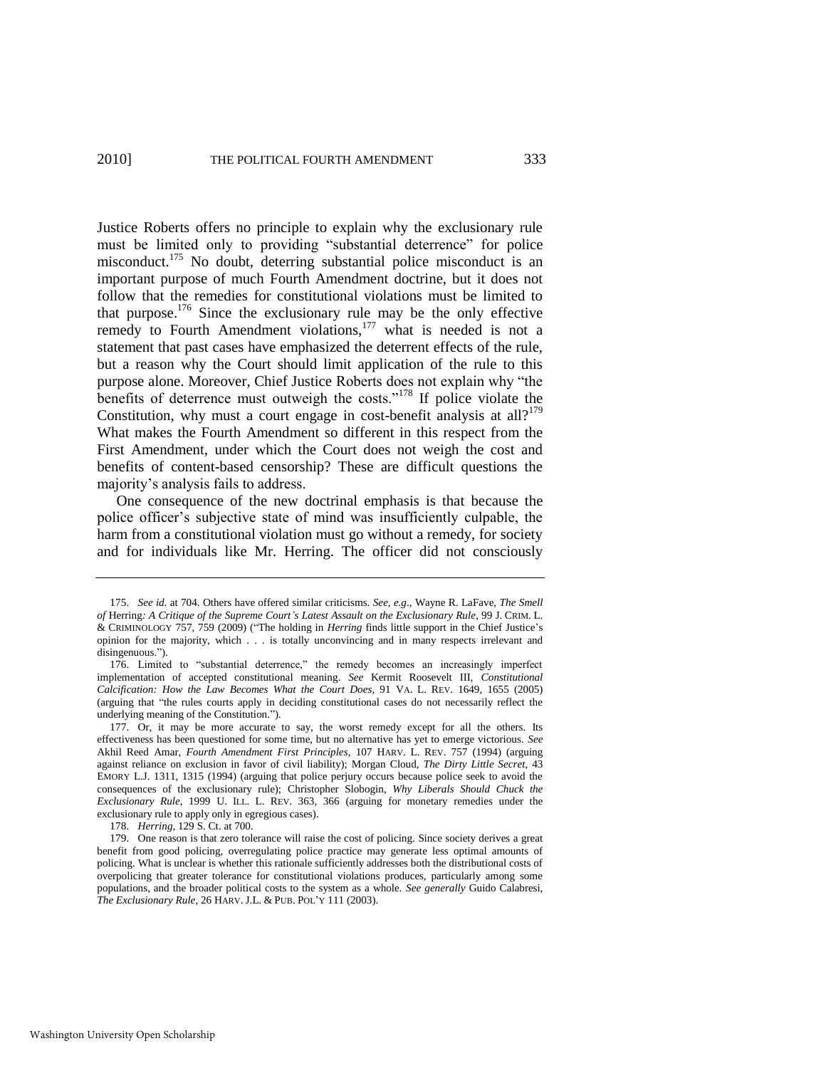Justice Roberts offers no principle to explain why the exclusionary rule must be limited only to providing "substantial deterrence" for police misconduct.[175] No doubt, deterring substantial police misconduct is an important purpose of much Fourth Amendment doctrine, but it does not follow that the remedies for constitutional violations must be limited to that purpose.[176] Since the exclusionary rule may be the only effective remedy to Fourth Amendment violations,[177] what is needed is not a statement that past cases have emphasized the deterrent effects of the rule, but a reason why the Court should limit application of the rule to this purpose alone. Moreover, Chief Justice Roberts does not explain why "the benefits of deterrence must outweigh the costs."[178] If police violate the Constitution, why must a court engage in cost-benefit analysis at all?[179] What makes the Fourth Amendment so different in this respect from the First Amendment, under which the Court does not weigh the cost and benefits of content-based censorship? These are difficult questions the majority's analysis fails to address.

One consequence of the new doctrinal emphasis is that because the police officer's subjective state of mind was insufficiently culpable, the harm from a constitutional violation must go without a remedy, for society and for individuals like Mr. Herring. The officer did not consciously

---

175. *See id.* at 704. Others have offered similar criticisms. *See, e.g.*, Wayne R. LaFave, *The Smell of* Herring*: A Critique of the Supreme Court's Latest Assault on the Exclusionary Rule*, 99 J. CRIM. L. & CRIMINOLOGY 757, 759 (2009) ("The holding in *Herring* finds little support in the Chief Justice's opinion for the majority, which . . . is totally unconvincing and in many respects irrelevant and disingenuous.").

176. Limited to "substantial deterrence," the remedy becomes an increasingly imperfect implementation of accepted constitutional meaning. *See* Kermit Roosevelt III, *Constitutional Calcification: How the Law Becomes What the Court Does*, 91 VA. L. REV. 1649, 1655 (2005) (arguing that "the rules courts apply in deciding constitutional cases do not necessarily reflect the underlying meaning of the Constitution.").

177. Or, it may be more accurate to say, the worst remedy except for all the others. Its effectiveness has been questioned for some time, but no alternative has yet to emerge victorious. *See* Akhil Reed Amar, *Fourth Amendment First Principles*, 107 HARV. L. REV. 757 (1994) (arguing against reliance on exclusion in favor of civil liability); Morgan Cloud, *The Dirty Little Secret*, 43 EMORY L.J. 1311, 1315 (1994) (arguing that police perjury occurs because police seek to avoid the consequences of the exclusionary rule); Christopher Slobogin, *Why Liberals Should Chuck the Exclusionary Rule*, 1999 U. ILL. L. REV. 363, 366 (arguing for monetary remedies under the exclusionary rule to apply only in egregious cases).

178. *Herring*, 129 S. Ct. at 700.

179. One reason is that zero tolerance will raise the cost of policing. Since society derives a great benefit from good policing, overregulating police practice may generate less optimal amounts of policing. What is unclear is whether this rationale sufficiently addresses both the distributional costs of overpolicing that greater tolerance for constitutional violations produces, particularly among some populations, and the broader political costs to the system as a whole. *See generally* Guido Calabresi, *The Exclusionary Rule*, 26 HARV. J.L. & PUB. POL'Y 111 (2003).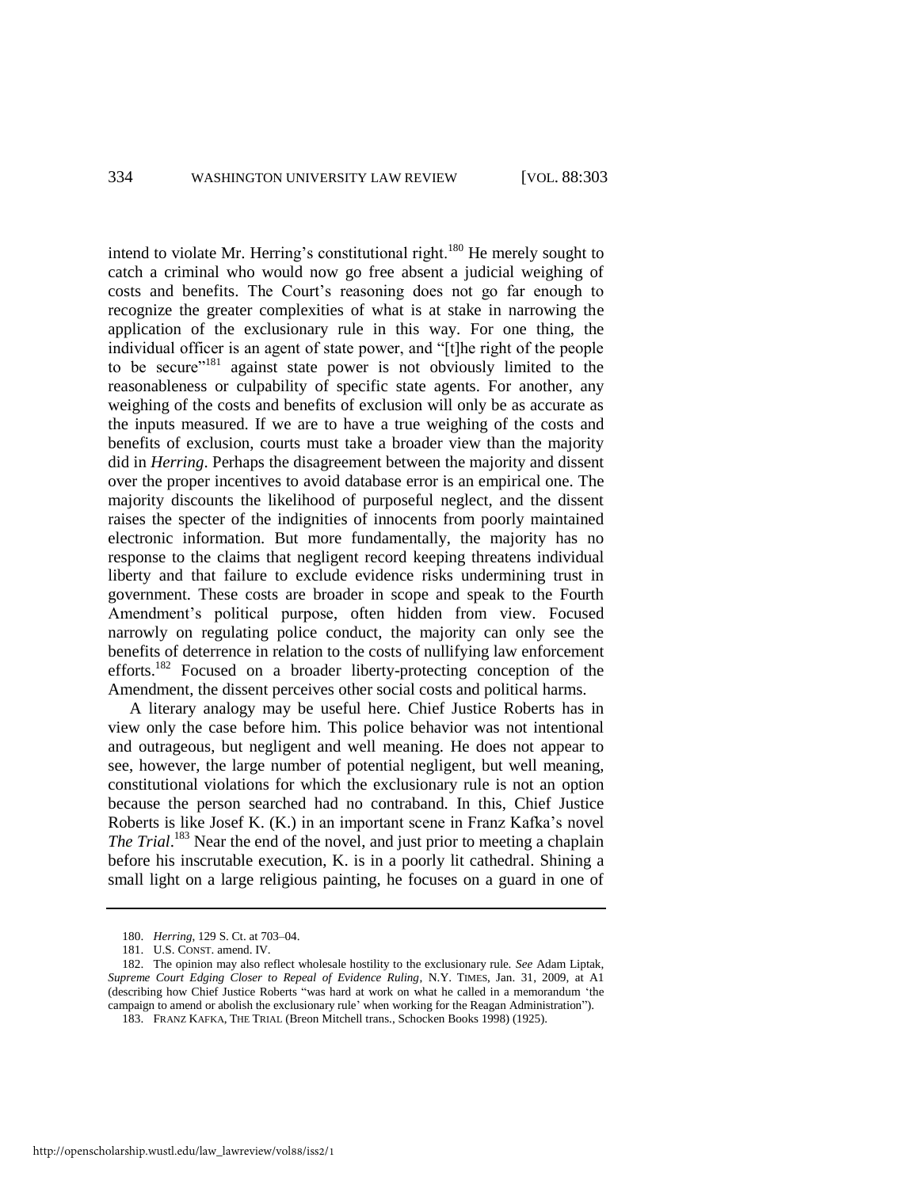intend to violate Mr. Herring's constitutional right.[180] He merely sought to catch a criminal who would now go free absent a judicial weighing of costs and benefits. The Court's reasoning does not go far enough to recognize the greater complexities of what is at stake in narrowing the application of the exclusionary rule in this way. For one thing, the individual officer is an agent of state power, and "[t]he right of the people to be secure"[181] against state power is not obviously limited to the reasonableness or culpability of specific state agents. For another, any weighing of the costs and benefits of exclusion will only be as accurate as the inputs measured. If we are to have a true weighing of the costs and benefits of exclusion, courts must take a broader view than the majority did in *Herring*. Perhaps the disagreement between the majority and dissent over the proper incentives to avoid database error is an empirical one. The majority discounts the likelihood of purposeful neglect, and the dissent raises the specter of the indignities of innocents from poorly maintained electronic information. But more fundamentally, the majority has no response to the claims that negligent record keeping threatens individual liberty and that failure to exclude evidence risks undermining trust in government. These costs are broader in scope and speak to the Fourth Amendment's political purpose, often hidden from view. Focused narrowly on regulating police conduct, the majority can only see the benefits of deterrence in relation to the costs of nullifying law enforcement efforts.[182] Focused on a broader liberty-protecting conception of the Amendment, the dissent perceives other social costs and political harms.

A literary analogy may be useful here. Chief Justice Roberts has in view only the case before him. This police behavior was not intentional and outrageous, but negligent and well meaning. He does not appear to see, however, the large number of potential negligent, but well meaning, constitutional violations for which the exclusionary rule is not an option because the person searched had no contraband. In this, Chief Justice Roberts is like Josef K. (K.) in an important scene in Franz Kafka's novel *The Trial*.[183] Near the end of the novel, and just prior to meeting a chaplain before his inscrutable execution, K. is in a poorly lit cathedral. Shining a small light on a large religious painting, he focuses on a guard in one of

---

180. *Herring*, 129 S. Ct. at 703–04.

181. U.S. CONST. amend. IV.

182. The opinion may also reflect wholesale hostility to the exclusionary rule. *See* Adam Liptak, *Supreme Court Edging Closer to Repeal of Evidence Ruling*, N.Y. TIMES, Jan. 31, 2009, at A1 (describing how Chief Justice Roberts "was hard at work on what he called in a memorandum 'the campaign to amend or abolish the exclusionary rule' when working for the Reagan Administration").

183. FRANZ KAFKA, THE TRIAL (Breon Mitchell trans., Schocken Books 1998) (1925).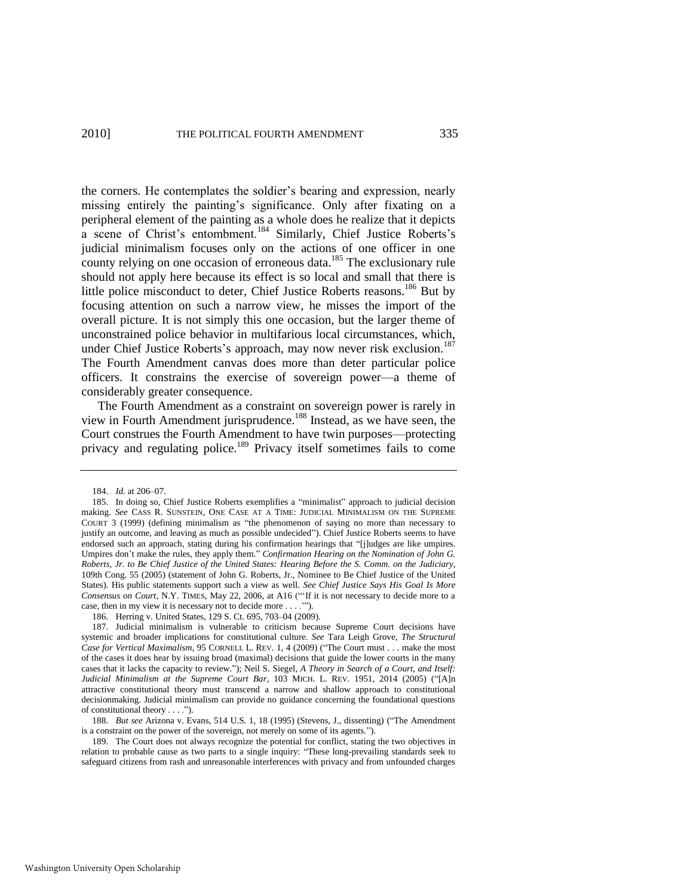the corners. He contemplates the soldier's bearing and expression, nearly missing entirely the painting's significance. Only after fixating on a peripheral element of the painting as a whole does he realize that it depicts a scene of Christ's entombment.[184] Similarly, Chief Justice Roberts's judicial minimalism focuses only on the actions of one officer in one county relying on one occasion of erroneous data.[185] The exclusionary rule should not apply here because its effect is so local and small that there is little police misconduct to deter, Chief Justice Roberts reasons.[186] But by focusing attention on such a narrow view, he misses the import of the overall picture. It is not simply this one occasion, but the larger theme of unconstrained police behavior in multifarious local circumstances, which, under Chief Justice Roberts's approach, may now never risk exclusion.[187] The Fourth Amendment canvas does more than deter particular police officers. It constrains the exercise of sovereign power—a theme of considerably greater consequence.

The Fourth Amendment as a constraint on sovereign power is rarely in view in Fourth Amendment jurisprudence.[188] Instead, as we have seen, the Court construes the Fourth Amendment to have twin purposes—protecting privacy and regulating police.[189] Privacy itself sometimes fails to come

184. *Id.* at 206–07.

185. In doing so, Chief Justice Roberts exemplifies a "minimalist" approach to judicial decision making. *See* CASS R. SUNSTEIN, ONE CASE AT A TIME: JUDICIAL MINIMALISM ON THE SUPREME COURT 3 (1999) (defining minimalism as "the phenomenon of saying no more than necessary to justify an outcome, and leaving as much as possible undecided"). Chief Justice Roberts seems to have endorsed such an approach, stating during his confirmation hearings that "[j]udges are like umpires. Umpires don't make the rules, they apply them." *Confirmation Hearing on the Nomination of John G. Roberts, Jr. to Be Chief Justice of the United States: Hearing Before the S. Comm. on the Judiciary*, 109th Cong. 55 (2005) (statement of John G. Roberts, Jr., Nominee to Be Chief Justice of the United States). His public statements support such a view as well. *See Chief Justice Says His Goal Is More Consensus on Court*, N.Y. TIMES, May 22, 2006, at A16 ("'If it is not necessary to decide more to a case, then in my view it is necessary not to decide more . . . .'").

186. Herring v. United States, 129 S. Ct. 695, 703–04 (2009).

187. Judicial minimalism is vulnerable to criticism because Supreme Court decisions have systemic and broader implications for constitutional culture. *See* Tara Leigh Grove, *The Structural Case for Vertical Maximalism*, 95 CORNELL L. REV. 1, 4 (2009) ("The Court must . . . make the most of the cases it does hear by issuing broad (maximal) decisions that guide the lower courts in the many cases that it lacks the capacity to review."); Neil S. Siegel, *A Theory in Search of a Court, and Itself: Judicial Minimalism at the Supreme Court Bar*, 103 MICH. L. REV. 1951, 2014 (2005) ("[A]n attractive constitutional theory must transcend a narrow and shallow approach to constitutional decisionmaking. Judicial minimalism can provide no guidance concerning the foundational questions of constitutional theory . . . .").

188. *But see* Arizona v. Evans, 514 U.S. 1, 18 (1995) (Stevens, J., dissenting) ("The Amendment is a constraint on the power of the sovereign, not merely on some of its agents.").

189. The Court does not always recognize the potential for conflict, stating the two objectives in relation to probable cause as two parts to a single inquiry: "These long-prevailing standards seek to safeguard citizens from rash and unreasonable interferences with privacy and from unfounded charges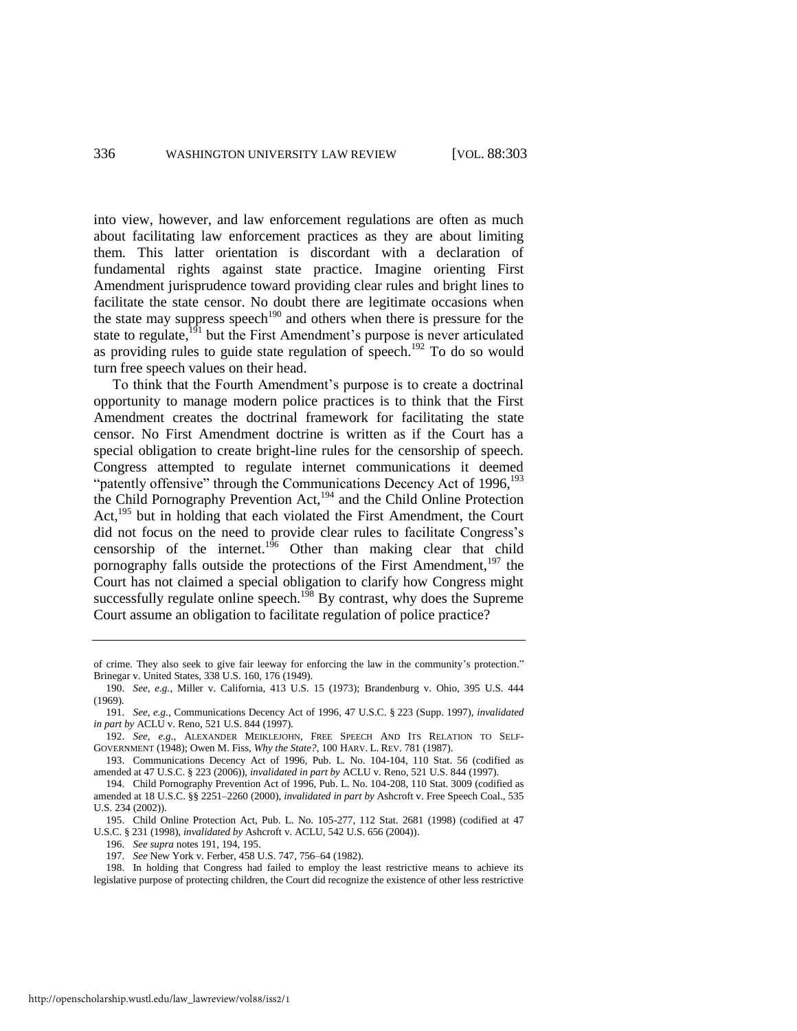into view, however, and law enforcement regulations are often as much about facilitating law enforcement practices as they are about limiting them. This latter orientation is discordant with a declaration of fundamental rights against state practice. Imagine orienting First Amendment jurisprudence toward providing clear rules and bright lines to facilitate the state censor. No doubt there are legitimate occasions when the state may suppress speech[190] and others when there is pressure for the state to regulate,[191] but the First Amendment's purpose is never articulated as providing rules to guide state regulation of speech.[192] To do so would turn free speech values on their head.

To think that the Fourth Amendment's purpose is to create a doctrinal opportunity to manage modern police practices is to think that the First Amendment creates the doctrinal framework for facilitating the state censor. No First Amendment doctrine is written as if the Court has a special obligation to create bright-line rules for the censorship of speech. Congress attempted to regulate internet communications it deemed "patently offensive" through the Communications Decency Act of 1996,[193] the Child Pornography Prevention Act,[194] and the Child Online Protection Act,[195] but in holding that each violated the First Amendment, the Court did not focus on the need to provide clear rules to facilitate Congress's censorship of the internet.[196] Other than making clear that child pornography falls outside the protections of the First Amendment,[197] the Court has not claimed a special obligation to clarify how Congress might successfully regulate online speech.[198] By contrast, why does the Supreme Court assume an obligation to facilitate regulation of police practice?

---

of crime. They also seek to give fair leeway for enforcing the law in the community's protection." Brinegar v. United States, 338 U.S. 160, 176 (1949).

190. *See, e.g.*, Miller v. California, 413 U.S. 15 (1973); Brandenburg v. Ohio, 395 U.S. 444 (1969).

191. *See, e.g.*, Communications Decency Act of 1996, 47 U.S.C. § 223 (Supp. 1997), *invalidated in part by* ACLU v. Reno, 521 U.S. 844 (1997).

192. *See, e.g.*, ALEXANDER MEIKLEJOHN, FREE SPEECH AND ITS RELATION TO SELF-GOVERNMENT (1948); Owen M. Fiss, *Why the State?*, 100 HARV. L. REV. 781 (1987).

193. Communications Decency Act of 1996, Pub. L. No. 104-104, 110 Stat. 56 (codified as amended at 47 U.S.C. § 223 (2006)), *invalidated in part by* ACLU v. Reno, 521 U.S. 844 (1997).

194. Child Pornography Prevention Act of 1996, Pub. L. No. 104-208, 110 Stat. 3009 (codified as amended at 18 U.S.C. §§ 2251–2260 (2000), *invalidated in part by* Ashcroft v. Free Speech Coal., 535 U.S. 234 (2002)).

195. Child Online Protection Act, Pub. L. No. 105-277, 112 Stat. 2681 (1998) (codified at 47 U.S.C. § 231 (1998), *invalidated by* Ashcroft v. ACLU, 542 U.S. 656 (2004)).

196. *See supra* notes 191, 194, 195.

197. *See* New York v. Ferber, 458 U.S. 747, 756–64 (1982).

198. In holding that Congress had failed to employ the least restrictive means to achieve its legislative purpose of protecting children, the Court did recognize the existence of other less restrictive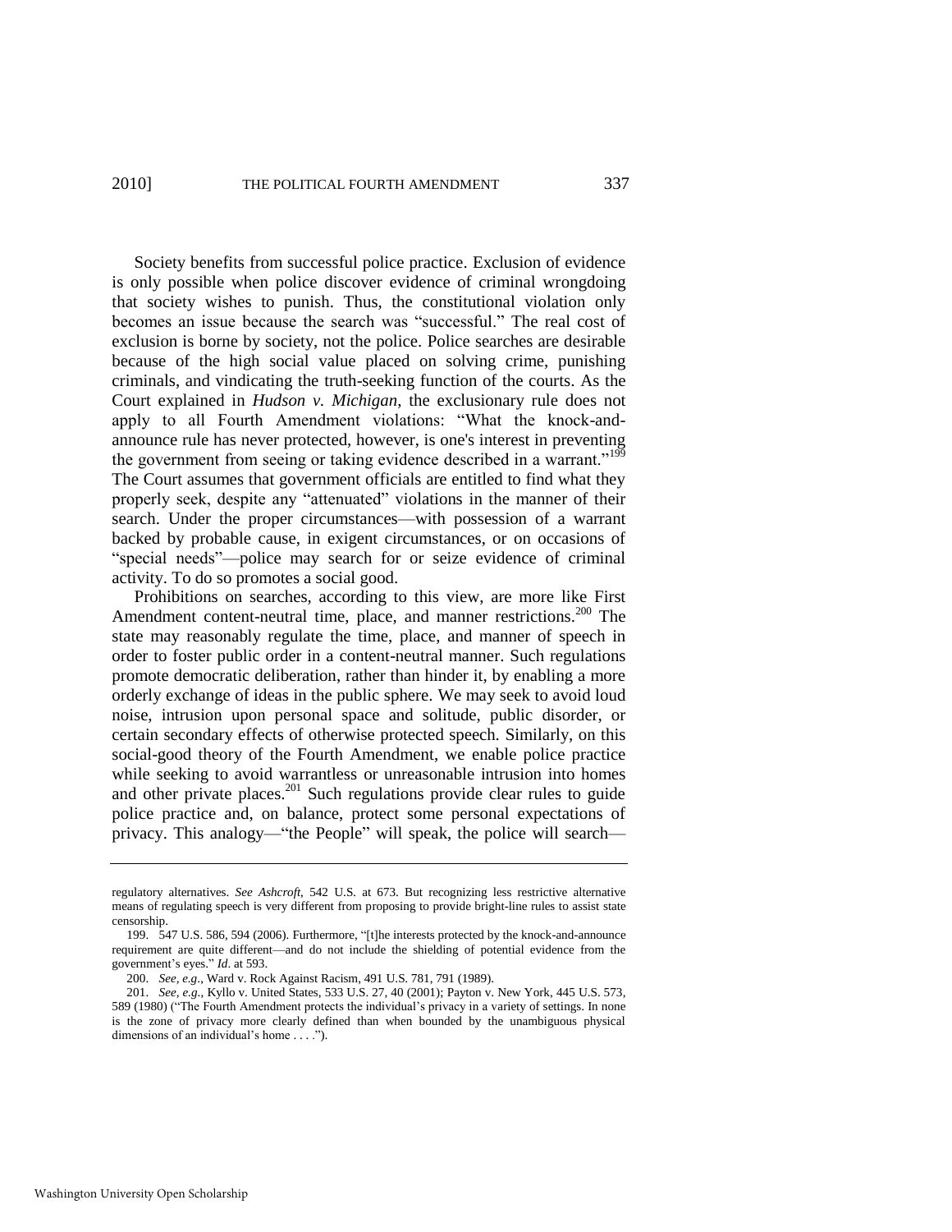Society benefits from successful police practice. Exclusion of evidence is only possible when police discover evidence of criminal wrongdoing that society wishes to punish. Thus, the constitutional violation only becomes an issue because the search was "successful." The real cost of exclusion is borne by society, not the police. Police searches are desirable because of the high social value placed on solving crime, punishing criminals, and vindicating the truth-seeking function of the courts. As the Court explained in *Hudson v. Michigan*, the exclusionary rule does not apply to all Fourth Amendment violations: "What the knock-and-announce rule has never protected, however, is one's interest in preventing the government from seeing or taking evidence described in a warrant."[199] The Court assumes that government officials are entitled to find what they properly seek, despite any "attenuated" violations in the manner of their search. Under the proper circumstances—with possession of a warrant backed by probable cause, in exigent circumstances, or on occasions of "special needs"—police may search for or seize evidence of criminal activity. To do so promotes a social good.

Prohibitions on searches, according to this view, are more like First Amendment content-neutral time, place, and manner restrictions.[200] The state may reasonably regulate the time, place, and manner of speech in order to foster public order in a content-neutral manner. Such regulations promote democratic deliberation, rather than hinder it, by enabling a more orderly exchange of ideas in the public sphere. We may seek to avoid loud noise, intrusion upon personal space and solitude, public disorder, or certain secondary effects of otherwise protected speech. Similarly, on this social-good theory of the Fourth Amendment, we enable police practice while seeking to avoid warrantless or unreasonable intrusion into homes and other private places.[201] Such regulations provide clear rules to guide police practice and, on balance, protect some personal expectations of privacy. This analogy—"the People" will speak, the police will search—

---

regulatory alternatives. *See Ashcroft*, 542 U.S. at 673. But recognizing less restrictive alternative means of regulating speech is very different from proposing to provide bright-line rules to assist state censorship.

199. 547 U.S. 586, 594 (2006). Furthermore, "[t]he interests protected by the knock-and-announce requirement are quite different—and do not include the shielding of potential evidence from the government's eyes." *Id.* at 593.

200. *See, e.g.*, Ward v. Rock Against Racism, 491 U.S. 781, 791 (1989).

201. *See, e.g.*, Kyllo v. United States, 533 U.S. 27, 40 (2001); Payton v. New York, 445 U.S. 573, 589 (1980) ("The Fourth Amendment protects the individual's privacy in a variety of settings. In none is the zone of privacy more clearly defined than when bounded by the unambiguous physical dimensions of an individual's home . . . .").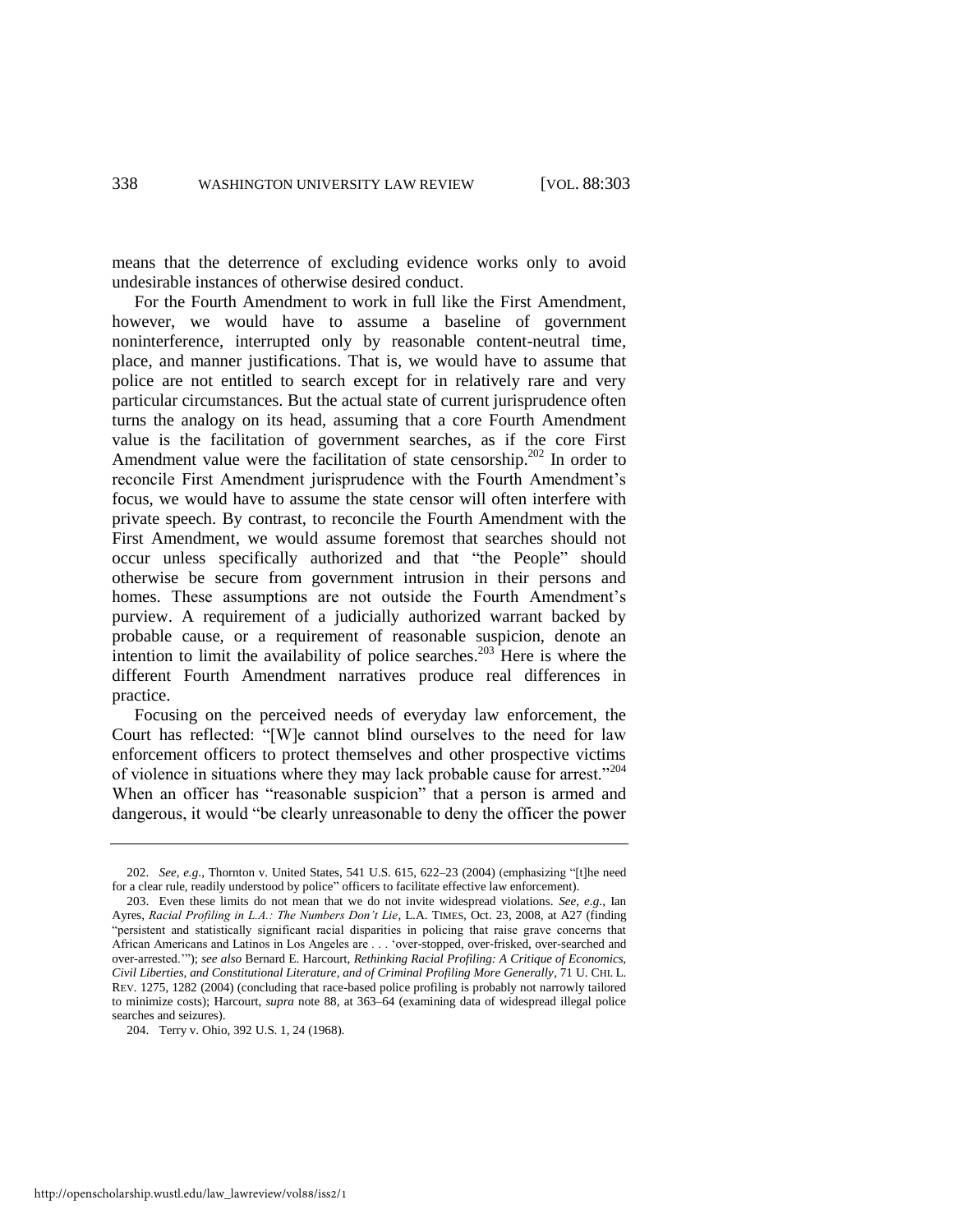means that the deterrence of excluding evidence works only to avoid undesirable instances of otherwise desired conduct.

For the Fourth Amendment to work in full like the First Amendment, however, we would have to assume a baseline of government noninterference, interrupted only by reasonable content-neutral time, place, and manner justifications. That is, we would have to assume that police are not entitled to search except for in relatively rare and very particular circumstances. But the actual state of current jurisprudence often turns the analogy on its head, assuming that a core Fourth Amendment value is the facilitation of government searches, as if the core First Amendment value were the facilitation of state censorship.[202] In order to reconcile First Amendment jurisprudence with the Fourth Amendment's focus, we would have to assume the state censor will often interfere with private speech. By contrast, to reconcile the Fourth Amendment with the First Amendment, we would assume foremost that searches should not occur unless specifically authorized and that "the People" should otherwise be secure from government intrusion in their persons and homes. These assumptions are not outside the Fourth Amendment's purview. A requirement of a judicially authorized warrant backed by probable cause, or a requirement of reasonable suspicion, denote an intention to limit the availability of police searches.[203] Here is where the different Fourth Amendment narratives produce real differences in practice.

Focusing on the perceived needs of everyday law enforcement, the Court has reflected: "[W]e cannot blind ourselves to the need for law enforcement officers to protect themselves and other prospective victims of violence in situations where they may lack probable cause for arrest."[204] When an officer has "reasonable suspicion" that a person is armed and dangerous, it would "be clearly unreasonable to deny the officer the power

---

202. *See, e.g.*, Thornton v. United States, 541 U.S. 615, 622–23 (2004) (emphasizing "[t]he need for a clear rule, readily understood by police" officers to facilitate effective law enforcement).

203. Even these limits do not mean that we do not invite widespread violations. *See, e.g.*, Ian Ayres, *Racial Profiling in L.A.: The Numbers Don't Lie*, L.A. TIMES, Oct. 23, 2008, at A27 (finding "persistent and statistically significant racial disparities in policing that raise grave concerns that African Americans and Latinos in Los Angeles are . . . 'over-stopped, over-frisked, over-searched and over-arrested.'"); *see also* Bernard E. Harcourt, *Rethinking Racial Profiling: A Critique of Economics, Civil Liberties, and Constitutional Literature, and of Criminal Profiling More Generally*, 71 U. CHI. L. REV. 1275, 1282 (2004) (concluding that race-based police profiling is probably not narrowly tailored to minimize costs); Harcourt, *supra* note 88, at 363–64 (examining data of widespread illegal police searches and seizures).

204. Terry v. Ohio, 392 U.S. 1, 24 (1968).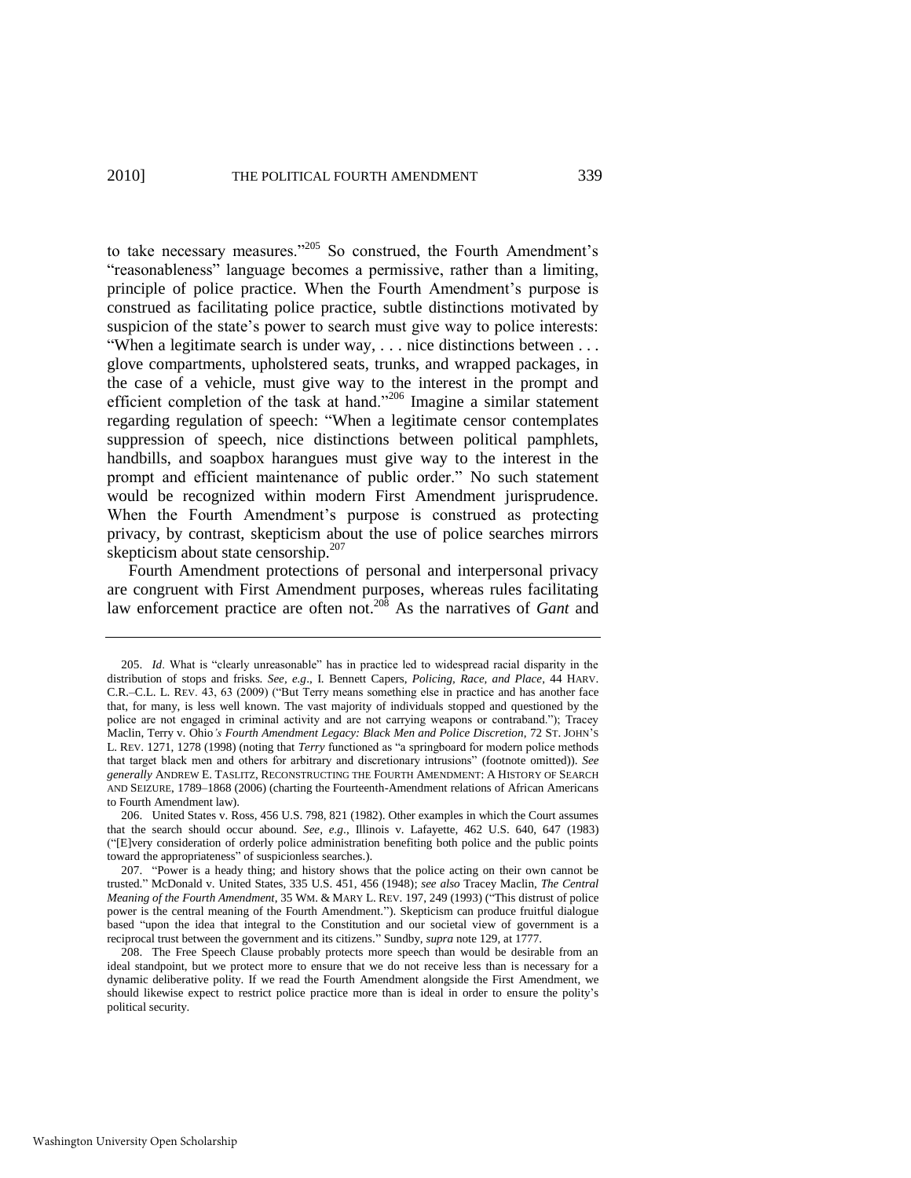to take necessary measures."[205] So construed, the Fourth Amendment's "reasonableness" language becomes a permissive, rather than a limiting, principle of police practice. When the Fourth Amendment's purpose is construed as facilitating police practice, subtle distinctions motivated by suspicion of the state's power to search must give way to police interests: "When a legitimate search is under way, . . . nice distinctions between . . . glove compartments, upholstered seats, trunks, and wrapped packages, in the case of a vehicle, must give way to the interest in the prompt and efficient completion of the task at hand."[206] Imagine a similar statement regarding regulation of speech: "When a legitimate censor contemplates suppression of speech, nice distinctions between political pamphlets, handbills, and soapbox harangues must give way to the interest in the prompt and efficient maintenance of public order." No such statement would be recognized within modern First Amendment jurisprudence. When the Fourth Amendment's purpose is construed as protecting privacy, by contrast, skepticism about the use of police searches mirrors skepticism about state censorship.[207]

Fourth Amendment protections of personal and interpersonal privacy are congruent with First Amendment purposes, whereas rules facilitating law enforcement practice are often not.[208] As the narratives of *Gant* and

---

205. *Id*. What is "clearly unreasonable" has in practice led to widespread racial disparity in the distribution of stops and frisks. *See, e.g.*, I. Bennett Capers, *Policing, Race, and Place*, 44 HARV. C.R.–C.L. L. REV. 43, 63 (2009) ("But Terry means something else in practice and has another face that, for many, is less well known. The vast majority of individuals stopped and questioned by the police are not engaged in criminal activity and are not carrying weapons or contraband."); Tracey Maclin, Terry v. Ohio*'s Fourth Amendment Legacy: Black Men and Police Discretion*, 72 ST. JOHN'S L. REV. 1271, 1278 (1998) (noting that *Terry* functioned as "a springboard for modern police methods that target black men and others for arbitrary and discretionary intrusions" (footnote omitted)). *See generally* ANDREW E. TASLITZ, RECONSTRUCTING THE FOURTH AMENDMENT: A HISTORY OF SEARCH AND SEIZURE, 1789–1868 (2006) (charting the Fourteenth-Amendment relations of African Americans to Fourth Amendment law).

206. United States v. Ross, 456 U.S. 798, 821 (1982). Other examples in which the Court assumes that the search should occur abound. *See, e.g.*, Illinois v. Lafayette, 462 U.S. 640, 647 (1983) ("[E]very consideration of orderly police administration benefiting both police and the public points toward the appropriateness" of suspicionless searches.).

207. "Power is a heady thing; and history shows that the police acting on their own cannot be trusted." McDonald v. United States, 335 U.S. 451, 456 (1948); *see also* Tracey Maclin, *The Central Meaning of the Fourth Amendment*, 35 WM. & MARY L. REV. 197, 249 (1993) ("This distrust of police power is the central meaning of the Fourth Amendment."). Skepticism can produce fruitful dialogue based "upon the idea that integral to the Constitution and our societal view of government is a reciprocal trust between the government and its citizens." Sundby, *supra* note 129, at 1777.

208. The Free Speech Clause probably protects more speech than would be desirable from an ideal standpoint, but we protect more to ensure that we do not receive less than is necessary for a dynamic deliberative polity. If we read the Fourth Amendment alongside the First Amendment, we should likewise expect to restrict police practice more than is ideal in order to ensure the polity's political security.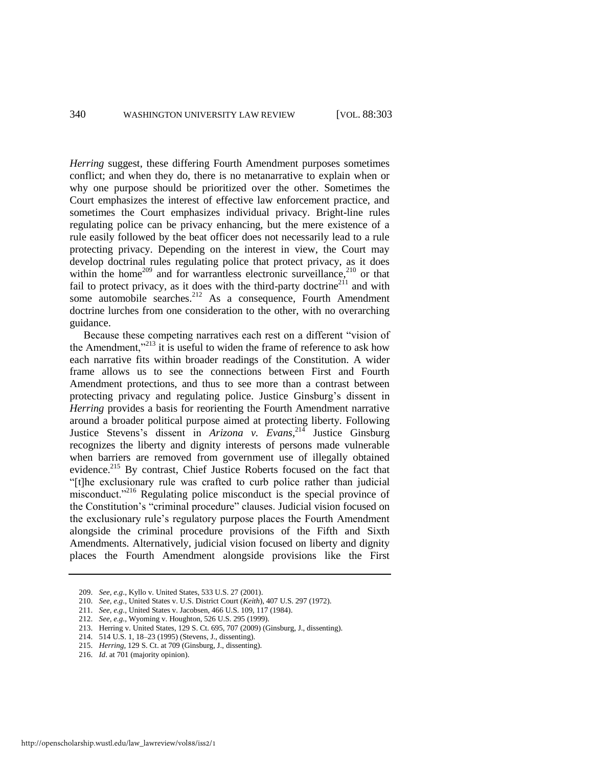*Herring* suggest, these differing Fourth Amendment purposes sometimes conflict; and when they do, there is no metanarrative to explain when or why one purpose should be prioritized over the other. Sometimes the Court emphasizes the interest of effective law enforcement practice, and sometimes the Court emphasizes individual privacy. Bright-line rules regulating police can be privacy enhancing, but the mere existence of a rule easily followed by the beat officer does not necessarily lead to a rule protecting privacy. Depending on the interest in view, the Court may develop doctrinal rules regulating police that protect privacy, as it does within the home[209] and for warrantless electronic surveillance,[210] or that fail to protect privacy, as it does with the third-party doctrine[211] and with some automobile searches.[212] As a consequence, Fourth Amendment doctrine lurches from one consideration to the other, with no overarching guidance.

Because these competing narratives each rest on a different "vision of the Amendment,"[213] it is useful to widen the frame of reference to ask how each narrative fits within broader readings of the Constitution. A wider frame allows us to see the connections between First and Fourth Amendment protections, and thus to see more than a contrast between protecting privacy and regulating police. Justice Ginsburg's dissent in *Herring* provides a basis for reorienting the Fourth Amendment narrative around a broader political purpose aimed at protecting liberty. Following Justice Stevens's dissent in *Arizona v. Evans*,[214] Justice Ginsburg recognizes the liberty and dignity interests of persons made vulnerable when barriers are removed from government use of illegally obtained evidence.[215] By contrast, Chief Justice Roberts focused on the fact that "[t]he exclusionary rule was crafted to curb police rather than judicial misconduct."[216] Regulating police misconduct is the special province of the Constitution's "criminal procedure" clauses. Judicial vision focused on the exclusionary rule's regulatory purpose places the Fourth Amendment alongside the criminal procedure provisions of the Fifth and Sixth Amendments. Alternatively, judicial vision focused on liberty and dignity places the Fourth Amendment alongside provisions like the First

---

209. *See, e.g.*, Kyllo v. United States, 533 U.S. 27 (2001).

210. *See, e.g.*, United States v. U.S. District Court (*Keith*), 407 U.S. 297 (1972).

211. *See, e.g.*, United States v. Jacobsen, 466 U.S. 109, 117 (1984).

212. *See, e.g.*, Wyoming v. Houghton, 526 U.S. 295 (1999).

213. Herring v. United States, 129 S. Ct. 695, 707 (2009) (Ginsburg, J., dissenting).

214. 514 U.S. 1, 18–23 (1995) (Stevens, J., dissenting).

215. *Herring*, 129 S. Ct. at 709 (Ginsburg, J., dissenting).

216. *Id*. at 701 (majority opinion).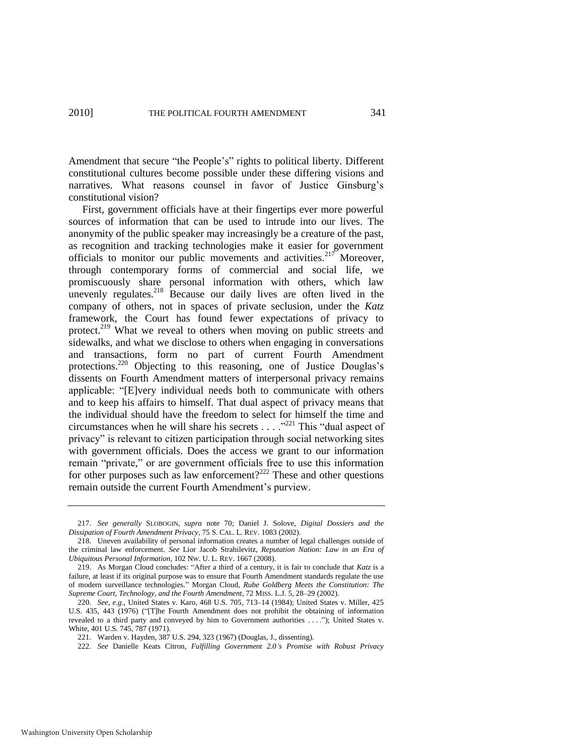Amendment that secure "the People's" rights to political liberty. Different constitutional cultures become possible under these differing visions and narratives. What reasons counsel in favor of Justice Ginsburg's constitutional vision?

First, government officials have at their fingertips ever more powerful sources of information that can be used to intrude into our lives. The anonymity of the public speaker may increasingly be a creature of the past, as recognition and tracking technologies make it easier for government officials to monitor our public movements and activities.[217] Moreover, through contemporary forms of commercial and social life, we promiscuously share personal information with others, which law unevenly regulates.[218] Because our daily lives are often lived in the company of others, not in spaces of private seclusion, under the *Katz* framework, the Court has found fewer expectations of privacy to protect.[219] What we reveal to others when moving on public streets and sidewalks, and what we disclose to others when engaging in conversations and transactions, form no part of current Fourth Amendment protections.[220] Objecting to this reasoning, one of Justice Douglas's dissents on Fourth Amendment matters of interpersonal privacy remains applicable: "[E]very individual needs both to communicate with others and to keep his affairs to himself. That dual aspect of privacy means that the individual should have the freedom to select for himself the time and circumstances when he will share his secrets . . . ."[221] This "dual aspect of privacy" is relevant to citizen participation through social networking sites with government officials. Does the access we grant to our information remain "private," or are government officials free to use this information for other purposes such as law enforcement?[222] These and other questions remain outside the current Fourth Amendment's purview.

---

217. *See generally* SLOBOGIN, *supra* note 70; Daniel J. Solove, *Digital Dossiers and the Dissipation of Fourth Amendment Privacy*, 75 S. CAL. L. REV. 1083 (2002).

218. Uneven availability of personal information creates a number of legal challenges outside of the criminal law enforcement. *See* Lior Jacob Strahilevitz, *Reputation Nation: Law in an Era of Ubiquitous Personal Information*, 102 NW. U. L. REV. 1667 (2008).

219. As Morgan Cloud concludes: "After a third of a century, it is fair to conclude that *Katz* is a failure, at least if its original purpose was to ensure that Fourth Amendment standards regulate the use of modern surveillance technologies." Morgan Cloud, *Rube Goldberg Meets the Constitution: The Supreme Court, Technology, and the Fourth Amendment*, 72 MISS. L.J. 5, 28–29 (2002).

220. *See, e.g.*, United States v. Karo, 468 U.S. 705, 713–14 (1984); United States v. Miller, 425 U.S. 435, 443 (1976) ("[T]he Fourth Amendment does not prohibit the obtaining of information revealed to a third party and conveyed by him to Government authorities . . . ."); United States v. White, 401 U.S. 745, 787 (1971).

221. Warden v. Hayden, 387 U.S. 294, 323 (1967) (Douglas, J., dissenting).

222. *See* Danielle Keats Citron, *Fulfilling Government 2.0's Promise with Robust Privacy*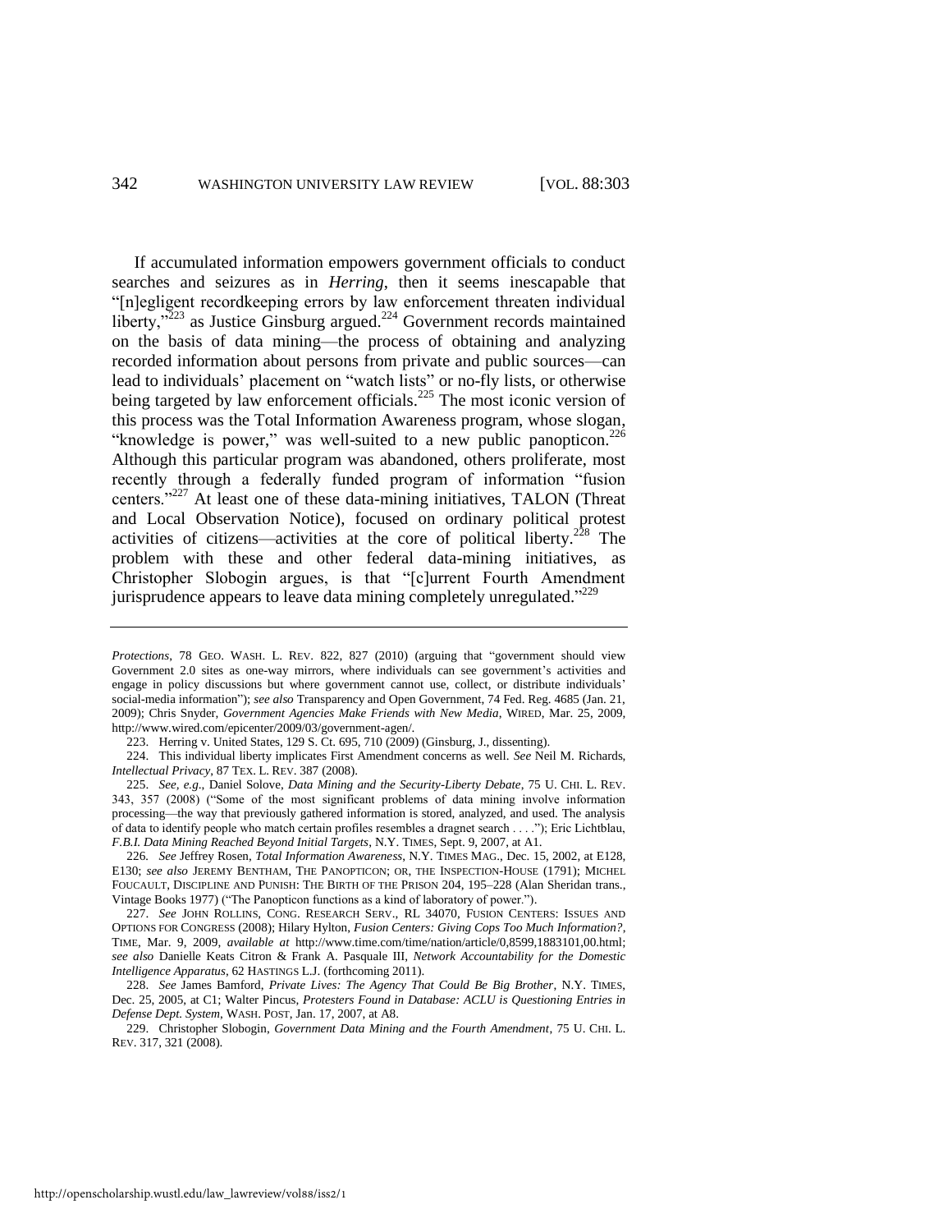If accumulated information empowers government officials to conduct searches and seizures as in *Herring*, then it seems inescapable that "[n]egligent recordkeeping errors by law enforcement threaten individual liberty,"[223] as Justice Ginsburg argued.[224] Government records maintained on the basis of data mining—the process of obtaining and analyzing recorded information about persons from private and public sources—can lead to individuals' placement on "watch lists" or no-fly lists, or otherwise being targeted by law enforcement officials.[225] The most iconic version of this process was the Total Information Awareness program, whose slogan, "knowledge is power," was well-suited to a new public panopticon.[226] Although this particular program was abandoned, others proliferate, most recently through a federally funded program of information "fusion centers."[227] At least one of these data-mining initiatives, TALON (Threat and Local Observation Notice), focused on ordinary political protest activities of citizens—activities at the core of political liberty.[228] The problem with these and other federal data-mining initiatives, as Christopher Slobogin argues, is that "[c]urrent Fourth Amendment jurisprudence appears to leave data mining completely unregulated."[229]

---

*Protections*, 78 GEO. WASH. L. REV. 822, 827 (2010) (arguing that "government should view Government 2.0 sites as one-way mirrors, where individuals can see government's activities and engage in policy discussions but where government cannot use, collect, or distribute individuals' social-media information"); *see also* Transparency and Open Government, 74 Fed. Reg. 4685 (Jan. 21, 2009); Chris Snyder, *Government Agencies Make Friends with New Media*, WIRED, Mar. 25, 2009, http://www.wired.com/epicenter/2009/03/government-agen/.

223. Herring v. United States, 129 S. Ct. 695, 710 (2009) (Ginsburg, J., dissenting).

224. This individual liberty implicates First Amendment concerns as well. *See* Neil M. Richards, *Intellectual Privacy*, 87 TEX. L. REV. 387 (2008).

225. *See, e.g.*, Daniel Solove, *Data Mining and the Security-Liberty Debate*, 75 U. CHI. L. REV. 343, 357 (2008) ("Some of the most significant problems of data mining involve information processing—the way that previously gathered information is stored, analyzed, and used. The analysis of data to identify people who match certain profiles resembles a dragnet search . . . ."); Eric Lichtblau, *F.B.I. Data Mining Reached Beyond Initial Targets*, N.Y. TIMES, Sept. 9, 2007, at A1.

226. *See* Jeffrey Rosen, *Total Information Awareness*, N.Y. TIMES MAG., Dec. 15, 2002, at E128, E130; *see also* JEREMY BENTHAM, THE PANOPTICON; OR, THE INSPECTION-HOUSE (1791); MICHEL FOUCAULT, DISCIPLINE AND PUNISH: THE BIRTH OF THE PRISON 204, 195–228 (Alan Sheridan trans., Vintage Books 1977) ("The Panopticon functions as a kind of laboratory of power.").

227. *See* JOHN ROLLINS, CONG. RESEARCH SERV., RL 34070, FUSION CENTERS: ISSUES AND OPTIONS FOR CONGRESS (2008); Hilary Hylton, *Fusion Centers: Giving Cops Too Much Information?*, TIME, Mar. 9, 2009, *available at* http://www.time.com/time/nation/article/0,8599,1883101,00.html; *see also* Danielle Keats Citron & Frank A. Pasquale III, *Network Accountability for the Domestic Intelligence Apparatus*, 62 HASTINGS L.J. (forthcoming 2011).

228. *See* James Bamford, *Private Lives: The Agency That Could Be Big Brother*, N.Y. TIMES, Dec. 25, 2005, at C1; Walter Pincus, *Protesters Found in Database: ACLU is Questioning Entries in Defense Dept. System*, WASH. POST, Jan. 17, 2007, at A8.

229. Christopher Slobogin, *Government Data Mining and the Fourth Amendment*, 75 U. CHI. L. REV. 317, 321 (2008).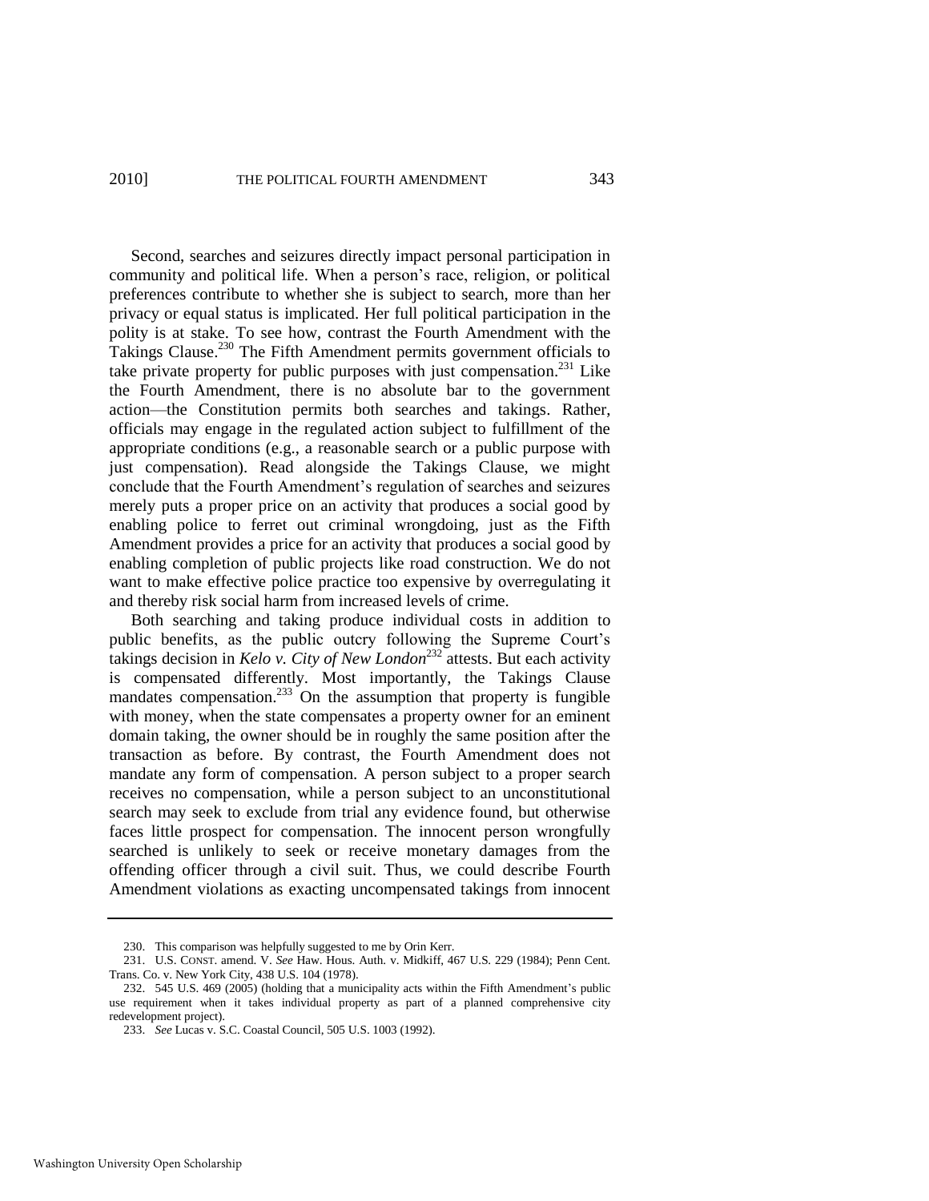Second, searches and seizures directly impact personal participation in community and political life. When a person's race, religion, or political preferences contribute to whether she is subject to search, more than her privacy or equal status is implicated. Her full political participation in the polity is at stake. To see how, contrast the Fourth Amendment with the Takings Clause.[230] The Fifth Amendment permits government officials to take private property for public purposes with just compensation.[231] Like the Fourth Amendment, there is no absolute bar to the government action—the Constitution permits both searches and takings. Rather, officials may engage in the regulated action subject to fulfillment of the appropriate conditions (e.g., a reasonable search or a public purpose with just compensation). Read alongside the Takings Clause, we might conclude that the Fourth Amendment's regulation of searches and seizures merely puts a proper price on an activity that produces a social good by enabling police to ferret out criminal wrongdoing, just as the Fifth Amendment provides a price for an activity that produces a social good by enabling completion of public projects like road construction. We do not want to make effective police practice too expensive by overregulating it and thereby risk social harm from increased levels of crime.

Both searching and taking produce individual costs in addition to public benefits, as the public outcry following the Supreme Court's takings decision in *Kelo v. City of New London*[232] attests. But each activity is compensated differently. Most importantly, the Takings Clause mandates compensation.[233] On the assumption that property is fungible with money, when the state compensates a property owner for an eminent domain taking, the owner should be in roughly the same position after the transaction as before. By contrast, the Fourth Amendment does not mandate any form of compensation. A person subject to a proper search receives no compensation, while a person subject to an unconstitutional search may seek to exclude from trial any evidence found, but otherwise faces little prospect for compensation. The innocent person wrongfully searched is unlikely to seek or receive monetary damages from the offending officer through a civil suit. Thus, we could describe Fourth Amendment violations as exacting uncompensated takings from innocent

---

230. This comparison was helpfully suggested to me by Orin Kerr.

231. U.S. CONST. amend. V. *See* Haw. Hous. Auth. v. Midkiff, 467 U.S. 229 (1984); Penn Cent. Trans. Co. v. New York City, 438 U.S. 104 (1978).

232. 545 U.S. 469 (2005) (holding that a municipality acts within the Fifth Amendment's public use requirement when it takes individual property as part of a planned comprehensive city redevelopment project).

233. *See* Lucas v. S.C. Coastal Council, 505 U.S. 1003 (1992).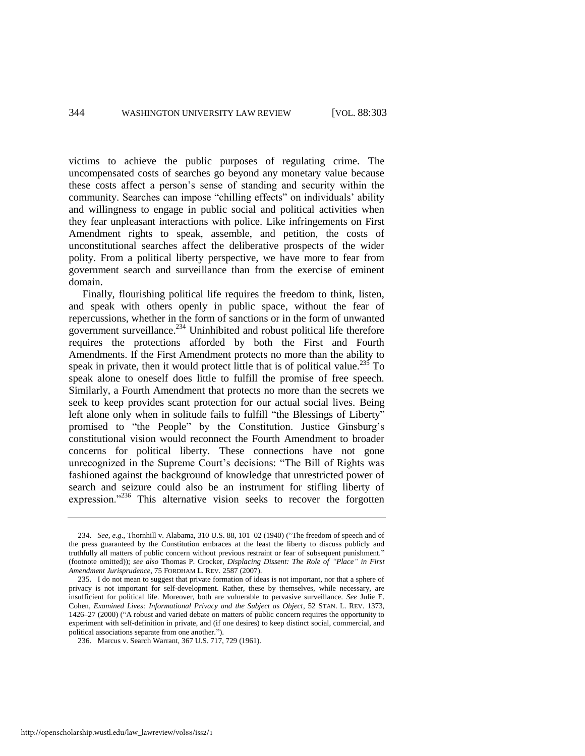victims to achieve the public purposes of regulating crime. The uncompensated costs of searches go beyond any monetary value because these costs affect a person's sense of standing and security within the community. Searches can impose "chilling effects" on individuals' ability and willingness to engage in public social and political activities when they fear unpleasant interactions with police. Like infringements on First Amendment rights to speak, assemble, and petition, the costs of unconstitutional searches affect the deliberative prospects of the wider polity. From a political liberty perspective, we have more to fear from government search and surveillance than from the exercise of eminent domain.

Finally, flourishing political life requires the freedom to think, listen, and speak with others openly in public space, without the fear of repercussions, whether in the form of sanctions or in the form of unwanted government surveillance.[234] Uninhibited and robust political life therefore requires the protections afforded by both the First and Fourth Amendments. If the First Amendment protects no more than the ability to speak in private, then it would protect little that is of political value.[235] To speak alone to oneself does little to fulfill the promise of free speech. Similarly, a Fourth Amendment that protects no more than the secrets we seek to keep provides scant protection for our actual social lives. Being left alone only when in solitude fails to fulfill "the Blessings of Liberty" promised to "the People" by the Constitution. Justice Ginsburg's constitutional vision would reconnect the Fourth Amendment to broader concerns for political liberty. These connections have not gone unrecognized in the Supreme Court's decisions: "The Bill of Rights was fashioned against the background of knowledge that unrestricted power of search and seizure could also be an instrument for stifling liberty of expression."[236] This alternative vision seeks to recover the forgotten

---

234. *See, e.g.*, Thornhill v. Alabama, 310 U.S. 88, 101–02 (1940) ("The freedom of speech and of the press guaranteed by the Constitution embraces at the least the liberty to discuss publicly and truthfully all matters of public concern without previous restraint or fear of subsequent punishment." (footnote omitted)); *see also* Thomas P. Crocker, *Displacing Dissent: The Role of "Place" in First Amendment Jurisprudence*, 75 FORDHAM L. REV. 2587 (2007).

235. I do not mean to suggest that private formation of ideas is not important, nor that a sphere of privacy is not important for self-development. Rather, these by themselves, while necessary, are insufficient for political life. Moreover, both are vulnerable to pervasive surveillance. *See* Julie E. Cohen, *Examined Lives: Informational Privacy and the Subject as Object*, 52 STAN. L. REV. 1373, 1426–27 (2000) ("A robust and varied debate on matters of public concern requires the opportunity to experiment with self-definition in private, and (if one desires) to keep distinct social, commercial, and political associations separate from one another.").

236. Marcus v. Search Warrant, 367 U.S. 717, 729 (1961).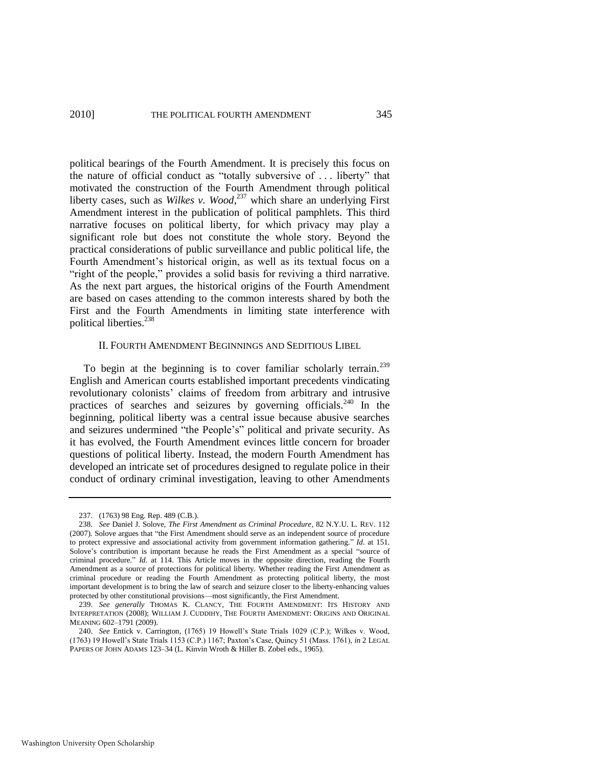political bearings of the Fourth Amendment. It is precisely this focus on the nature of official conduct as "totally subversive of . . . liberty" that motivated the construction of the Fourth Amendment through political liberty cases, such as *Wilkes v. Wood*,[237] which share an underlying First Amendment interest in the publication of political pamphlets. This third narrative focuses on political liberty, for which privacy may play a significant role but does not constitute the whole story. Beyond the practical considerations of public surveillance and public political life, the Fourth Amendment's historical origin, as well as its textual focus on a "right of the people," provides a solid basis for reviving a third narrative. As the next part argues, the historical origins of the Fourth Amendment are based on cases attending to the common interests shared by both the First and the Fourth Amendments in limiting state interference with political liberties.[238]

## II. FOURTH AMENDMENT BEGINNINGS AND SEDITIOUS LIBEL

To begin at the beginning is to cover familiar scholarly terrain.[239] English and American courts established important precedents vindicating revolutionary colonists' claims of freedom from arbitrary and intrusive practices of searches and seizures by governing officials.[240] In the beginning, political liberty was a central issue because abusive searches and seizures undermined "the People's" political and private security. As it has evolved, the Fourth Amendment evinces little concern for broader questions of political liberty. Instead, the modern Fourth Amendment has developed an intricate set of procedures designed to regulate police in their conduct of ordinary criminal investigation, leaving to other Amendments

---

237. (1763) 98 Eng. Rep. 489 (C.B.).

238. *See* Daniel J. Solove, *The First Amendment as Criminal Procedure*, 82 N.Y.U. L. REV. 112 (2007). Solove argues that "the First Amendment should serve as an independent source of procedure to protect expressive and associational activity from government information gathering." *Id*. at 151. Solove's contribution is important because he reads the First Amendment as a special "source of criminal procedure." *Id*. at 114. This Article moves in the opposite direction, reading the Fourth Amendment as a source of protections for political liberty. Whether reading the First Amendment as criminal procedure or reading the Fourth Amendment as protecting political liberty, the most important development is to bring the law of search and seizure closer to the liberty-enhancing values protected by other constitutional provisions—most significantly, the First Amendment.

239. *See generally* THOMAS K. CLANCY, THE FOURTH AMENDMENT: ITS HISTORY AND INTERPRETATION (2008); WILLIAM J. CUDDIHY, THE FOURTH AMENDMENT: ORIGINS AND ORIGINAL MEANING 602–1791 (2009).

240. *See* Entick v. Carrington, (1765) 19 Howell's State Trials 1029 (C.P.); Wilkes v. Wood, (1763) 19 Howell's State Trials 1153 (C.P.) 1167; Paxton's Case, Quincy 51 (Mass. 1761), *in* 2 LEGAL PAPERS OF JOHN ADAMS 123–34 (L. Kinvin Wroth & Hiller B. Zobel eds., 1965).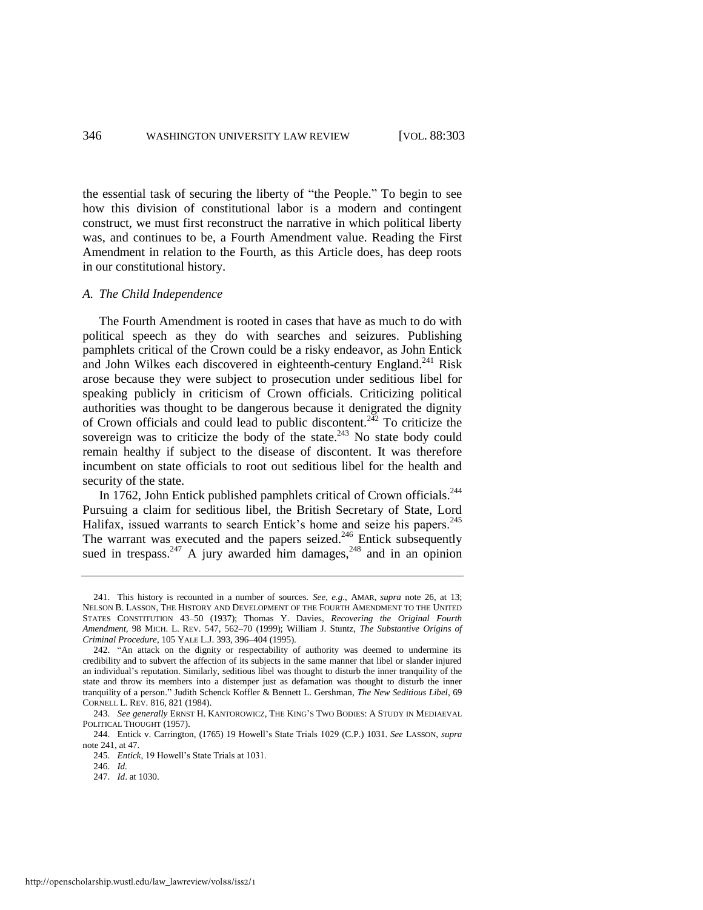the essential task of securing the liberty of "the People." To begin to see how this division of constitutional labor is a modern and contingent construct, we must first reconstruct the narrative in which political liberty was, and continues to be, a Fourth Amendment value. Reading the First Amendment in relation to the Fourth, as this Article does, has deep roots in our constitutional history.

### *A. The Child Independence*

The Fourth Amendment is rooted in cases that have as much to do with political speech as they do with searches and seizures. Publishing pamphlets critical of the Crown could be a risky endeavor, as John Entick and John Wilkes each discovered in eighteenth-century England.[241] Risk arose because they were subject to prosecution under seditious libel for speaking publicly in criticism of Crown officials. Criticizing political authorities was thought to be dangerous because it denigrated the dignity of Crown officials and could lead to public discontent.[242] To criticize the sovereign was to criticize the body of the state.[243] No state body could remain healthy if subject to the disease of discontent. It was therefore incumbent on state officials to root out seditious libel for the health and security of the state.

In 1762, John Entick published pamphlets critical of Crown officials.[244] Pursuing a claim for seditious libel, the British Secretary of State, Lord Halifax, issued warrants to search Entick's home and seize his papers.[245] The warrant was executed and the papers seized.[246] Entick subsequently sued in trespass.[247] A jury awarded him damages,[248] and in an opinion

---

241. This history is recounted in a number of sources. *See, e.g.*, AMAR, *supra* note 26, at 13; NELSON B. LASSON, THE HISTORY AND DEVELOPMENT OF THE FOURTH AMENDMENT TO THE UNITED STATES CONSTITUTION 43–50 (1937); Thomas Y. Davies, *Recovering the Original Fourth Amendment*, 98 MICH. L. REV. 547, 562–70 (1999); William J. Stuntz, *The Substantive Origins of Criminal Procedure*, 105 YALE L.J. 393, 396–404 (1995).

242. "An attack on the dignity or respectability of authority was deemed to undermine its credibility and to subvert the affection of its subjects in the same manner that libel or slander injured an individual's reputation. Similarly, seditious libel was thought to disturb the inner tranquility of the state and throw its members into a distemper just as defamation was thought to disturb the inner tranquility of a person." Judith Schenck Koffler & Bennett L. Gershman, *The New Seditious Libel*, 69 CORNELL L. REV. 816, 821 (1984).

243. *See generally* ERNST H. KANTOROWICZ, THE KING'S TWO BODIES: A STUDY IN MEDIAEVAL POLITICAL THOUGHT (1957).

244. Entick v. Carrington, (1765) 19 Howell's State Trials 1029 (C.P.) 1031. *See* LASSON, *supra* note 241, at 47.

245. *Entick*, 19 Howell's State Trials at 1031.

246. *Id.*

247. *Id*. at 1030.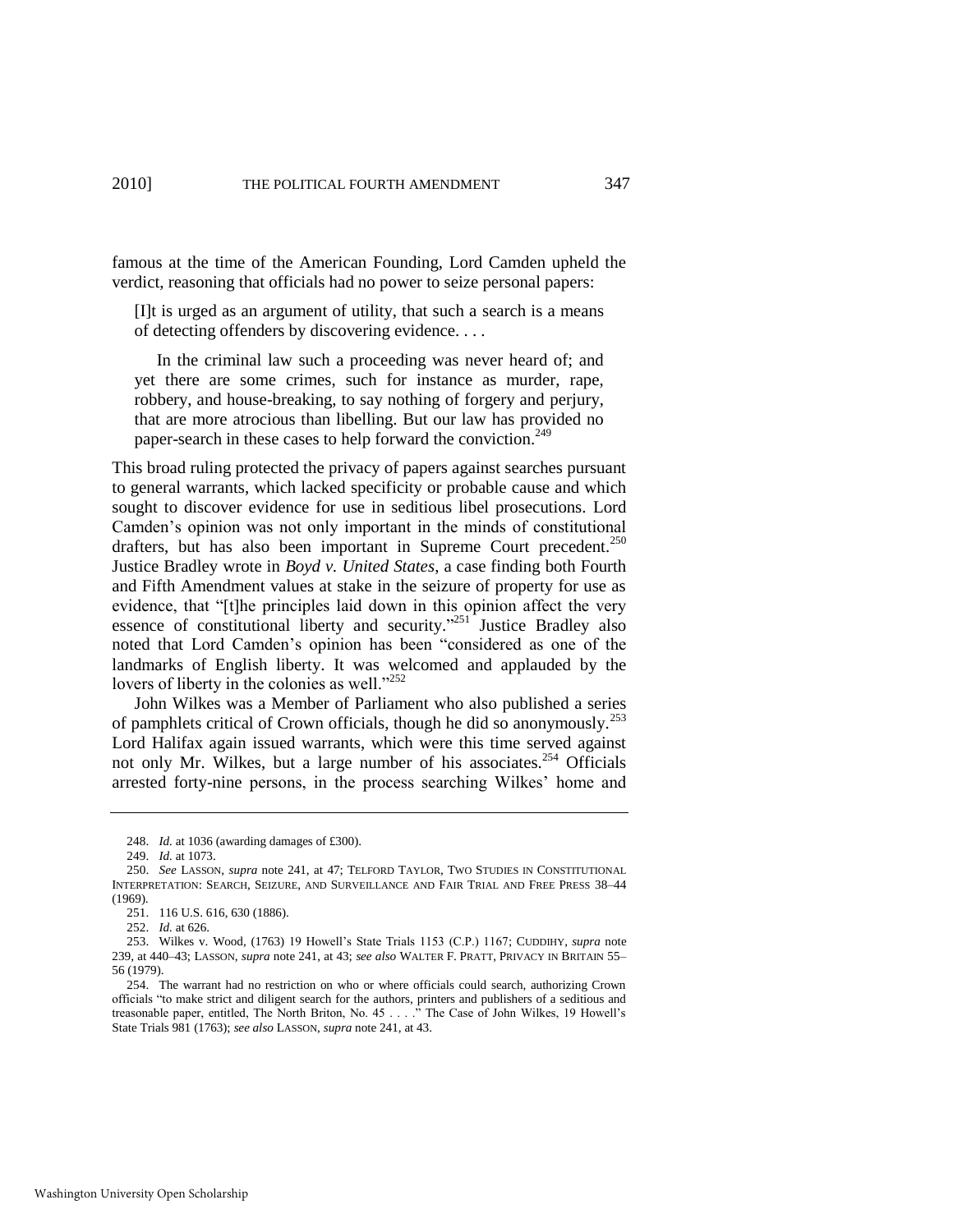famous at the time of the American Founding, Lord Camden upheld the verdict, reasoning that officials had no power to seize personal papers:

> [I]t is urged as an argument of utility, that such a search is a means of detecting offenders by discovering evidence. . . .
>
> In the criminal law such a proceeding was never heard of; and yet there are some crimes, such for instance as murder, rape, robbery, and house-breaking, to say nothing of forgery and perjury, that are more atrocious than libelling. But our law has provided no paper-search in these cases to help forward the conviction.[249]

This broad ruling protected the privacy of papers against searches pursuant to general warrants, which lacked specificity or probable cause and which sought to discover evidence for use in seditious libel prosecutions. Lord Camden's opinion was not only important in the minds of constitutional drafters, but has also been important in Supreme Court precedent.[250] Justice Bradley wrote in *Boyd v. United States*, a case finding both Fourth and Fifth Amendment values at stake in the seizure of property for use as evidence, that "[t]he principles laid down in this opinion affect the very essence of constitutional liberty and security."[251] Justice Bradley also noted that Lord Camden's opinion has been "considered as one of the landmarks of English liberty. It was welcomed and applauded by the lovers of liberty in the colonies as well."[252]

John Wilkes was a Member of Parliament who also published a series of pamphlets critical of Crown officials, though he did so anonymously.[253] Lord Halifax again issued warrants, which were this time served against not only Mr. Wilkes, but a large number of his associates.[254] Officials arrested forty-nine persons, in the process searching Wilkes' home and

---

248. *Id.* at 1036 (awarding damages of £300).

249. *Id.* at 1073.

250. *See* LASSON, *supra* note 241, at 47; TELFORD TAYLOR, TWO STUDIES IN CONSTITUTIONAL INTERPRETATION: SEARCH, SEIZURE, AND SURVEILLANCE AND FAIR TRIAL AND FREE PRESS 38–44 (1969).

251. 116 U.S. 616, 630 (1886).

252. *Id.* at 626.

253. Wilkes v. Wood, (1763) 19 Howell's State Trials 1153 (C.P.) 1167; CUDDIHY, *supra* note 239, at 440–43; LASSON, *supra* note 241, at 43; *see also* WALTER F. PRATT, PRIVACY IN BRITAIN 55–56 (1979).

254. The warrant had no restriction on who or where officials could search, authorizing Crown officials "to make strict and diligent search for the authors, printers and publishers of a seditious and treasonable paper, entitled, The North Briton, No. 45 . . . ." The Case of John Wilkes, 19 Howell's State Trials 981 (1763); *see also* LASSON, *supra* note 241, at 43.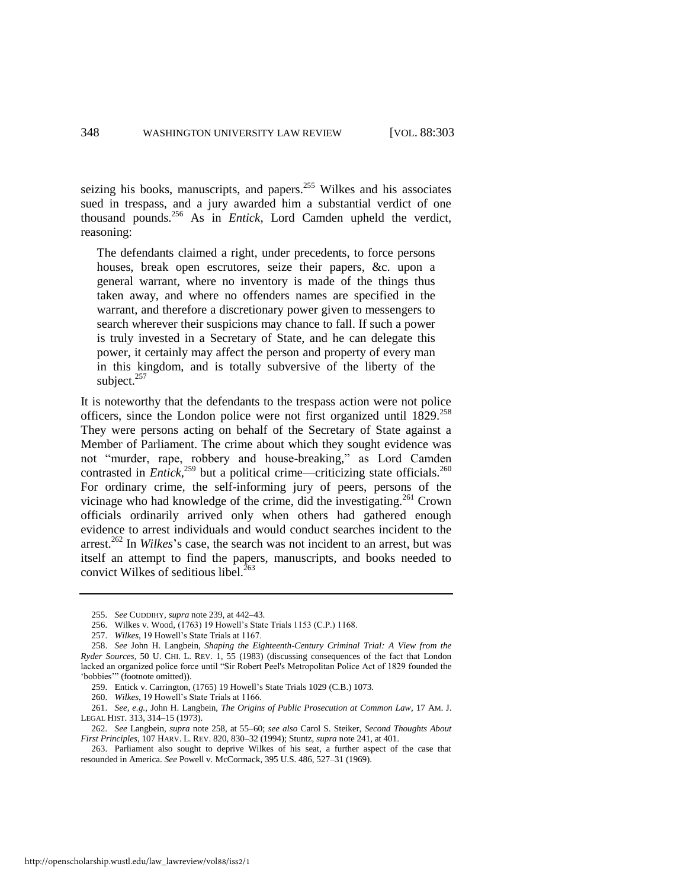seizing his books, manuscripts, and papers.[255] Wilkes and his associates sued in trespass, and a jury awarded him a substantial verdict of one thousand pounds.[256] As in *Entick*, Lord Camden upheld the verdict, reasoning:

> The defendants claimed a right, under precedents, to force persons houses, break open escrutores, seize their papers, &c. upon a general warrant, where no inventory is made of the things thus taken away, and where no offenders names are specified in the warrant, and therefore a discretionary power given to messengers to search wherever their suspicions may chance to fall. If such a power is truly invested in a Secretary of State, and he can delegate this power, it certainly may affect the person and property of every man in this kingdom, and is totally subversive of the liberty of the subject.[257]

It is noteworthy that the defendants to the trespass action were not police officers, since the London police were not first organized until 1829.[258] They were persons acting on behalf of the Secretary of State against a Member of Parliament. The crime about which they sought evidence was not "murder, rape, robbery and house-breaking," as Lord Camden contrasted in *Entick*,[259] but a political crime—criticizing state officials.[260] For ordinary crime, the self-informing jury of peers, persons of the vicinage who had knowledge of the crime, did the investigating.[261] Crown officials ordinarily arrived only when others had gathered enough evidence to arrest individuals and would conduct searches incident to the arrest.[262] In *Wilkes*'s case, the search was not incident to an arrest, but was itself an attempt to find the papers, manuscripts, and books needed to convict Wilkes of seditious libel.[263]

---

255. *See* CUDDIHY, *supra* note 239, at 442–43.

256. Wilkes v. Wood, (1763) 19 Howell's State Trials 1153 (C.P.) 1168.

257. *Wilkes*, 19 Howell's State Trials at 1167.

258. *See* John H. Langbein, *Shaping the Eighteenth-Century Criminal Trial: A View from the Ryder Sources*, 50 U. CHI. L. REV. 1, 55 (1983) (discussing consequences of the fact that London lacked an organized police force until "Sir Robert Peel's Metropolitan Police Act of 1829 founded the 'bobbies'" (footnote omitted)).

259. Entick v. Carrington, (1765) 19 Howell's State Trials 1029 (C.B.) 1073.

260. *Wilkes*, 19 Howell's State Trials at 1166.

261. *See, e.g.*, John H. Langbein, *The Origins of Public Prosecution at Common Law*, 17 AM. J. LEGAL HIST. 313, 314–15 (1973).

262. *See* Langbein, *supra* note 258, at 55–60; *see also* Carol S. Steiker, *Second Thoughts About First Principles*, 107 HARV. L. REV. 820, 830–32 (1994); Stuntz, *supra* note 241, at 401.

263. Parliament also sought to deprive Wilkes of his seat, a further aspect of the case that resounded in America. *See* Powell v. McCormack, 395 U.S. 486, 527–31 (1969).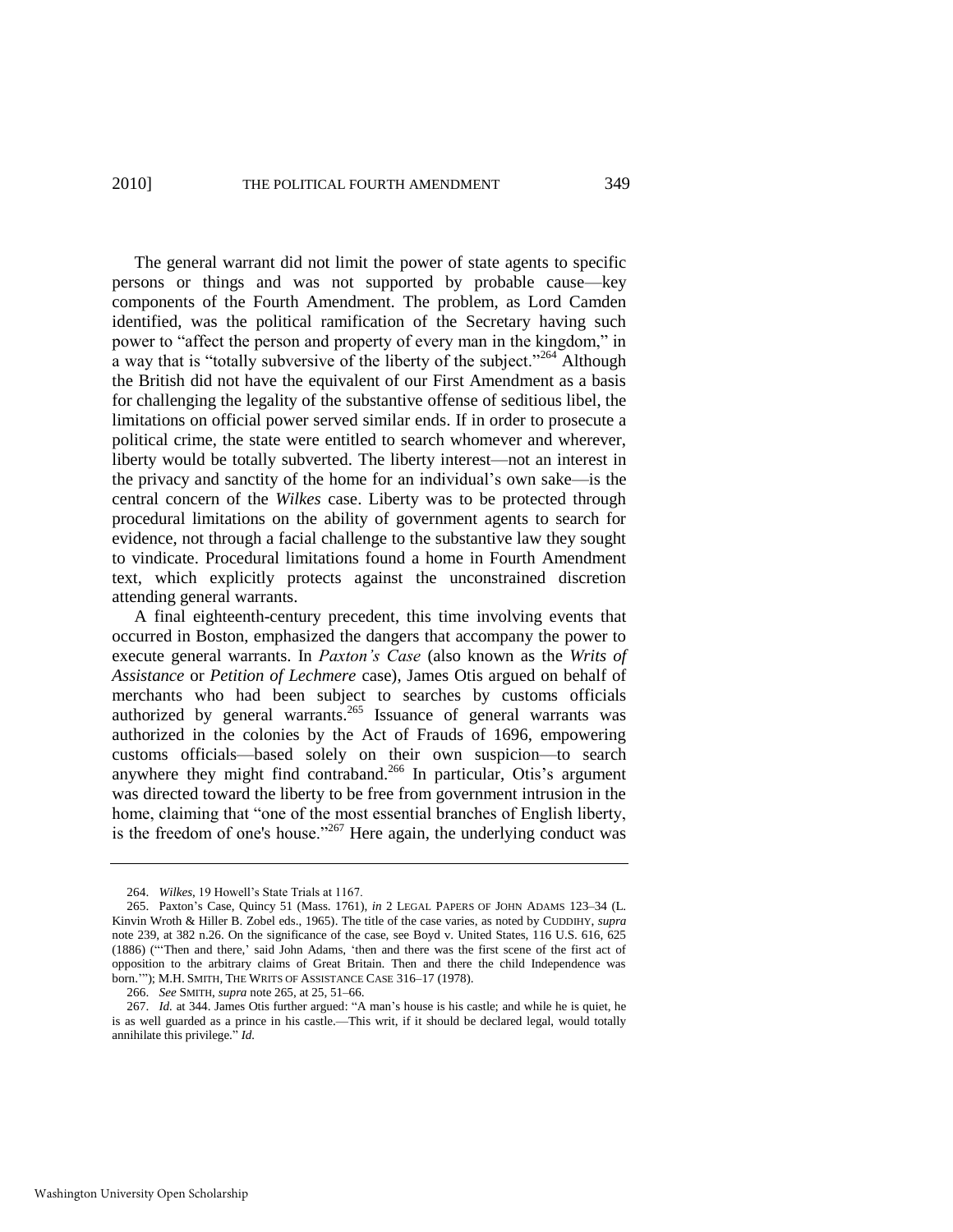The general warrant did not limit the power of state agents to specific persons or things and was not supported by probable cause—key components of the Fourth Amendment. The problem, as Lord Camden identified, was the political ramification of the Secretary having such power to "affect the person and property of every man in the kingdom," in a way that is "totally subversive of the liberty of the subject."[264] Although the British did not have the equivalent of our First Amendment as a basis for challenging the legality of the substantive offense of seditious libel, the limitations on official power served similar ends. If in order to prosecute a political crime, the state were entitled to search whomever and wherever, liberty would be totally subverted. The liberty interest—not an interest in the privacy and sanctity of the home for an individual's own sake—is the central concern of the *Wilkes* case. Liberty was to be protected through procedural limitations on the ability of government agents to search for evidence, not through a facial challenge to the substantive law they sought to vindicate. Procedural limitations found a home in Fourth Amendment text, which explicitly protects against the unconstrained discretion attending general warrants.

A final eighteenth-century precedent, this time involving events that occurred in Boston, emphasized the dangers that accompany the power to execute general warrants. In *Paxton's Case* (also known as the *Writs of Assistance* or *Petition of Lechmere* case), James Otis argued on behalf of merchants who had been subject to searches by customs officials authorized by general warrants.[265] Issuance of general warrants was authorized in the colonies by the Act of Frauds of 1696, empowering customs officials—based solely on their own suspicion—to search anywhere they might find contraband.[266] In particular, Otis's argument was directed toward the liberty to be free from government intrusion in the home, claiming that "one of the most essential branches of English liberty, is the freedom of one's house."[267] Here again, the underlying conduct was

---

264. *Wilkes*, 19 Howell's State Trials at 1167.

265. Paxton's Case, Quincy 51 (Mass. 1761), *in* 2 LEGAL PAPERS OF JOHN ADAMS 123–34 (L. Kinvin Wroth & Hiller B. Zobel eds., 1965). The title of the case varies, as noted by CUDDIHY, *supra* note 239, at 382 n.26. On the significance of the case, see Boyd v. United States, 116 U.S. 616, 625 (1886) ("'Then and there,' said John Adams, 'then and there was the first scene of the first act of opposition to the arbitrary claims of Great Britain. Then and there the child Independence was born.'"); M.H. SMITH, THE WRITS OF ASSISTANCE CASE 316–17 (1978).

266. *See* SMITH, *supra* note 265, at 25, 51–66.

267. *Id.* at 344. James Otis further argued: "A man's house is his castle; and while he is quiet, he is as well guarded as a prince in his castle.—This writ, if it should be declared legal, would totally annihilate this privilege." *Id.*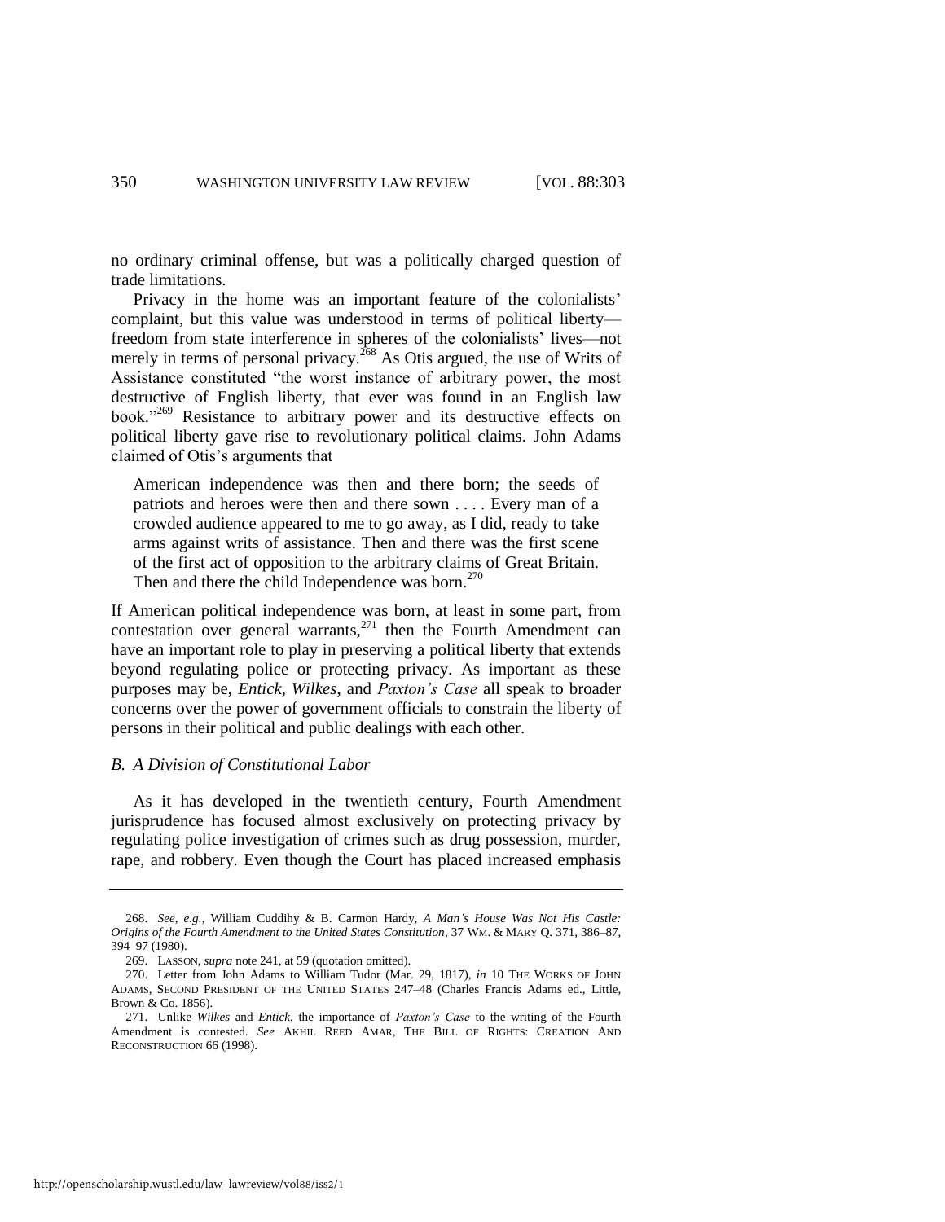no ordinary criminal offense, but was a politically charged question of trade limitations.

Privacy in the home was an important feature of the colonialists' complaint, but this value was understood in terms of political liberty—freedom from state interference in spheres of the colonialists' lives—not merely in terms of personal privacy.[268] As Otis argued, the use of Writs of Assistance constituted "the worst instance of arbitrary power, the most destructive of English liberty, that ever was found in an English law book."[269] Resistance to arbitrary power and its destructive effects on political liberty gave rise to revolutionary political claims. John Adams claimed of Otis's arguments that

> American independence was then and there born; the seeds of patriots and heroes were then and there sown . . . . Every man of a crowded audience appeared to me to go away, as I did, ready to take arms against writs of assistance. Then and there was the first scene of the first act of opposition to the arbitrary claims of Great Britain. Then and there the child Independence was born.[270]

If American political independence was born, at least in some part, from contestation over general warrants,[271] then the Fourth Amendment can have an important role to play in preserving a political liberty that extends beyond regulating police or protecting privacy. As important as these purposes may be, *Entick*, *Wilkes*, and *Paxton's Case* all speak to broader concerns over the power of government officials to constrain the liberty of persons in their political and public dealings with each other.

### *B. A Division of Constitutional Labor*

As it has developed in the twentieth century, Fourth Amendment jurisprudence has focused almost exclusively on protecting privacy by regulating police investigation of crimes such as drug possession, murder, rape, and robbery. Even though the Court has placed increased emphasis

---

268. *See, e.g.*, William Cuddihy & B. Carmon Hardy, *A Man's House Was Not His Castle: Origins of the Fourth Amendment to the United States Constitution*, 37 WM. & MARY Q. 371, 386–87, 394–97 (1980).

269. LASSON, *supra* note 241, at 59 (quotation omitted).

270. Letter from John Adams to William Tudor (Mar. 29, 1817), *in* 10 THE WORKS OF JOHN ADAMS, SECOND PRESIDENT OF THE UNITED STATES 247–48 (Charles Francis Adams ed., Little, Brown & Co. 1856).

271. Unlike *Wilkes* and *Entick*, the importance of *Paxton's Case* to the writing of the Fourth Amendment is contested. *See* AKHIL REED AMAR, THE BILL OF RIGHTS: CREATION AND RECONSTRUCTION 66 (1998).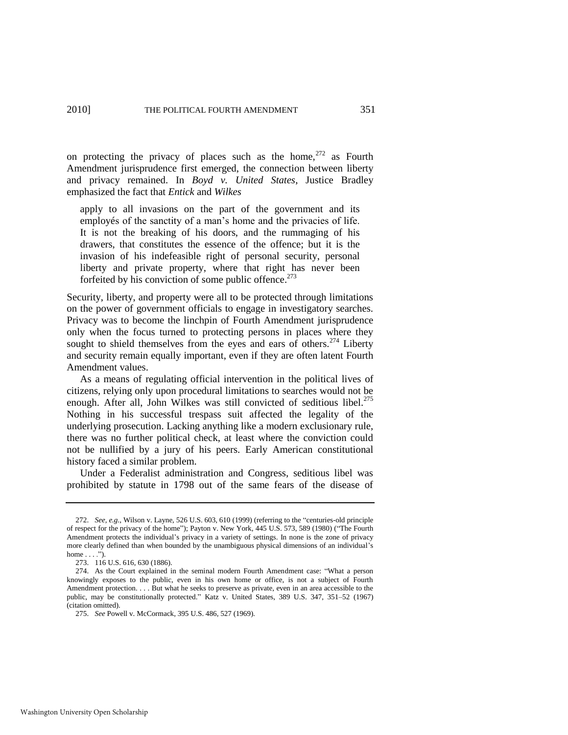on protecting the privacy of places such as the home,[272] as Fourth Amendment jurisprudence first emerged, the connection between liberty and privacy remained. In *Boyd v. United States*, Justice Bradley emphasized the fact that *Entick* and *Wilkes*

> apply to all invasions on the part of the government and its employés of the sanctity of a man's home and the privacies of life. It is not the breaking of his doors, and the rummaging of his drawers, that constitutes the essence of the offence; but it is the invasion of his indefeasible right of personal security, personal liberty and private property, where that right has never been forfeited by his conviction of some public offence.[273]

Security, liberty, and property were all to be protected through limitations on the power of government officials to engage in investigatory searches. Privacy was to become the linchpin of Fourth Amendment jurisprudence only when the focus turned to protecting persons in places where they sought to shield themselves from the eyes and ears of others.[274] Liberty and security remain equally important, even if they are often latent Fourth Amendment values.

As a means of regulating official intervention in the political lives of citizens, relying only upon procedural limitations to searches would not be enough. After all, John Wilkes was still convicted of seditious libel.[275] Nothing in his successful trespass suit affected the legality of the underlying prosecution. Lacking anything like a modern exclusionary rule, there was no further political check, at least where the conviction could not be nullified by a jury of his peers. Early American constitutional history faced a similar problem.

Under a Federalist administration and Congress, seditious libel was prohibited by statute in 1798 out of the same fears of the disease of

---

272. *See, e.g.*, Wilson v. Layne, 526 U.S. 603, 610 (1999) (referring to the "centuries-old principle of respect for the privacy of the home"); Payton v. New York, 445 U.S. 573, 589 (1980) ("The Fourth Amendment protects the individual's privacy in a variety of settings. In none is the zone of privacy more clearly defined than when bounded by the unambiguous physical dimensions of an individual's home . . . .").

273. 116 U.S. 616, 630 (1886).

274. As the Court explained in the seminal modern Fourth Amendment case: "What a person knowingly exposes to the public, even in his own home or office, is not a subject of Fourth Amendment protection. . . . But what he seeks to preserve as private, even in an area accessible to the public, may be constitutionally protected." Katz v. United States, 389 U.S. 347, 351–52 (1967) (citation omitted).

275. *See* Powell v. McCormack, 395 U.S. 486, 527 (1969).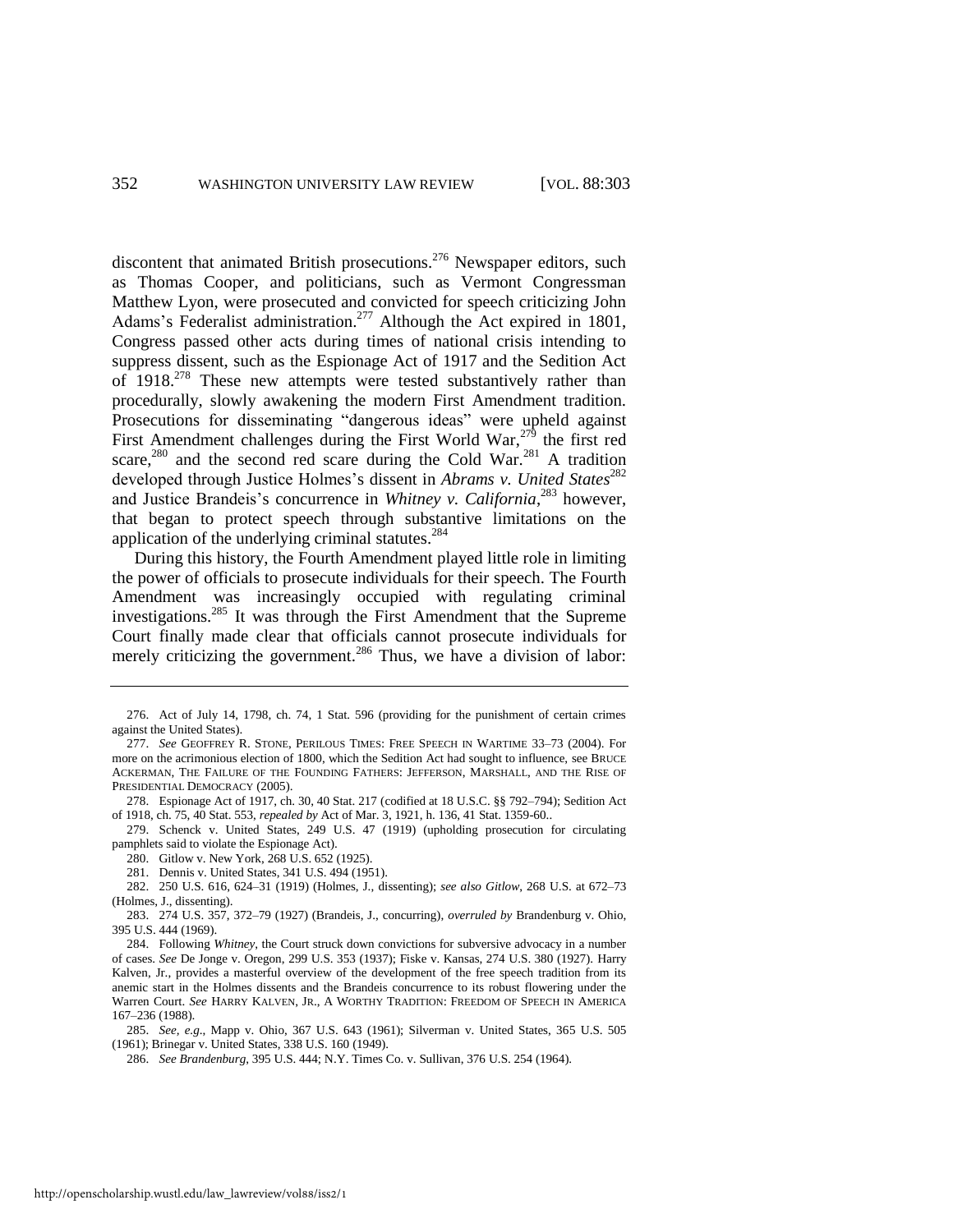discontent that animated British prosecutions.[276] Newspaper editors, such as Thomas Cooper, and politicians, such as Vermont Congressman Matthew Lyon, were prosecuted and convicted for speech criticizing John Adams's Federalist administration.[277] Although the Act expired in 1801, Congress passed other acts during times of national crisis intending to suppress dissent, such as the Espionage Act of 1917 and the Sedition Act of 1918.[278] These new attempts were tested substantively rather than procedurally, slowly awakening the modern First Amendment tradition. Prosecutions for disseminating "dangerous ideas" were upheld against First Amendment challenges during the First World War,[279] the first red scare,[280] and the second red scare during the Cold War.[281] A tradition developed through Justice Holmes's dissent in *Abrams v. United States*[282] and Justice Brandeis's concurrence in *Whitney v. California*,[283] however, that began to protect speech through substantive limitations on the application of the underlying criminal statutes.[284]

During this history, the Fourth Amendment played little role in limiting the power of officials to prosecute individuals for their speech. The Fourth Amendment was increasingly occupied with regulating criminal investigations.[285] It was through the First Amendment that the Supreme Court finally made clear that officials cannot prosecute individuals for merely criticizing the government.[286] Thus, we have a division of labor:

---

276. Act of July 14, 1798, ch. 74, 1 Stat. 596 (providing for the punishment of certain crimes against the United States).

277. *See* GEOFFREY R. STONE, PERILOUS TIMES: FREE SPEECH IN WARTIME 33–73 (2004). For more on the acrimonious election of 1800, which the Sedition Act had sought to influence, see BRUCE ACKERMAN, THE FAILURE OF THE FOUNDING FATHERS: JEFFERSON, MARSHALL, AND THE RISE OF PRESIDENTIAL DEMOCRACY (2005).

278. Espionage Act of 1917, ch. 30, 40 Stat. 217 (codified at 18 U.S.C. §§ 792–794); Sedition Act of 1918, ch. 75, 40 Stat. 553, *repealed by* Act of Mar. 3, 1921, h. 136, 41 Stat. 1359-60..

279. Schenck v. United States, 249 U.S. 47 (1919) (upholding prosecution for circulating pamphlets said to violate the Espionage Act).

280. Gitlow v. New York, 268 U.S. 652 (1925).

281. Dennis v. United States, 341 U.S. 494 (1951).

282. 250 U.S. 616, 624–31 (1919) (Holmes, J., dissenting); *see also Gitlow*, 268 U.S. at 672–73 (Holmes, J., dissenting).

283. 274 U.S. 357, 372–79 (1927) (Brandeis, J., concurring), *overruled by* Brandenburg v. Ohio, 395 U.S. 444 (1969).

284. Following *Whitney*, the Court struck down convictions for subversive advocacy in a number of cases. *See* De Jonge v. Oregon, 299 U.S. 353 (1937); Fiske v. Kansas, 274 U.S. 380 (1927). Harry Kalven, Jr., provides a masterful overview of the development of the free speech tradition from its anemic start in the Holmes dissents and the Brandeis concurrence to its robust flowering under the Warren Court. *See* HARRY KALVEN, JR., A WORTHY TRADITION: FREEDOM OF SPEECH IN AMERICA 167–236 (1988).

285. *See, e.g.*, Mapp v. Ohio, 367 U.S. 643 (1961); Silverman v. United States, 365 U.S. 505 (1961); Brinegar v. United States, 338 U.S. 160 (1949).

286. *See Brandenburg*, 395 U.S. 444; N.Y. Times Co. v. Sullivan, 376 U.S. 254 (1964).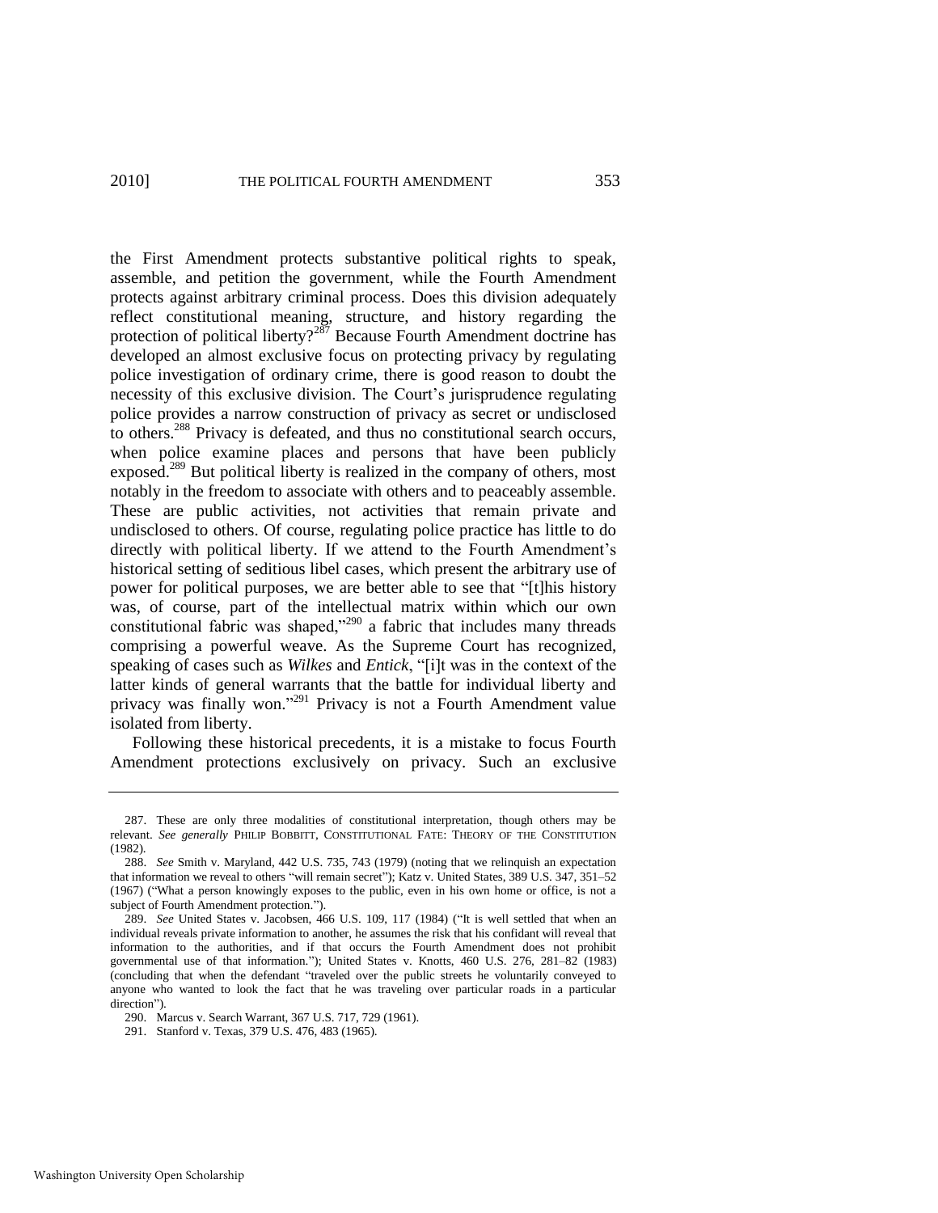the First Amendment protects substantive political rights to speak, assemble, and petition the government, while the Fourth Amendment protects against arbitrary criminal process. Does this division adequately reflect constitutional meaning, structure, and history regarding the protection of political liberty?[287] Because Fourth Amendment doctrine has developed an almost exclusive focus on protecting privacy by regulating police investigation of ordinary crime, there is good reason to doubt the necessity of this exclusive division. The Court's jurisprudence regulating police provides a narrow construction of privacy as secret or undisclosed to others.[288] Privacy is defeated, and thus no constitutional search occurs, when police examine places and persons that have been publicly exposed.[289] But political liberty is realized in the company of others, most notably in the freedom to associate with others and to peaceably assemble. These are public activities, not activities that remain private and undisclosed to others. Of course, regulating police practice has little to do directly with political liberty. If we attend to the Fourth Amendment's historical setting of seditious libel cases, which present the arbitrary use of power for political purposes, we are better able to see that "[t]his history was, of course, part of the intellectual matrix within which our own constitutional fabric was shaped,"[290] a fabric that includes many threads comprising a powerful weave. As the Supreme Court has recognized, speaking of cases such as *Wilkes* and *Entick*, "[i]t was in the context of the latter kinds of general warrants that the battle for individual liberty and privacy was finally won."[291] Privacy is not a Fourth Amendment value isolated from liberty.

Following these historical precedents, it is a mistake to focus Fourth Amendment protections exclusively on privacy. Such an exclusive

---

287. These are only three modalities of constitutional interpretation, though others may be relevant. *See generally* PHILIP BOBBITT, CONSTITUTIONAL FATE: THEORY OF THE CONSTITUTION (1982).

288. *See* Smith v. Maryland, 442 U.S. 735, 743 (1979) (noting that we relinquish an expectation that information we reveal to others "will remain secret"); Katz v. United States, 389 U.S. 347, 351–52 (1967) ("What a person knowingly exposes to the public, even in his own home or office, is not a subject of Fourth Amendment protection.").

289. *See* United States v. Jacobsen, 466 U.S. 109, 117 (1984) ("It is well settled that when an individual reveals private information to another, he assumes the risk that his confidant will reveal that information to the authorities, and if that occurs the Fourth Amendment does not prohibit governmental use of that information."); United States v. Knotts, 460 U.S. 276, 281–82 (1983) (concluding that when the defendant "traveled over the public streets he voluntarily conveyed to anyone who wanted to look the fact that he was traveling over particular roads in a particular direction").

290. Marcus v. Search Warrant, 367 U.S. 717, 729 (1961).

291. Stanford v. Texas, 379 U.S. 476, 483 (1965).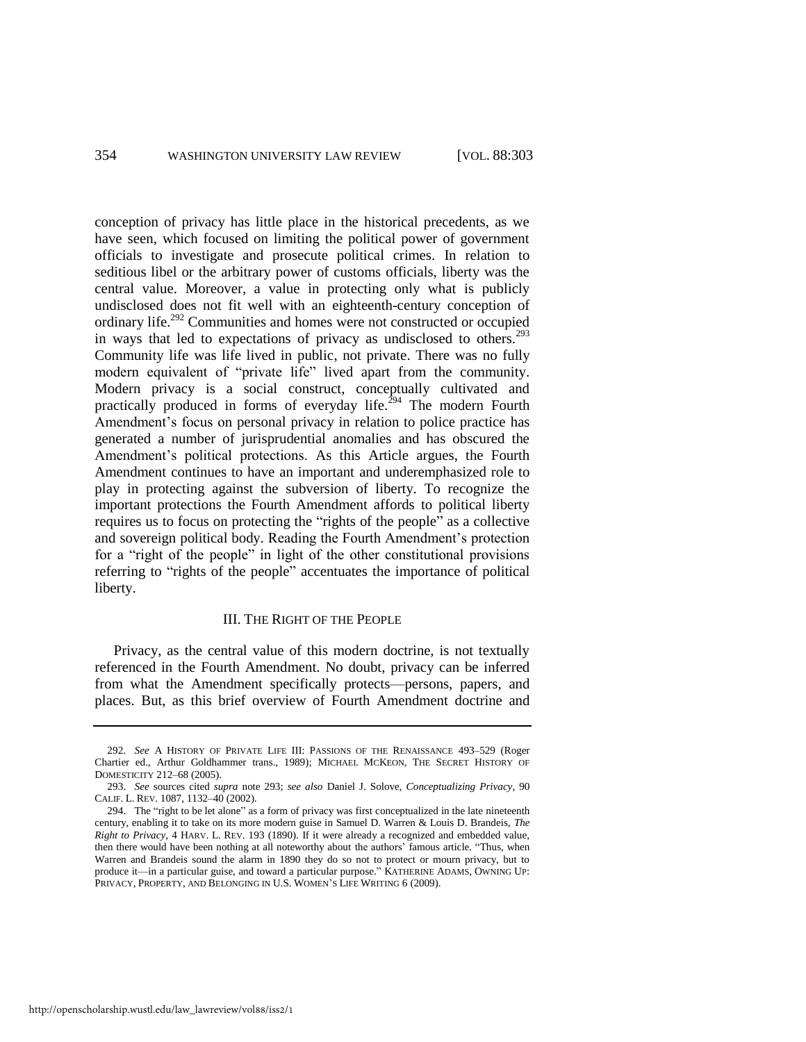conception of privacy has little place in the historical precedents, as we have seen, which focused on limiting the political power of government officials to investigate and prosecute political crimes. In relation to seditious libel or the arbitrary power of customs officials, liberty was the central value. Moreover, a value in protecting only what is publicly undisclosed does not fit well with an eighteenth-century conception of ordinary life.[292] Communities and homes were not constructed or occupied in ways that led to expectations of privacy as undisclosed to others.[293] Community life was life lived in public, not private. There was no fully modern equivalent of "private life" lived apart from the community. Modern privacy is a social construct, conceptually cultivated and practically produced in forms of everyday life.[294] The modern Fourth Amendment's focus on personal privacy in relation to police practice has generated a number of jurisprudential anomalies and has obscured the Amendment's political protections. As this Article argues, the Fourth Amendment continues to have an important and underemphasized role to play in protecting against the subversion of liberty. To recognize the important protections the Fourth Amendment affords to political liberty requires us to focus on protecting the "rights of the people" as a collective and sovereign political body. Reading the Fourth Amendment's protection for a "right of the people" in light of the other constitutional provisions referring to "rights of the people" accentuates the importance of political liberty.

## III. THE RIGHT OF THE PEOPLE

Privacy, as the central value of this modern doctrine, is not textually referenced in the Fourth Amendment. No doubt, privacy can be inferred from what the Amendment specifically protects—persons, papers, and places. But, as this brief overview of Fourth Amendment doctrine and

---

292. *See* A HISTORY OF PRIVATE LIFE III: PASSIONS OF THE RENAISSANCE 493–529 (Roger Chartier ed., Arthur Goldhammer trans., 1989); MICHAEL MCKEON, THE SECRET HISTORY OF DOMESTICITY 212–68 (2005).

293. *See* sources cited *supra* note 293; *see also* Daniel J. Solove, *Conceptualizing Privacy*, 90 CALIF. L. REV. 1087, 1132–40 (2002).

294. The "right to be let alone" as a form of privacy was first conceptualized in the late nineteenth century, enabling it to take on its more modern guise in Samuel D. Warren & Louis D. Brandeis, *The Right to Privacy*, 4 HARV. L. REV. 193 (1890). If it were already a recognized and embedded value, then there would have been nothing at all noteworthy about the authors' famous article. "Thus, when Warren and Brandeis sound the alarm in 1890 they do so not to protect or mourn privacy, but to produce it—in a particular guise, and toward a particular purpose." KATHERINE ADAMS, OWNING UP: PRIVACY, PROPERTY, AND BELONGING IN U.S. WOMEN'S LIFE WRITING 6 (2009).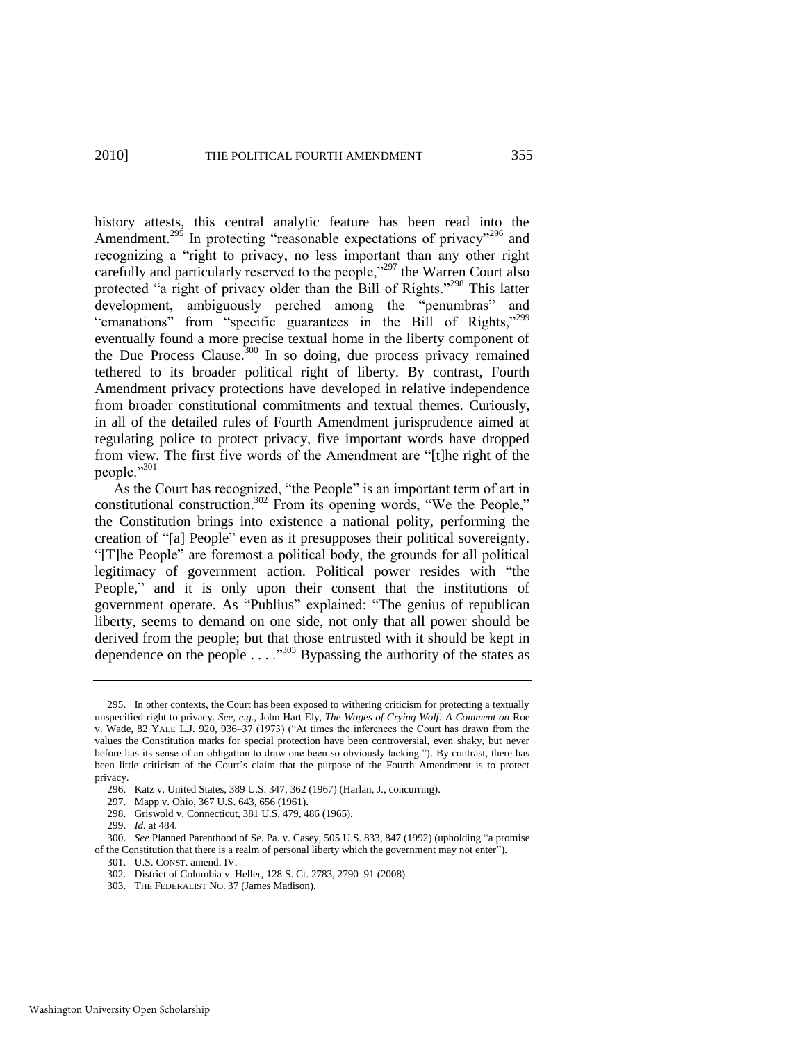history attests, this central analytic feature has been read into the Amendment.[295] In protecting "reasonable expectations of privacy"[296] and recognizing a "right to privacy, no less important than any other right carefully and particularly reserved to the people,"[297] the Warren Court also protected "a right of privacy older than the Bill of Rights."[298] This latter development, ambiguously perched among the "penumbras" and "emanations" from "specific guarantees in the Bill of Rights,"[299] eventually found a more precise textual home in the liberty component of the Due Process Clause.[300] In so doing, due process privacy remained tethered to its broader political right of liberty. By contrast, Fourth Amendment privacy protections have developed in relative independence from broader constitutional commitments and textual themes. Curiously, in all of the detailed rules of Fourth Amendment jurisprudence aimed at regulating police to protect privacy, five important words have dropped from view. The first five words of the Amendment are "[t]he right of the people."[301]

As the Court has recognized, "the People" is an important term of art in constitutional construction.[302] From its opening words, "We the People," the Constitution brings into existence a national polity, performing the creation of "[a] People" even as it presupposes their political sovereignty. "[T]he People" are foremost a political body, the grounds for all political legitimacy of government action. Political power resides with "the People," and it is only upon their consent that the institutions of government operate. As "Publius" explained: "The genius of republican liberty, seems to demand on one side, not only that all power should be derived from the people; but that those entrusted with it should be kept in dependence on the people . . . ."[303] Bypassing the authority of the states as

---

295. In other contexts, the Court has been exposed to withering criticism for protecting a textually unspecified right to privacy. *See, e.g.*, John Hart Ely, *The Wages of Crying Wolf: A Comment on* Roe v. Wade, 82 YALE L.J. 920, 936–37 (1973) ("At times the inferences the Court has drawn from the values the Constitution marks for special protection have been controversial, even shaky, but never before has its sense of an obligation to draw one been so obviously lacking."). By contrast, there has been little criticism of the Court's claim that the purpose of the Fourth Amendment is to protect privacy.

296. Katz v. United States, 389 U.S. 347, 362 (1967) (Harlan, J., concurring).

297. Mapp v. Ohio, 367 U.S. 643, 656 (1961).

298. Griswold v. Connecticut, 381 U.S. 479, 486 (1965).

299. *Id.* at 484.

300. *See* Planned Parenthood of Se. Pa. v. Casey, 505 U.S. 833, 847 (1992) (upholding "a promise of the Constitution that there is a realm of personal liberty which the government may not enter").

301. U.S. CONST. amend. IV.

302. District of Columbia v. Heller, 128 S. Ct. 2783, 2790–91 (2008).

303. THE FEDERALIST NO. 37 (James Madison).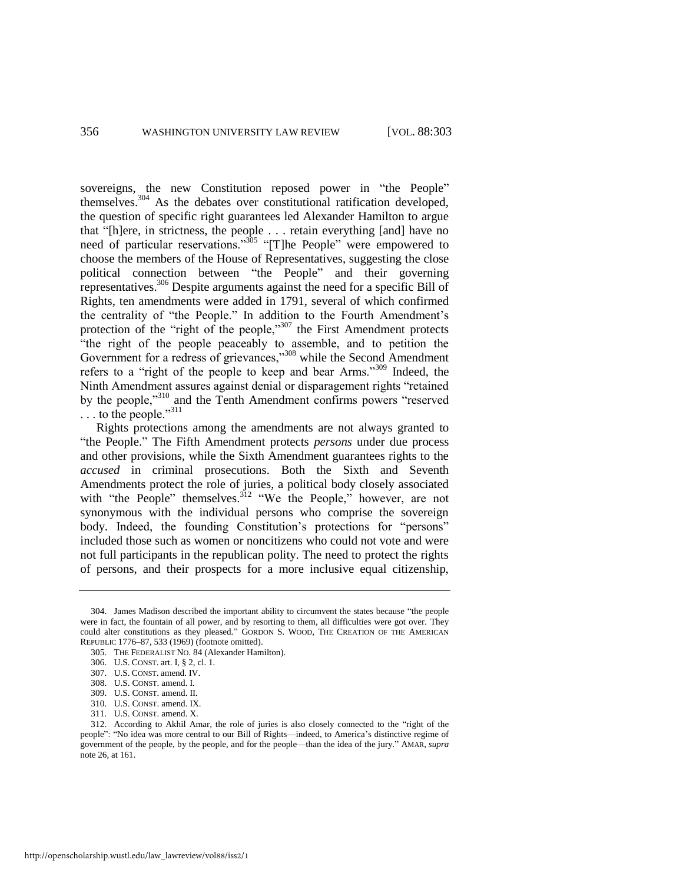sovereigns, the new Constitution reposed power in "the People" themselves.[304] As the debates over constitutional ratification developed, the question of specific right guarantees led Alexander Hamilton to argue that "[h]ere, in strictness, the people . . . retain everything [and] have no need of particular reservations."[305] "[T]he People" were empowered to choose the members of the House of Representatives, suggesting the close political connection between "the People" and their governing representatives.[306] Despite arguments against the need for a specific Bill of Rights, ten amendments were added in 1791, several of which confirmed the centrality of "the People." In addition to the Fourth Amendment's protection of the "right of the people,"[307] the First Amendment protects "the right of the people peaceably to assemble, and to petition the Government for a redress of grievances,"[308] while the Second Amendment refers to a "right of the people to keep and bear Arms."[309] Indeed, the Ninth Amendment assures against denial or disparagement rights "retained by the people,"[310] and the Tenth Amendment confirms powers "reserved . . . to the people."[311]

Rights protections among the amendments are not always granted to "the People." The Fifth Amendment protects *persons* under due process and other provisions, while the Sixth Amendment guarantees rights to the *accused* in criminal prosecutions. Both the Sixth and Seventh Amendments protect the role of juries, a political body closely associated with "the People" themselves.[312] "We the People," however, are not synonymous with the individual persons who comprise the sovereign body. Indeed, the founding Constitution's protections for "persons" included those such as women or noncitizens who could not vote and were not full participants in the republican polity. The need to protect the rights of persons, and their prospects for a more inclusive equal citizenship,

---

304. James Madison described the important ability to circumvent the states because "the people were in fact, the fountain of all power, and by resorting to them, all difficulties were got over. They could alter constitutions as they pleased." GORDON S. WOOD, THE CREATION OF THE AMERICAN REPUBLIC 1776–87, 533 (1969) (footnote omitted).

305. THE FEDERALIST NO. 84 (Alexander Hamilton).

306. U.S. CONST. art. I, § 2, cl. 1.

307. U.S. CONST. amend. IV.

308. U.S. CONST. amend. I.

309. U.S. CONST. amend. II.

310. U.S. CONST. amend. IX.

311. U.S. CONST. amend. X.

312. According to Akhil Amar, the role of juries is also closely connected to the "right of the people": "No idea was more central to our Bill of Rights—indeed, to America's distinctive regime of government of the people, by the people, and for the people—than the idea of the jury." AMAR, *supra* note 26, at 161.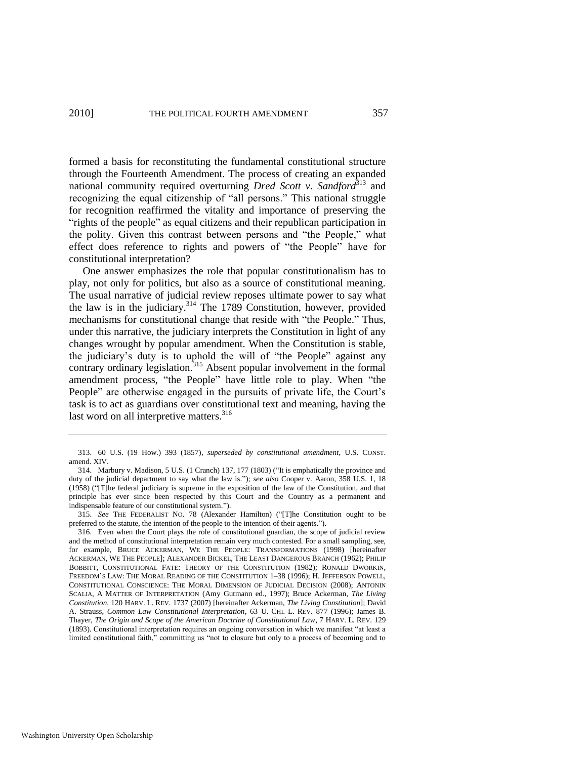formed a basis for reconstituting the fundamental constitutional structure through the Fourteenth Amendment. The process of creating an expanded national community required overturning *Dred Scott v. Sandford*[313] and recognizing the equal citizenship of "all persons." This national struggle for recognition reaffirmed the vitality and importance of preserving the "rights of the people" as equal citizens and their republican participation in the polity. Given this contrast between persons and "the People," what effect does reference to rights and powers of "the People" have for constitutional interpretation?

One answer emphasizes the role that popular constitutionalism has to play, not only for politics, but also as a source of constitutional meaning. The usual narrative of judicial review reposes ultimate power to say what the law is in the judiciary.[314] The 1789 Constitution, however, provided mechanisms for constitutional change that reside with "the People." Thus, under this narrative, the judiciary interprets the Constitution in light of any changes wrought by popular amendment. When the Constitution is stable, the judiciary's duty is to uphold the will of "the People" against any contrary ordinary legislation.[315] Absent popular involvement in the formal amendment process, "the People" have little role to play. When "the People" are otherwise engaged in the pursuits of private life, the Court's task is to act as guardians over constitutional text and meaning, having the last word on all interpretive matters.[316]

---

313. 60 U.S. (19 How.) 393 (1857), *superseded by constitutional amendment*, U.S. CONST. amend. XIV.

314. Marbury v. Madison, 5 U.S. (1 Cranch) 137, 177 (1803) ("It is emphatically the province and duty of the judicial department to say what the law is."); *see also* Cooper v. Aaron, 358 U.S. 1, 18 (1958) ("[T]he federal judiciary is supreme in the exposition of the law of the Constitution, and that principle has ever since been respected by this Court and the Country as a permanent and indispensable feature of our constitutional system.").

315. *See* THE FEDERALIST NO. 78 (Alexander Hamilton) ("[T]he Constitution ought to be preferred to the statute, the intention of the people to the intention of their agents.").

316. Even when the Court plays the role of constitutional guardian, the scope of judicial review and the method of constitutional interpretation remain very much contested. For a small sampling, see, for example, BRUCE ACKERMAN, WE THE PEOPLE: TRANSFORMATIONS (1998) [hereinafter ACKERMAN, WE THE PEOPLE]; ALEXANDER BICKEL, THE LEAST DANGEROUS BRANCH (1962); PHILIP BOBBITT, CONSTITUTIONAL FATE: THEORY OF THE CONSTITUTION (1982); RONALD DWORKIN, FREEDOM'S LAW: THE MORAL READING OF THE CONSTITUTION 1–38 (1996); H. JEFFERSON POWELL, CONSTITUTIONAL CONSCIENCE: THE MORAL DIMENSION OF JUDICIAL DECISION (2008); ANTONIN SCALIA, A MATTER OF INTERPRETATION (Amy Gutmann ed., 1997); Bruce Ackerman, *The Living Constitution*, 120 HARV. L. REV. 1737 (2007) [hereinafter Ackerman, *The Living Constitution*]; David A. Strauss, *Common Law Constitutional Interpretation*, 63 U. CHI. L. REV. 877 (1996); James B. Thayer, *The Origin and Scope of the American Doctrine of Constitutional Law*, 7 HARV. L. REV. 129 (1893). Constitutional interpretation requires an ongoing conversation in which we manifest "at least a limited constitutional faith," committing us "not to closure but only to a process of becoming and to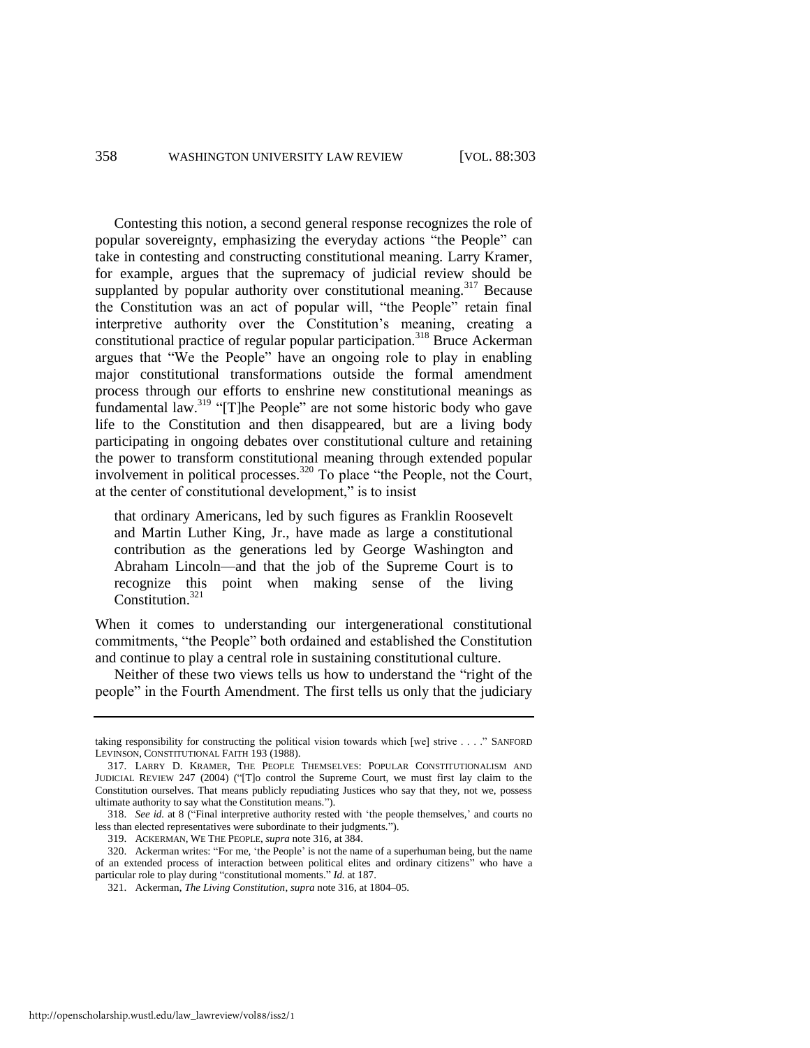Contesting this notion, a second general response recognizes the role of popular sovereignty, emphasizing the everyday actions "the People" can take in contesting and constructing constitutional meaning. Larry Kramer, for example, argues that the supremacy of judicial review should be supplanted by popular authority over constitutional meaning.[317] Because the Constitution was an act of popular will, "the People" retain final interpretive authority over the Constitution's meaning, creating a constitutional practice of regular popular participation.[318] Bruce Ackerman argues that "We the People" have an ongoing role to play in enabling major constitutional transformations outside the formal amendment process through our efforts to enshrine new constitutional meanings as fundamental law.[319] "[T]he People" are not some historic body who gave life to the Constitution and then disappeared, but are a living body participating in ongoing debates over constitutional culture and retaining the power to transform constitutional meaning through extended popular involvement in political processes.[320] To place "the People, not the Court, at the center of constitutional development," is to insist

> that ordinary Americans, led by such figures as Franklin Roosevelt and Martin Luther King, Jr., have made as large a constitutional contribution as the generations led by George Washington and Abraham Lincoln—and that the job of the Supreme Court is to recognize this point when making sense of the living Constitution.[321]

When it comes to understanding our intergenerational constitutional commitments, "the People" both ordained and established the Constitution and continue to play a central role in sustaining constitutional culture.

Neither of these two views tells us how to understand the "right of the people" in the Fourth Amendment. The first tells us only that the judiciary

---

taking responsibility for constructing the political vision towards which [we] strive . . . ." SANFORD LEVINSON, CONSTITUTIONAL FAITH 193 (1988).

317. LARRY D. KRAMER, THE PEOPLE THEMSELVES: POPULAR CONSTITUTIONALISM AND JUDICIAL REVIEW 247 (2004) ("[T]o control the Supreme Court, we must first lay claim to the Constitution ourselves. That means publicly repudiating Justices who say that they, not we, possess ultimate authority to say what the Constitution means.").

318. *See id.* at 8 ("Final interpretive authority rested with 'the people themselves,' and courts no less than elected representatives were subordinate to their judgments.").

319. ACKERMAN, WE THE PEOPLE, *supra* note 316, at 384.

320. Ackerman writes: "For me, 'the People' is not the name of a superhuman being, but the name of an extended process of interaction between political elites and ordinary citizens" who have a particular role to play during "constitutional moments." *Id.* at 187.

321. Ackerman, *The Living Constitution*, *supra* note 316, at 1804–05.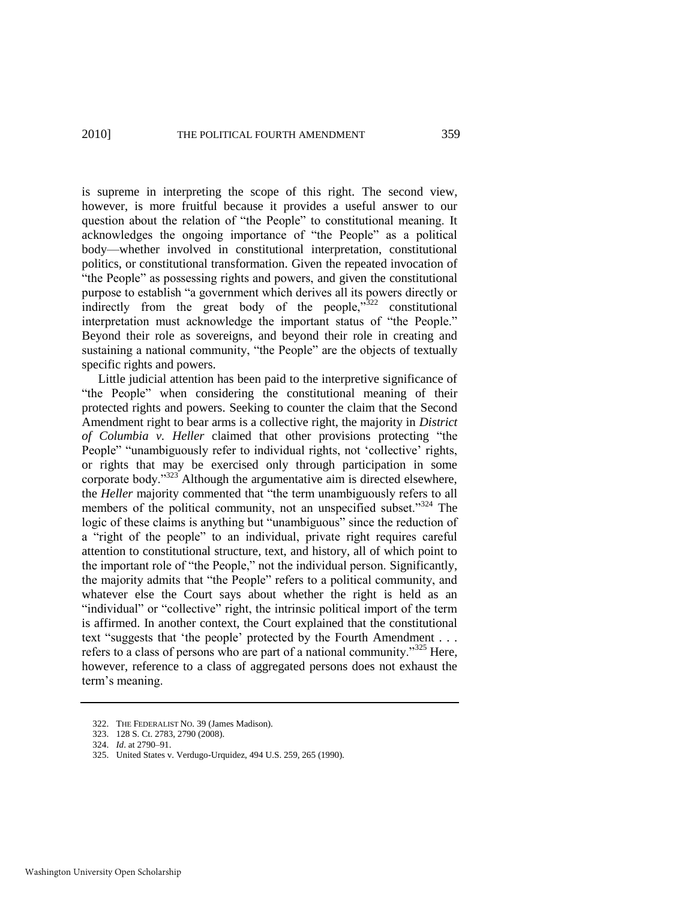is supreme in interpreting the scope of this right. The second view, however, is more fruitful because it provides a useful answer to our question about the relation of "the People" to constitutional meaning. It acknowledges the ongoing importance of "the People" as a political body—whether involved in constitutional interpretation, constitutional politics, or constitutional transformation. Given the repeated invocation of "the People" as possessing rights and powers, and given the constitutional purpose to establish "a government which derives all its powers directly or indirectly from the great body of the people,"[322] constitutional interpretation must acknowledge the important status of "the People." Beyond their role as sovereigns, and beyond their role in creating and sustaining a national community, "the People" are the objects of textually specific rights and powers.

Little judicial attention has been paid to the interpretive significance of "the People" when considering the constitutional meaning of their protected rights and powers. Seeking to counter the claim that the Second Amendment right to bear arms is a collective right, the majority in *District of Columbia v. Heller* claimed that other provisions protecting "the People" "unambiguously refer to individual rights, not 'collective' rights, or rights that may be exercised only through participation in some corporate body."[323] Although the argumentative aim is directed elsewhere, the *Heller* majority commented that "the term unambiguously refers to all members of the political community, not an unspecified subset."[324] The logic of these claims is anything but "unambiguous" since the reduction of a "right of the people" to an individual, private right requires careful attention to constitutional structure, text, and history, all of which point to the important role of "the People," not the individual person. Significantly, the majority admits that "the People" refers to a political community, and whatever else the Court says about whether the right is held as an "individual" or "collective" right, the intrinsic political import of the term is affirmed. In another context, the Court explained that the constitutional text "suggests that 'the people' protected by the Fourth Amendment . . . refers to a class of persons who are part of a national community."[325] Here, however, reference to a class of aggregated persons does not exhaust the term's meaning.

---

322. THE FEDERALIST NO. 39 (James Madison).

323. 128 S. Ct. 2783, 2790 (2008).

324. *Id*. at 2790–91.

325. United States v. Verdugo-Urquidez, 494 U.S. 259, 265 (1990).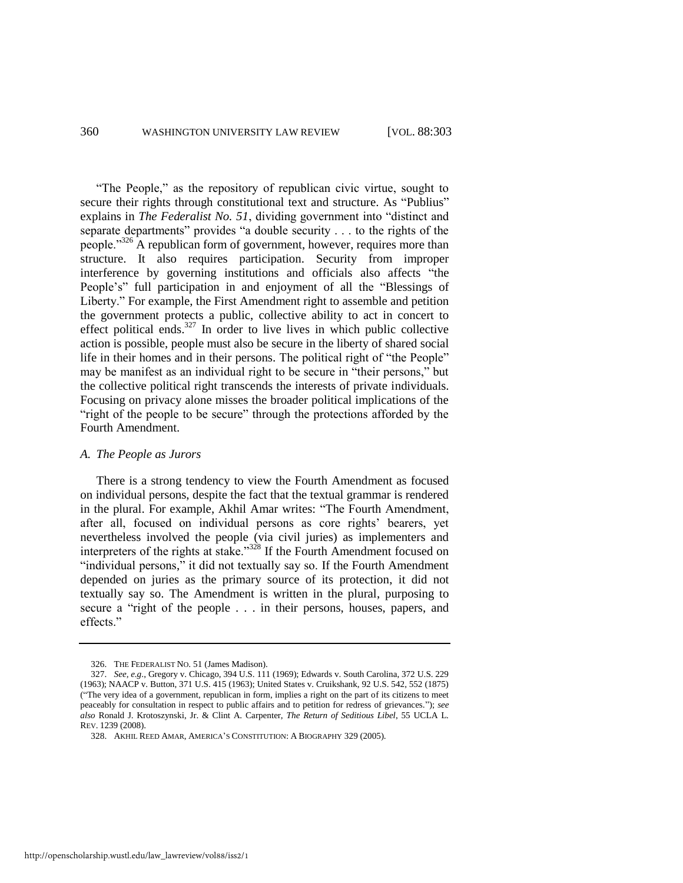"The People," as the repository of republican civic virtue, sought to secure their rights through constitutional text and structure. As "Publius" explains in *The Federalist No. 51*, dividing government into "distinct and separate departments" provides "a double security . . . to the rights of the people."[326] A republican form of government, however, requires more than structure. It also requires participation. Security from improper interference by governing institutions and officials also affects "the People's" full participation in and enjoyment of all the "Blessings of Liberty." For example, the First Amendment right to assemble and petition the government protects a public, collective ability to act in concert to effect political ends.[327] In order to live lives in which public collective action is possible, people must also be secure in the liberty of shared social life in their homes and in their persons. The political right of "the People" may be manifest as an individual right to be secure in "their persons," but the collective political right transcends the interests of private individuals. Focusing on privacy alone misses the broader political implications of the "right of the people to be secure" through the protections afforded by the Fourth Amendment.

### *A. The People as Jurors*

There is a strong tendency to view the Fourth Amendment as focused on individual persons, despite the fact that the textual grammar is rendered in the plural. For example, Akhil Amar writes: "The Fourth Amendment, after all, focused on individual persons as core rights' bearers, yet nevertheless involved the people (via civil juries) as implementers and interpreters of the rights at stake."[328] If the Fourth Amendment focused on "individual persons," it did not textually say so. If the Fourth Amendment depended on juries as the primary source of its protection, it did not textually say so. The Amendment is written in the plural, purposing to secure a "right of the people . . . in their persons, houses, papers, and effects."

---

326. THE FEDERALIST NO. 51 (James Madison).

327. *See, e.g.*, Gregory v. Chicago, 394 U.S. 111 (1969); Edwards v. South Carolina, 372 U.S. 229 (1963); NAACP v. Button, 371 U.S. 415 (1963); United States v. Cruikshank, 92 U.S. 542, 552 (1875) ("The very idea of a government, republican in form, implies a right on the part of its citizens to meet peaceably for consultation in respect to public affairs and to petition for redress of grievances."); *see also* Ronald J. Krotoszynski, Jr. & Clint A. Carpenter, *The Return of Seditious Libel*, 55 UCLA L. REV. 1239 (2008).

328. AKHIL REED AMAR, AMERICA'S CONSTITUTION: A BIOGRAPHY 329 (2005).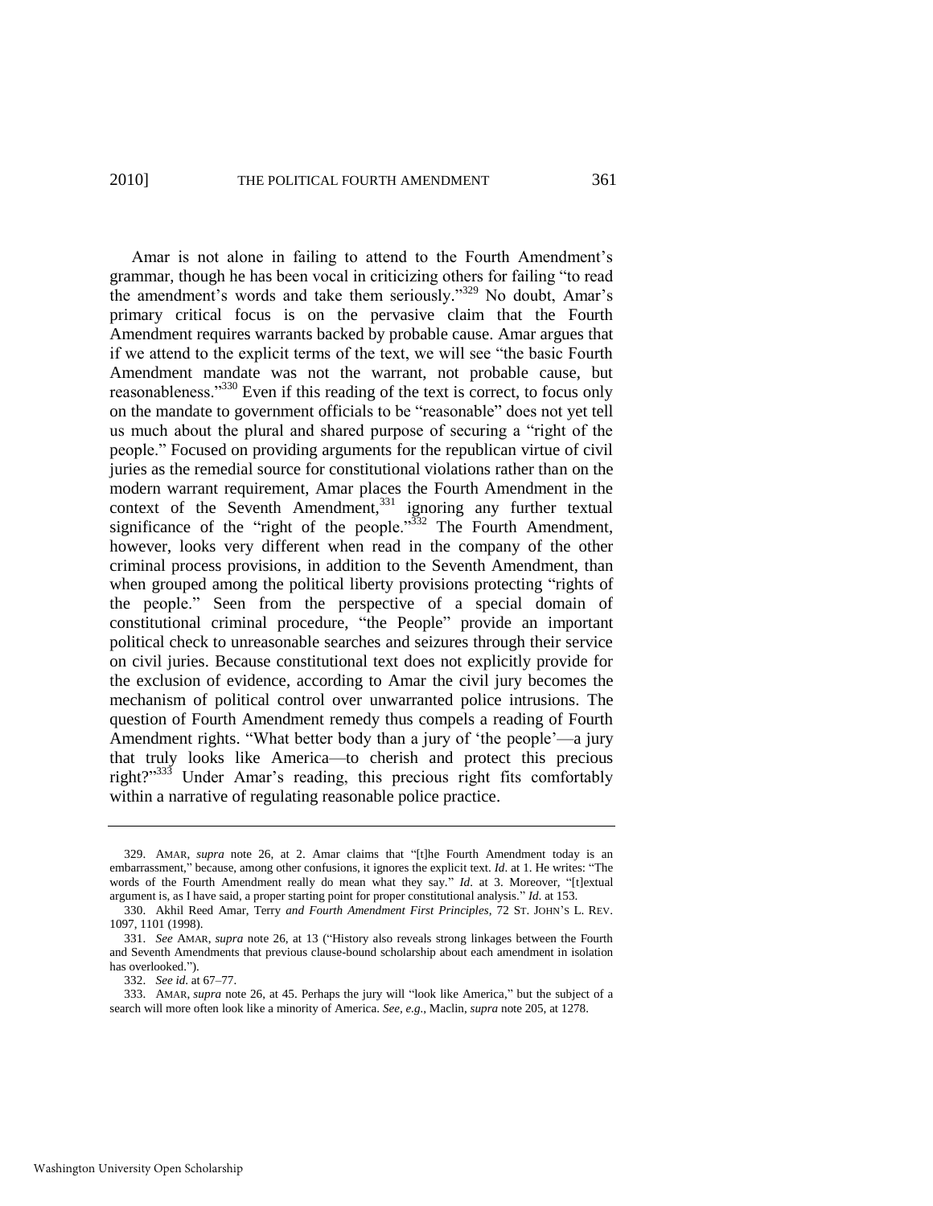Amar is not alone in failing to attend to the Fourth Amendment's grammar, though he has been vocal in criticizing others for failing "to read the amendment's words and take them seriously."[329] No doubt, Amar's primary critical focus is on the pervasive claim that the Fourth Amendment requires warrants backed by probable cause. Amar argues that if we attend to the explicit terms of the text, we will see "the basic Fourth Amendment mandate was not the warrant, not probable cause, but reasonableness."[330] Even if this reading of the text is correct, to focus only on the mandate to government officials to be "reasonable" does not yet tell us much about the plural and shared purpose of securing a "right of the people." Focused on providing arguments for the republican virtue of civil juries as the remedial source for constitutional violations rather than on the modern warrant requirement, Amar places the Fourth Amendment in the context of the Seventh Amendment,[331] ignoring any further textual significance of the "right of the people."[332] The Fourth Amendment, however, looks very different when read in the company of the other criminal process provisions, in addition to the Seventh Amendment, than when grouped among the political liberty provisions protecting "rights of the people." Seen from the perspective of a special domain of constitutional criminal procedure, "the People" provide an important political check to unreasonable searches and seizures through their service on civil juries. Because constitutional text does not explicitly provide for the exclusion of evidence, according to Amar the civil jury becomes the mechanism of political control over unwarranted police intrusions. The question of Fourth Amendment remedy thus compels a reading of Fourth Amendment rights. "What better body than a jury of 'the people'—a jury that truly looks like America—to cherish and protect this precious right?"[333] Under Amar's reading, this precious right fits comfortably within a narrative of regulating reasonable police practice.

---

329. AMAR, *supra* note 26, at 2. Amar claims that "[t]he Fourth Amendment today is an embarrassment," because, among other confusions, it ignores the explicit text. *Id*. at 1. He writes: "The words of the Fourth Amendment really do mean what they say." *Id*. at 3. Moreover, "[t]extual argument is, as I have said, a proper starting point for proper constitutional analysis." *Id.* at 153.

330. Akhil Reed Amar, Terry *and Fourth Amendment First Principles*, 72 ST. JOHN'S L. REV. 1097, 1101 (1998).

331. *See* AMAR, *supra* note 26, at 13 ("History also reveals strong linkages between the Fourth and Seventh Amendments that previous clause-bound scholarship about each amendment in isolation has overlooked.").

332. *See id*. at 67–77.

333. AMAR, *supra* note 26, at 45. Perhaps the jury will "look like America," but the subject of a search will more often look like a minority of America. *See, e.g.*, Maclin, *supra* note 205, at 1278.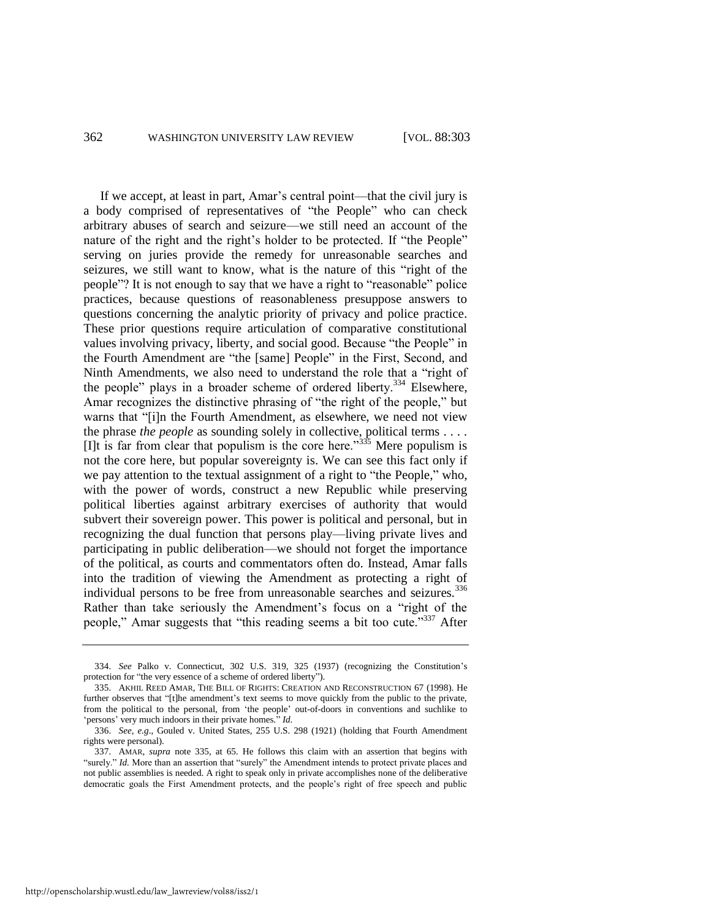If we accept, at least in part, Amar's central point—that the civil jury is a body comprised of representatives of "the People" who can check arbitrary abuses of search and seizure—we still need an account of the nature of the right and the right's holder to be protected. If "the People" serving on juries provide the remedy for unreasonable searches and seizures, we still want to know, what is the nature of this "right of the people"? It is not enough to say that we have a right to "reasonable" police practices, because questions of reasonableness presuppose answers to questions concerning the analytic priority of privacy and police practice. These prior questions require articulation of comparative constitutional values involving privacy, liberty, and social good. Because "the People" in the Fourth Amendment are "the [same] People" in the First, Second, and Ninth Amendments, we also need to understand the role that a "right of the people" plays in a broader scheme of ordered liberty.[334] Elsewhere, Amar recognizes the distinctive phrasing of "the right of the people," but warns that "[i]n the Fourth Amendment, as elsewhere, we need not view the phrase *the people* as sounding solely in collective, political terms . . . . [I]t is far from clear that populism is the core here."[335] Mere populism is not the core here, but popular sovereignty is. We can see this fact only if we pay attention to the textual assignment of a right to "the People," who, with the power of words, construct a new Republic while preserving political liberties against arbitrary exercises of authority that would subvert their sovereign power. This power is political and personal, but in recognizing the dual function that persons play—living private lives and participating in public deliberation—we should not forget the importance of the political, as courts and commentators often do. Instead, Amar falls into the tradition of viewing the Amendment as protecting a right of individual persons to be free from unreasonable searches and seizures.[336] Rather than take seriously the Amendment's focus on a "right of the people," Amar suggests that "this reading seems a bit too cute."[337] After

---

334. *See* Palko v. Connecticut, 302 U.S. 319, 325 (1937) (recognizing the Constitution's protection for "the very essence of a scheme of ordered liberty").

335. AKHIL REED AMAR, THE BILL OF RIGHTS: CREATION AND RECONSTRUCTION 67 (1998). He further observes that "[t]he amendment's text seems to move quickly from the public to the private, from the political to the personal, from 'the people' out-of-doors in conventions and suchlike to 'persons' very much indoors in their private homes." *Id.*

336. *See, e.g.*, Gouled v. United States, 255 U.S. 298 (1921) (holding that Fourth Amendment rights were personal).

337. AMAR, *supra* note 335, at 65. He follows this claim with an assertion that begins with "surely." *Id.* More than an assertion that "surely" the Amendment intends to protect private places and not public assemblies is needed. A right to speak only in private accomplishes none of the deliberative democratic goals the First Amendment protects, and the people's right of free speech and public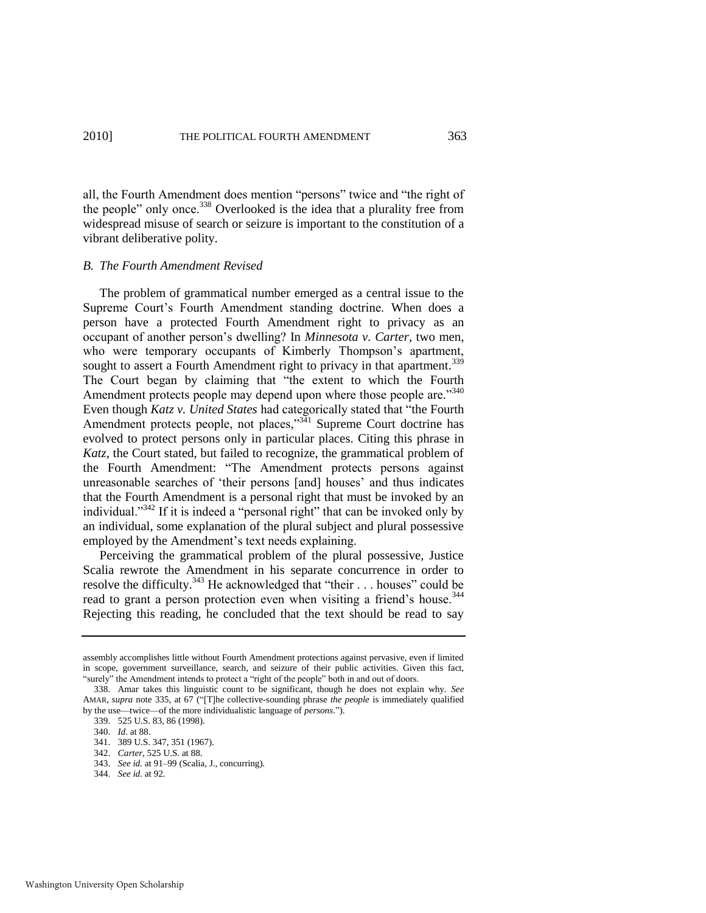all, the Fourth Amendment does mention "persons" twice and "the right of the people" only once.[338] Overlooked is the idea that a plurality free from widespread misuse of search or seizure is important to the constitution of a vibrant deliberative polity.

### *B. The Fourth Amendment Revised*

The problem of grammatical number emerged as a central issue to the Supreme Court's Fourth Amendment standing doctrine. When does a person have a protected Fourth Amendment right to privacy as an occupant of another person's dwelling? In *Minnesota v. Carter*, two men, who were temporary occupants of Kimberly Thompson's apartment, sought to assert a Fourth Amendment right to privacy in that apartment.[339] The Court began by claiming that "the extent to which the Fourth Amendment protects people may depend upon where those people are."[340] Even though *Katz v. United States* had categorically stated that "the Fourth Amendment protects people, not places,"[341] Supreme Court doctrine has evolved to protect persons only in particular places. Citing this phrase in *Katz*, the Court stated, but failed to recognize, the grammatical problem of the Fourth Amendment: "The Amendment protects persons against unreasonable searches of 'their persons [and] houses' and thus indicates that the Fourth Amendment is a personal right that must be invoked by an individual."[342] If it is indeed a "personal right" that can be invoked only by an individual, some explanation of the plural subject and plural possessive employed by the Amendment's text needs explaining.

Perceiving the grammatical problem of the plural possessive, Justice Scalia rewrote the Amendment in his separate concurrence in order to resolve the difficulty.[343] He acknowledged that "their . . . houses" could be read to grant a person protection even when visiting a friend's house.[344] Rejecting this reading, he concluded that the text should be read to say

---

assembly accomplishes little without Fourth Amendment protections against pervasive, even if limited in scope, government surveillance, search, and seizure of their public activities. Given this fact, "surely" the Amendment intends to protect a "right of the people" both in and out of doors.

338. Amar takes this linguistic count to be significant, though he does not explain why. *See* AMAR, *supra* note 335, at 67 ("[T]he collective-sounding phrase *the people* is immediately qualified by the use—twice—of the more individualistic language of *persons*.").

339. 525 U.S. 83, 86 (1998).

340. *Id*. at 88.

341. 389 U.S. 347, 351 (1967).

342. *Carter*, 525 U.S. at 88.

343. *See id.* at 91–99 (Scalia, J., concurring).

344. *See id.* at 92.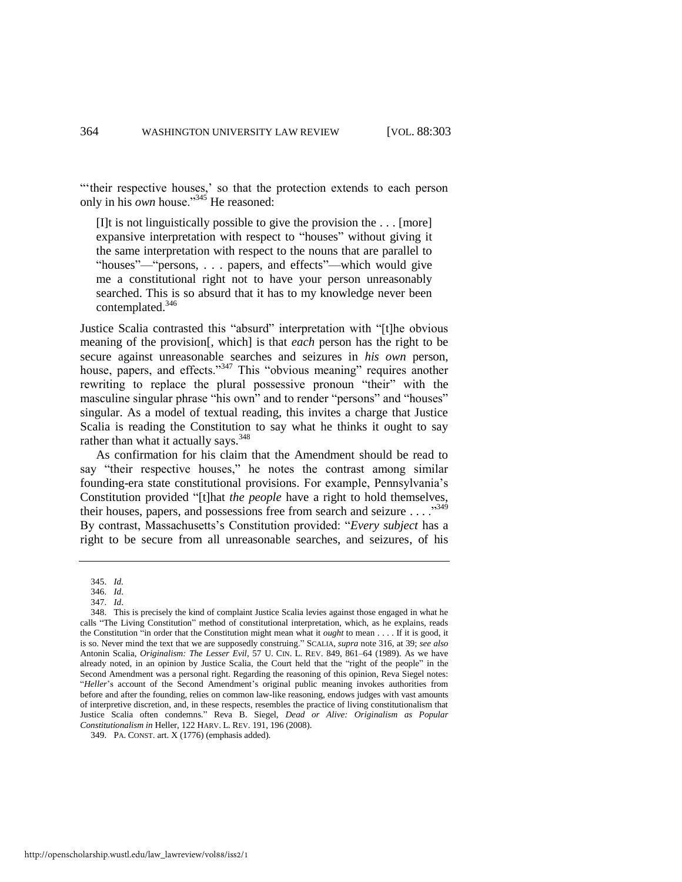"'their respective houses,' so that the protection extends to each person only in his *own* house."[345] He reasoned:

> [I]t is not linguistically possible to give the provision the . . . [more] expansive interpretation with respect to "houses" without giving it the same interpretation with respect to the nouns that are parallel to "houses"—"persons, . . . papers, and effects"—which would give me a constitutional right not to have your person unreasonably searched. This is so absurd that it has to my knowledge never been contemplated.[346]

Justice Scalia contrasted this "absurd" interpretation with "[t]he obvious meaning of the provision[, which] is that *each* person has the right to be secure against unreasonable searches and seizures in *his own* person, house, papers, and effects."[347] This "obvious meaning" requires another rewriting to replace the plural possessive pronoun "their" with the masculine singular phrase "his own" and to render "persons" and "houses" singular. As a model of textual reading, this invites a charge that Justice Scalia is reading the Constitution to say what he thinks it ought to say rather than what it actually says.[348]

As confirmation for his claim that the Amendment should be read to say "their respective houses," he notes the contrast among similar founding-era state constitutional provisions. For example, Pennsylvania's Constitution provided "[t]hat *the people* have a right to hold themselves, their houses, papers, and possessions free from search and seizure . . . ."[349] By contrast, Massachusetts's Constitution provided: "*Every subject* has a right to be secure from all unreasonable searches, and seizures, of his

---

345. *Id.*

346. *Id.*

347. *Id.*

348. This is precisely the kind of complaint Justice Scalia levies against those engaged in what he calls "The Living Constitution" method of constitutional interpretation, which, as he explains, reads the Constitution "in order that the Constitution might mean what it *ought* to mean . . . . If it is good, it is so. Never mind the text that we are supposedly construing." SCALIA, *supra* note 316, at 39; *see also* Antonin Scalia, *Originalism: The Lesser Evil*, 57 U. CIN. L. REV. 849, 861–64 (1989). As we have already noted, in an opinion by Justice Scalia, the Court held that the "right of the people" in the Second Amendment was a personal right. Regarding the reasoning of this opinion, Reva Siegel notes: "*Heller*'s account of the Second Amendment's original public meaning invokes authorities from before and after the founding, relies on common law-like reasoning, endows judges with vast amounts of interpretive discretion, and, in these respects, resembles the practice of living constitutionalism that Justice Scalia often condemns." Reva B. Siegel, *Dead or Alive: Originalism as Popular Constitutionalism in* Heller, 122 HARV. L. REV. 191, 196 (2008).

349. PA. CONST. art. X (1776) (emphasis added).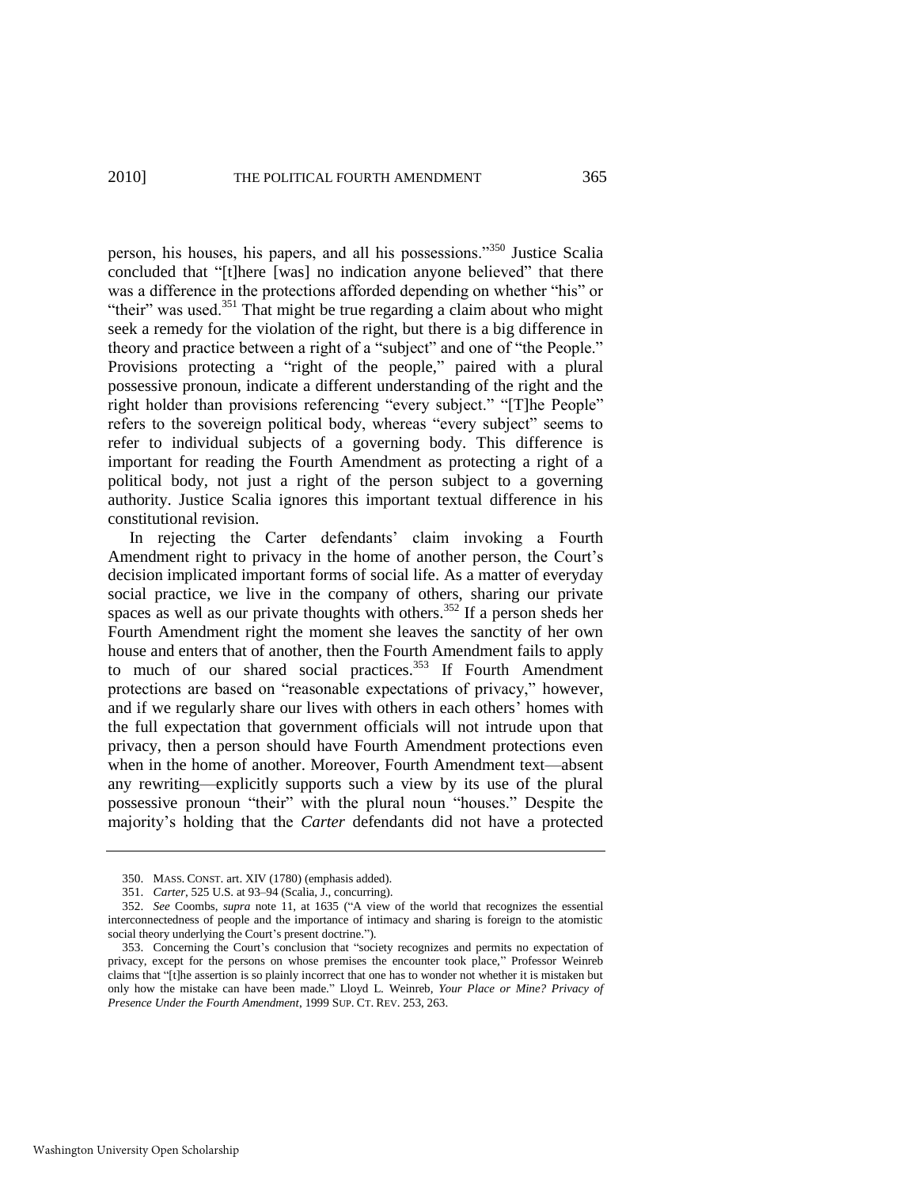person, his houses, his papers, and all his possessions."[350] Justice Scalia concluded that "[t]here [was] no indication anyone believed" that there was a difference in the protections afforded depending on whether "his" or "their" was used.[351] That might be true regarding a claim about who might seek a remedy for the violation of the right, but there is a big difference in theory and practice between a right of a "subject" and one of "the People." Provisions protecting a "right of the people," paired with a plural possessive pronoun, indicate a different understanding of the right and the right holder than provisions referencing "every subject." "[T]he People" refers to the sovereign political body, whereas "every subject" seems to refer to individual subjects of a governing body. This difference is important for reading the Fourth Amendment as protecting a right of a political body, not just a right of the person subject to a governing authority. Justice Scalia ignores this important textual difference in his constitutional revision.

In rejecting the Carter defendants' claim invoking a Fourth Amendment right to privacy in the home of another person, the Court's decision implicated important forms of social life. As a matter of everyday social practice, we live in the company of others, sharing our private spaces as well as our private thoughts with others.[352] If a person sheds her Fourth Amendment right the moment she leaves the sanctity of her own house and enters that of another, then the Fourth Amendment fails to apply to much of our shared social practices.[353] If Fourth Amendment protections are based on "reasonable expectations of privacy," however, and if we regularly share our lives with others in each others' homes with the full expectation that government officials will not intrude upon that privacy, then a person should have Fourth Amendment protections even when in the home of another. Moreover, Fourth Amendment text—absent any rewriting—explicitly supports such a view by its use of the plural possessive pronoun "their" with the plural noun "houses." Despite the majority's holding that the *Carter* defendants did not have a protected

---

350. MASS. CONST. art. XIV (1780) (emphasis added).

351. *Carter*, 525 U.S. at 93–94 (Scalia, J., concurring).

352. *See* Coombs, *supra* note 11, at 1635 ("A view of the world that recognizes the essential interconnectedness of people and the importance of intimacy and sharing is foreign to the atomistic social theory underlying the Court's present doctrine.").

353. Concerning the Court's conclusion that "society recognizes and permits no expectation of privacy, except for the persons on whose premises the encounter took place," Professor Weinreb claims that "[t]he assertion is so plainly incorrect that one has to wonder not whether it is mistaken but only how the mistake can have been made." Lloyd L. Weinreb, *Your Place or Mine? Privacy of Presence Under the Fourth Amendment*, 1999 SUP. CT. REV. 253, 263.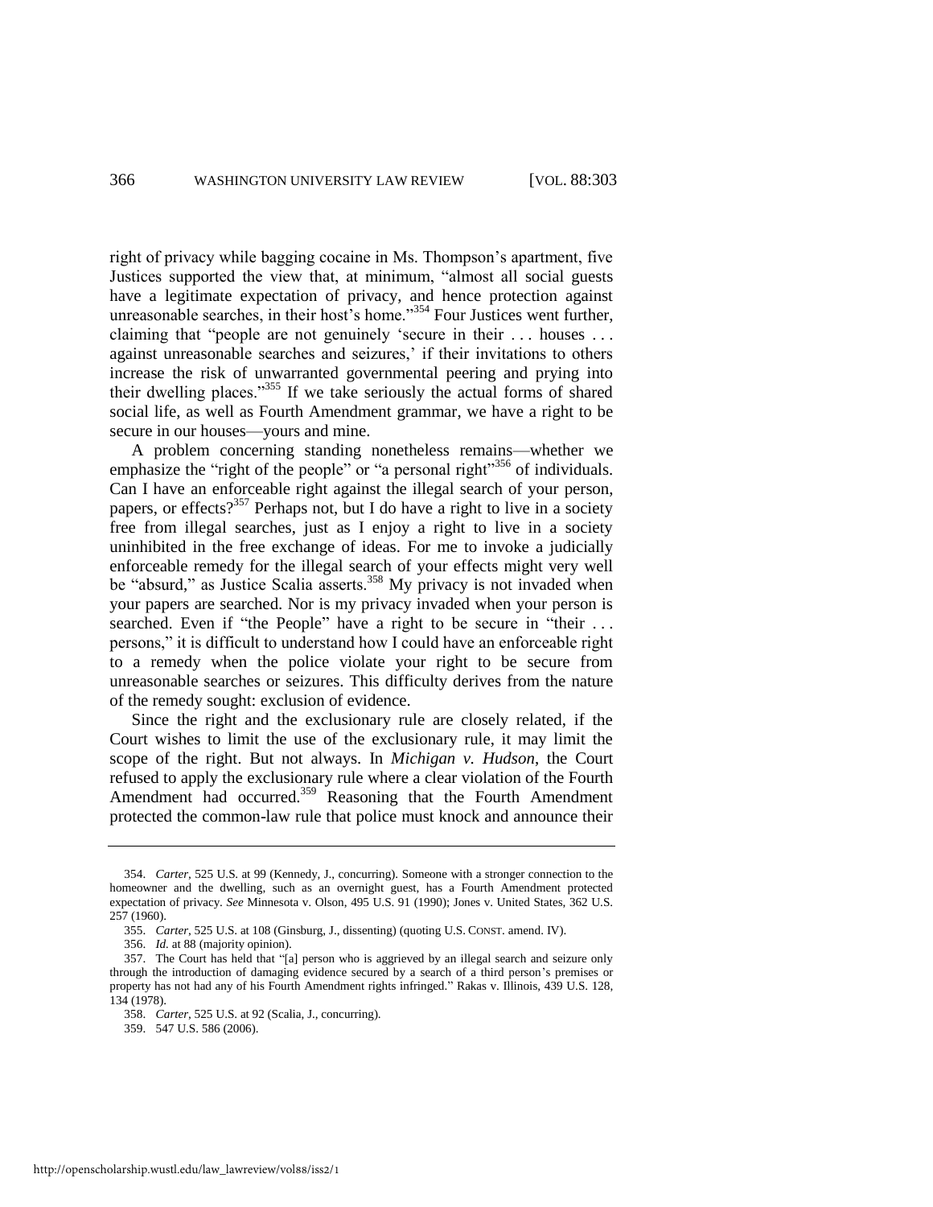right of privacy while bagging cocaine in Ms. Thompson's apartment, five Justices supported the view that, at minimum, "almost all social guests have a legitimate expectation of privacy, and hence protection against unreasonable searches, in their host's home."[354] Four Justices went further, claiming that "people are not genuinely 'secure in their . . . houses . . . against unreasonable searches and seizures,' if their invitations to others increase the risk of unwarranted governmental peering and prying into their dwelling places."[355] If we take seriously the actual forms of shared social life, as well as Fourth Amendment grammar, we have a right to be secure in our houses—yours and mine.

A problem concerning standing nonetheless remains—whether we emphasize the "right of the people" or "a personal right"[356] of individuals. Can I have an enforceable right against the illegal search of your person, papers, or effects?[357] Perhaps not, but I do have a right to live in a society free from illegal searches, just as I enjoy a right to live in a society uninhibited in the free exchange of ideas. For me to invoke a judicially enforceable remedy for the illegal search of your effects might very well be "absurd," as Justice Scalia asserts.[358] My privacy is not invaded when your papers are searched. Nor is my privacy invaded when your person is searched. Even if "the People" have a right to be secure in "their . . . persons," it is difficult to understand how I could have an enforceable right to a remedy when the police violate your right to be secure from unreasonable searches or seizures. This difficulty derives from the nature of the remedy sought: exclusion of evidence.

Since the right and the exclusionary rule are closely related, if the Court wishes to limit the use of the exclusionary rule, it may limit the scope of the right. But not always. In *Michigan v. Hudson*, the Court refused to apply the exclusionary rule where a clear violation of the Fourth Amendment had occurred.[359] Reasoning that the Fourth Amendment protected the common-law rule that police must knock and announce their

---

354. *Carter*, 525 U.S. at 99 (Kennedy, J., concurring). Someone with a stronger connection to the homeowner and the dwelling, such as an overnight guest, has a Fourth Amendment protected expectation of privacy. *See* Minnesota v. Olson, 495 U.S. 91 (1990); Jones v. United States, 362 U.S. 257 (1960).

355. *Carter*, 525 U.S. at 108 (Ginsburg, J., dissenting) (quoting U.S. CONST. amend. IV).

356. *Id.* at 88 (majority opinion).

357. The Court has held that "[a] person who is aggrieved by an illegal search and seizure only through the introduction of damaging evidence secured by a search of a third person's premises or property has not had any of his Fourth Amendment rights infringed." Rakas v. Illinois, 439 U.S. 128, 134 (1978).

358. *Carter*, 525 U.S. at 92 (Scalia, J., concurring).

359. 547 U.S. 586 (2006).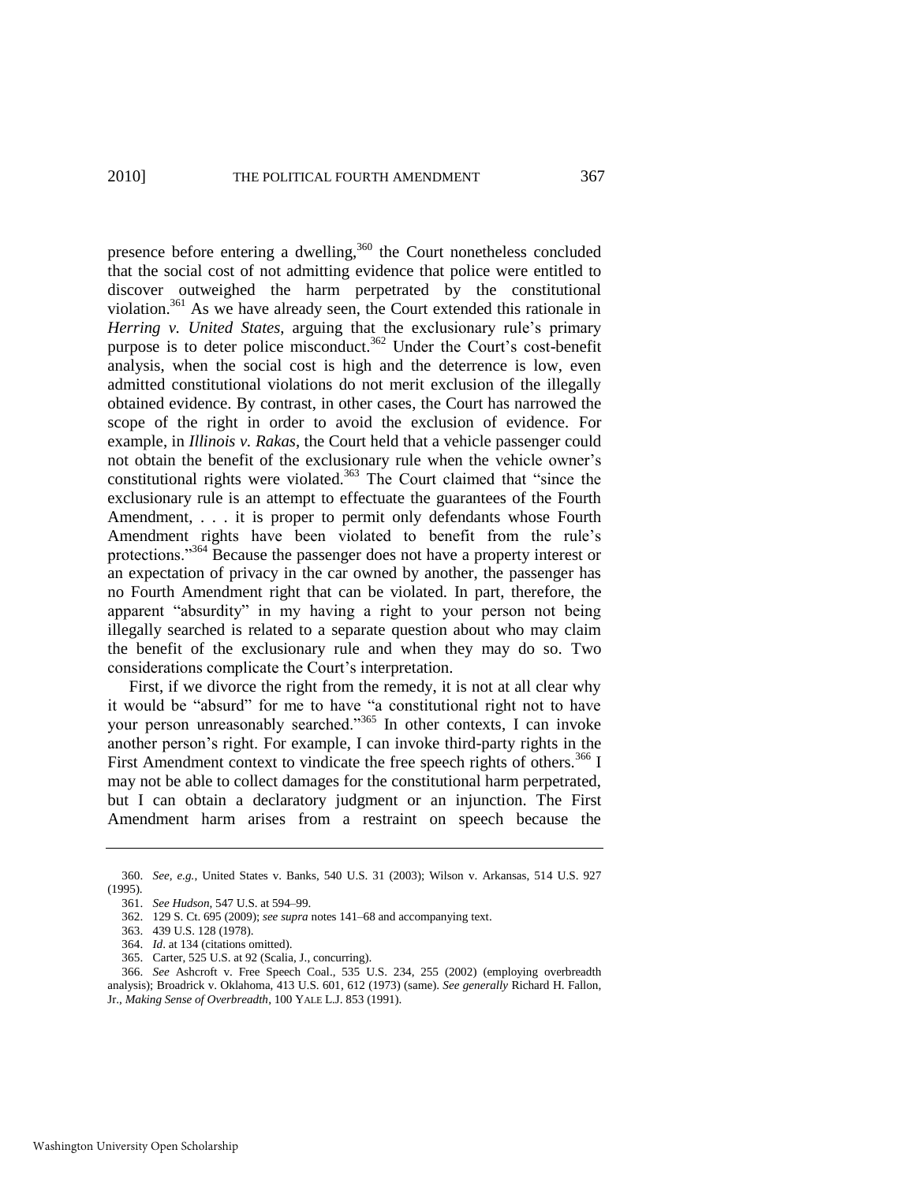presence before entering a dwelling,[360] the Court nonetheless concluded that the social cost of not admitting evidence that police were entitled to discover outweighed the harm perpetrated by the constitutional violation.[361] As we have already seen, the Court extended this rationale in *Herring v. United States*, arguing that the exclusionary rule's primary purpose is to deter police misconduct.[362] Under the Court's cost-benefit analysis, when the social cost is high and the deterrence is low, even admitted constitutional violations do not merit exclusion of the illegally obtained evidence. By contrast, in other cases, the Court has narrowed the scope of the right in order to avoid the exclusion of evidence. For example, in *Illinois v. Rakas*, the Court held that a vehicle passenger could not obtain the benefit of the exclusionary rule when the vehicle owner's constitutional rights were violated.[363] The Court claimed that "since the exclusionary rule is an attempt to effectuate the guarantees of the Fourth Amendment, . . . it is proper to permit only defendants whose Fourth Amendment rights have been violated to benefit from the rule's protections."[364] Because the passenger does not have a property interest or an expectation of privacy in the car owned by another, the passenger has no Fourth Amendment right that can be violated. In part, therefore, the apparent "absurdity" in my having a right to your person not being illegally searched is related to a separate question about who may claim the benefit of the exclusionary rule and when they may do so. Two considerations complicate the Court's interpretation.

First, if we divorce the right from the remedy, it is not at all clear why it would be "absurd" for me to have "a constitutional right not to have your person unreasonably searched."[365] In other contexts, I can invoke another person's right. For example, I can invoke third-party rights in the First Amendment context to vindicate the free speech rights of others.[366] I may not be able to collect damages for the constitutional harm perpetrated, but I can obtain a declaratory judgment or an injunction. The First Amendment harm arises from a restraint on speech because the

---

360. *See, e.g.*, United States v. Banks, 540 U.S. 31 (2003); Wilson v. Arkansas, 514 U.S. 927 (1995).

361. *See Hudson*, 547 U.S. at 594–99.

362. 129 S. Ct. 695 (2009); *see supra* notes 141–68 and accompanying text.

363. 439 U.S. 128 (1978).

364. *Id*. at 134 (citations omitted).

365. Carter, 525 U.S. at 92 (Scalia, J., concurring).

366. *See* Ashcroft v. Free Speech Coal., 535 U.S. 234, 255 (2002) (employing overbreadth analysis); Broadrick v. Oklahoma, 413 U.S. 601, 612 (1973) (same). *See generally* Richard H. Fallon, Jr., *Making Sense of Overbreadth*, 100 YALE L.J. 853 (1991).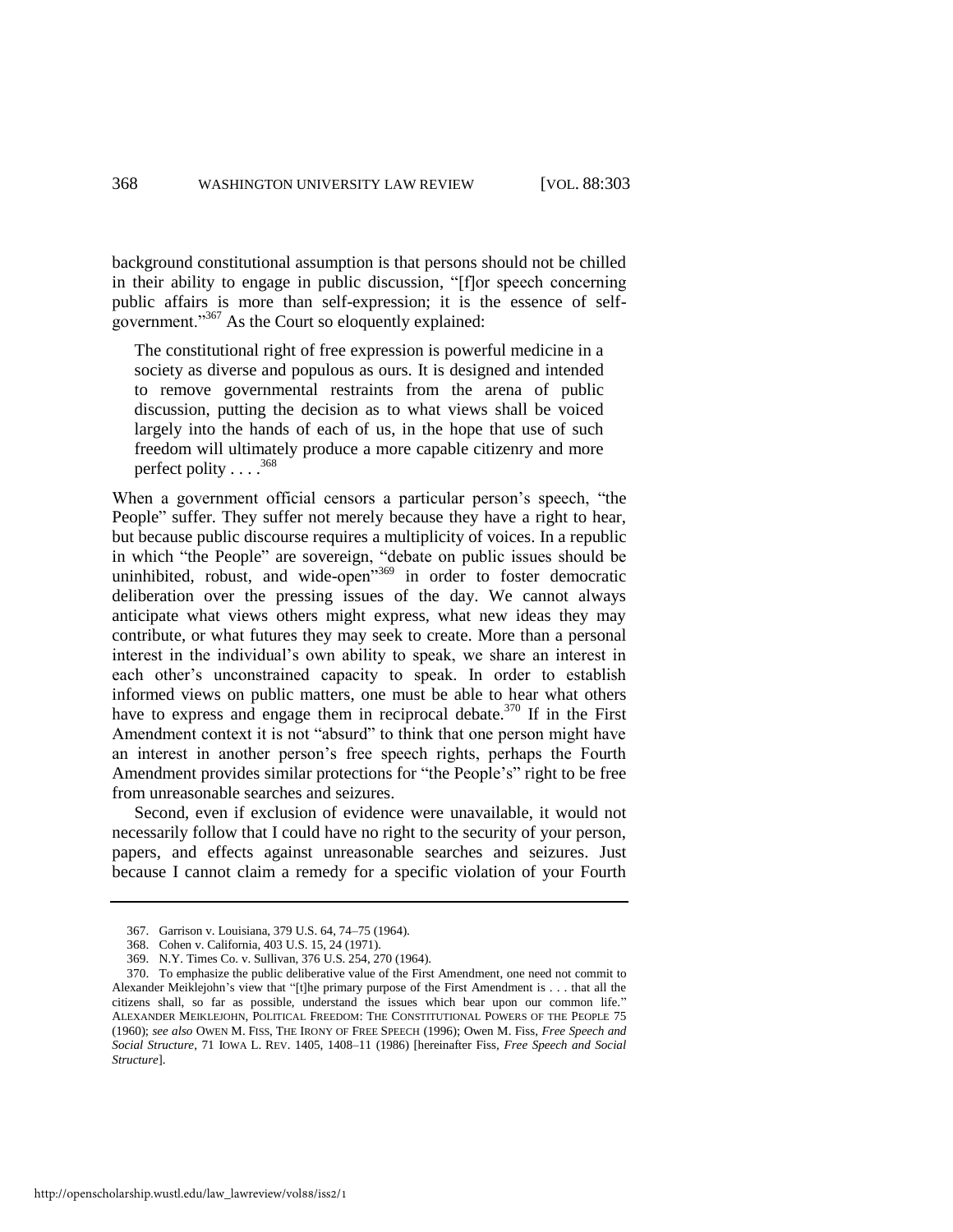background constitutional assumption is that persons should not be chilled in their ability to engage in public discussion, "[f]or speech concerning public affairs is more than self-expression; it is the essence of self-government."[367] As the Court so eloquently explained:

> The constitutional right of free expression is powerful medicine in a society as diverse and populous as ours. It is designed and intended to remove governmental restraints from the arena of public discussion, putting the decision as to what views shall be voiced largely into the hands of each of us, in the hope that use of such freedom will ultimately produce a more capable citizenry and more perfect polity . . . .[368]

When a government official censors a particular person's speech, "the People" suffer. They suffer not merely because they have a right to hear, but because public discourse requires a multiplicity of voices. In a republic in which "the People" are sovereign, "debate on public issues should be uninhibited, robust, and wide-open"[369] in order to foster democratic deliberation over the pressing issues of the day. We cannot always anticipate what views others might express, what new ideas they may contribute, or what futures they may seek to create. More than a personal interest in the individual's own ability to speak, we share an interest in each other's unconstrained capacity to speak. In order to establish informed views on public matters, one must be able to hear what others have to express and engage them in reciprocal debate.[370] If in the First Amendment context it is not "absurd" to think that one person might have an interest in another person's free speech rights, perhaps the Fourth Amendment provides similar protections for "the People's" right to be free from unreasonable searches and seizures.

Second, even if exclusion of evidence were unavailable, it would not necessarily follow that I could have no right to the security of your person, papers, and effects against unreasonable searches and seizures. Just because I cannot claim a remedy for a specific violation of your Fourth

---

367. Garrison v. Louisiana, 379 U.S. 64, 74–75 (1964).

368. Cohen v. California, 403 U.S. 15, 24 (1971).

369. N.Y. Times Co. v. Sullivan, 376 U.S. 254, 270 (1964).

370. To emphasize the public deliberative value of the First Amendment, one need not commit to Alexander Meiklejohn's view that "[t]he primary purpose of the First Amendment is . . . that all the citizens shall, so far as possible, understand the issues which bear upon our common life." ALEXANDER MEIKLEJOHN, POLITICAL FREEDOM: THE CONSTITUTIONAL POWERS OF THE PEOPLE 75 (1960); *see also* OWEN M. FISS, THE IRONY OF FREE SPEECH (1996); Owen M. Fiss, *Free Speech and Social Structure*, 71 IOWA L. REV. 1405, 1408–11 (1986) [hereinafter Fiss, *Free Speech and Social Structure*].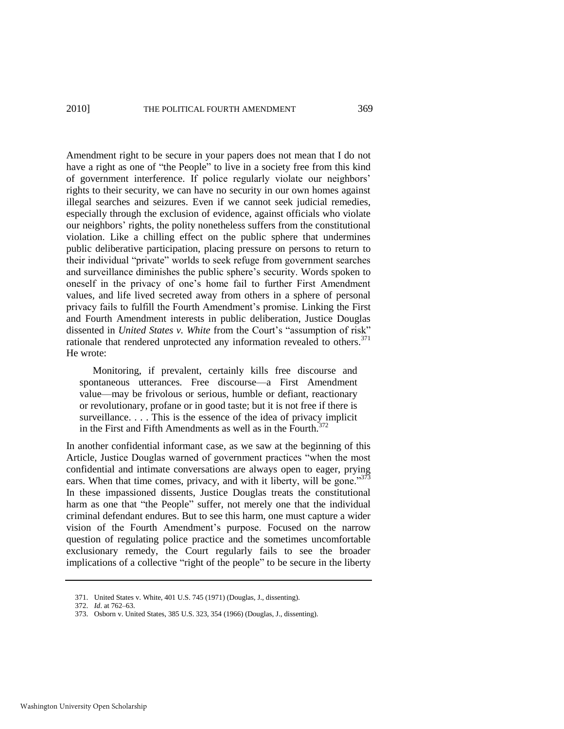Amendment right to be secure in your papers does not mean that I do not have a right as one of "the People" to live in a society free from this kind of government interference. If police regularly violate our neighbors' rights to their security, we can have no security in our own homes against illegal searches and seizures. Even if we cannot seek judicial remedies, especially through the exclusion of evidence, against officials who violate our neighbors' rights, the polity nonetheless suffers from the constitutional violation. Like a chilling effect on the public sphere that undermines public deliberative participation, placing pressure on persons to return to their individual "private" worlds to seek refuge from government searches and surveillance diminishes the public sphere's security. Words spoken to oneself in the privacy of one's home fail to further First Amendment values, and life lived secreted away from others in a sphere of personal privacy fails to fulfill the Fourth Amendment's promise. Linking the First and Fourth Amendment interests in public deliberation, Justice Douglas dissented in *United States v. White* from the Court's "assumption of risk" rationale that rendered unprotected any information revealed to others.[371] He wrote:

> Monitoring, if prevalent, certainly kills free discourse and spontaneous utterances. Free discourse—a First Amendment value—may be frivolous or serious, humble or defiant, reactionary or revolutionary, profane or in good taste; but it is not free if there is surveillance. . . . This is the essence of the idea of privacy implicit in the First and Fifth Amendments as well as in the Fourth.[372]

In another confidential informant case, as we saw at the beginning of this Article, Justice Douglas warned of government practices "when the most confidential and intimate conversations are always open to eager, prying ears. When that time comes, privacy, and with it liberty, will be gone."[373] In these impassioned dissents, Justice Douglas treats the constitutional harm as one that "the People" suffer, not merely one that the individual criminal defendant endures. But to see this harm, one must capture a wider vision of the Fourth Amendment's purpose. Focused on the narrow question of regulating police practice and the sometimes uncomfortable exclusionary remedy, the Court regularly fails to see the broader implications of a collective "right of the people" to be secure in the liberty

---

371. United States v. White, 401 U.S. 745 (1971) (Douglas, J., dissenting).

372. *Id*. at 762–63.

373. Osborn v. United States, 385 U.S. 323, 354 (1966) (Douglas, J., dissenting).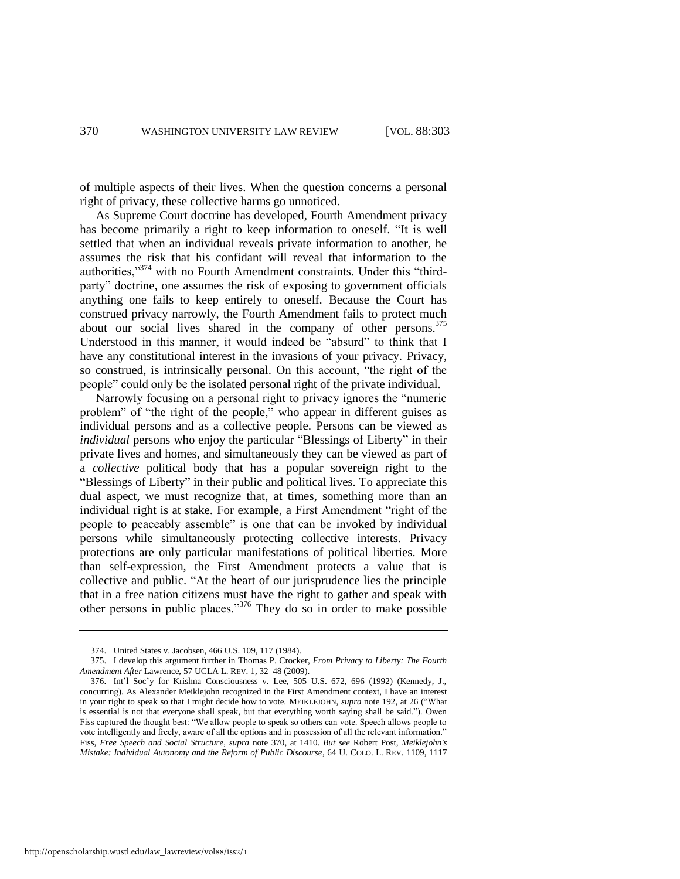of multiple aspects of their lives. When the question concerns a personal right of privacy, these collective harms go unnoticed.

As Supreme Court doctrine has developed, Fourth Amendment privacy has become primarily a right to keep information to oneself. "It is well settled that when an individual reveals private information to another, he assumes the risk that his confidant will reveal that information to the authorities,"[374] with no Fourth Amendment constraints. Under this "third-party" doctrine, one assumes the risk of exposing to government officials anything one fails to keep entirely to oneself. Because the Court has construed privacy narrowly, the Fourth Amendment fails to protect much about our social lives shared in the company of other persons.[375] Understood in this manner, it would indeed be "absurd" to think that I have any constitutional interest in the invasions of your privacy. Privacy, so construed, is intrinsically personal. On this account, "the right of the people" could only be the isolated personal right of the private individual.

Narrowly focusing on a personal right to privacy ignores the "numeric problem" of "the right of the people," who appear in different guises as individual persons and as a collective people. Persons can be viewed as *individual* persons who enjoy the particular "Blessings of Liberty" in their private lives and homes, and simultaneously they can be viewed as part of a *collective* political body that has a popular sovereign right to the "Blessings of Liberty" in their public and political lives. To appreciate this dual aspect, we must recognize that, at times, something more than an individual right is at stake. For example, a First Amendment "right of the people to peaceably assemble" is one that can be invoked by individual persons while simultaneously protecting collective interests. Privacy protections are only particular manifestations of political liberties. More than self-expression, the First Amendment protects a value that is collective and public. "At the heart of our jurisprudence lies the principle that in a free nation citizens must have the right to gather and speak with other persons in public places."[376] They do so in order to make possible

---

374. United States v. Jacobsen, 466 U.S. 109, 117 (1984).

375. I develop this argument further in Thomas P. Crocker, *From Privacy to Liberty: The Fourth Amendment After* Lawrence, 57 UCLA L. REV. 1, 32–48 (2009).

376. Int'l Soc'y for Krishna Consciousness v. Lee, 505 U.S. 672, 696 (1992) (Kennedy, J., concurring). As Alexander Meiklejohn recognized in the First Amendment context, I have an interest in your right to speak so that I might decide how to vote. MEIKLEJOHN, *supra* note 192, at 26 ("What is essential is not that everyone shall speak, but that everything worth saying shall be said."). Owen Fiss captured the thought best: "We allow people to speak so others can vote. Speech allows people to vote intelligently and freely, aware of all the options and in possession of all the relevant information." Fiss, *Free Speech and Social Structure*, *supra* note 370, at 1410. *But see* Robert Post, *Meiklejohn's Mistake: Individual Autonomy and the Reform of Public Discourse*, 64 U. COLO. L. REV. 1109, 1117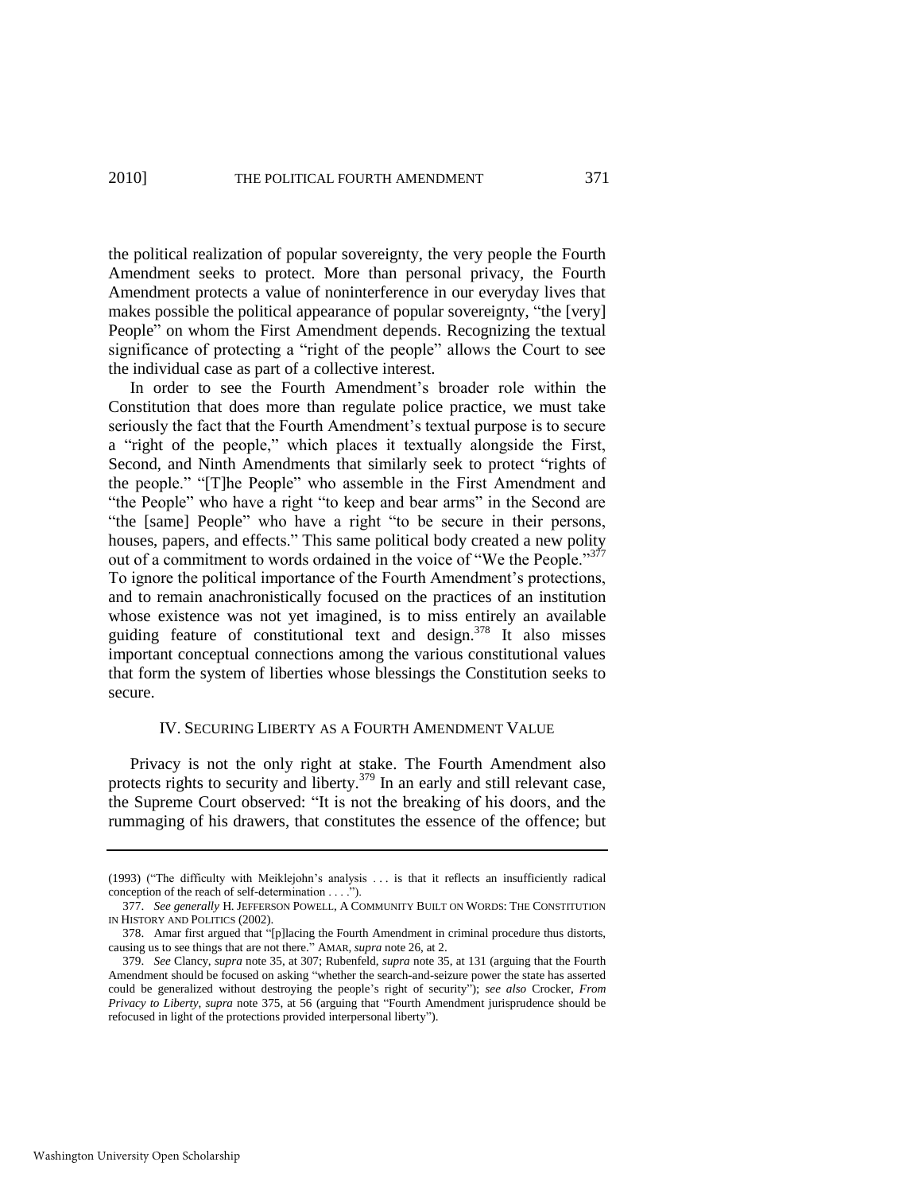the political realization of popular sovereignty, the very people the Fourth Amendment seeks to protect. More than personal privacy, the Fourth Amendment protects a value of noninterference in our everyday lives that makes possible the political appearance of popular sovereignty, "the [very] People" on whom the First Amendment depends. Recognizing the textual significance of protecting a "right of the people" allows the Court to see the individual case as part of a collective interest.

In order to see the Fourth Amendment's broader role within the Constitution that does more than regulate police practice, we must take seriously the fact that the Fourth Amendment's textual purpose is to secure a "right of the people," which places it textually alongside the First, Second, and Ninth Amendments that similarly seek to protect "rights of the people." "[T]he People" who assemble in the First Amendment and "the People" who have a right "to keep and bear arms" in the Second are "the [same] People" who have a right "to be secure in their persons, houses, papers, and effects." This same political body created a new polity out of a commitment to words ordained in the voice of "We the People."[377] To ignore the political importance of the Fourth Amendment's protections, and to remain anachronistically focused on the practices of an institution whose existence was not yet imagined, is to miss entirely an available guiding feature of constitutional text and design.[378] It also misses important conceptual connections among the various constitutional values that form the system of liberties whose blessings the Constitution seeks to secure.

## IV. SECURING LIBERTY AS A FOURTH AMENDMENT VALUE

Privacy is not the only right at stake. The Fourth Amendment also protects rights to security and liberty.[379] In an early and still relevant case, the Supreme Court observed: "It is not the breaking of his doors, and the rummaging of his drawers, that constitutes the essence of the offence; but

---

(1993) ("The difficulty with Meiklejohn's analysis . . . is that it reflects an insufficiently radical conception of the reach of self-determination . . . .").

377. *See generally* H. JEFFERSON POWELL, A COMMUNITY BUILT ON WORDS: THE CONSTITUTION IN HISTORY AND POLITICS (2002).

378. Amar first argued that "[p]lacing the Fourth Amendment in criminal procedure thus distorts, causing us to see things that are not there." AMAR, *supra* note 26, at 2.

379. *See* Clancy, *supra* note 35, at 307; Rubenfeld, *supra* note 35, at 131 (arguing that the Fourth Amendment should be focused on asking "whether the search-and-seizure power the state has asserted could be generalized without destroying the people's right of security"); *see also* Crocker, *From Privacy to Liberty*, *supra* note 375, at 56 (arguing that "Fourth Amendment jurisprudence should be refocused in light of the protections provided interpersonal liberty").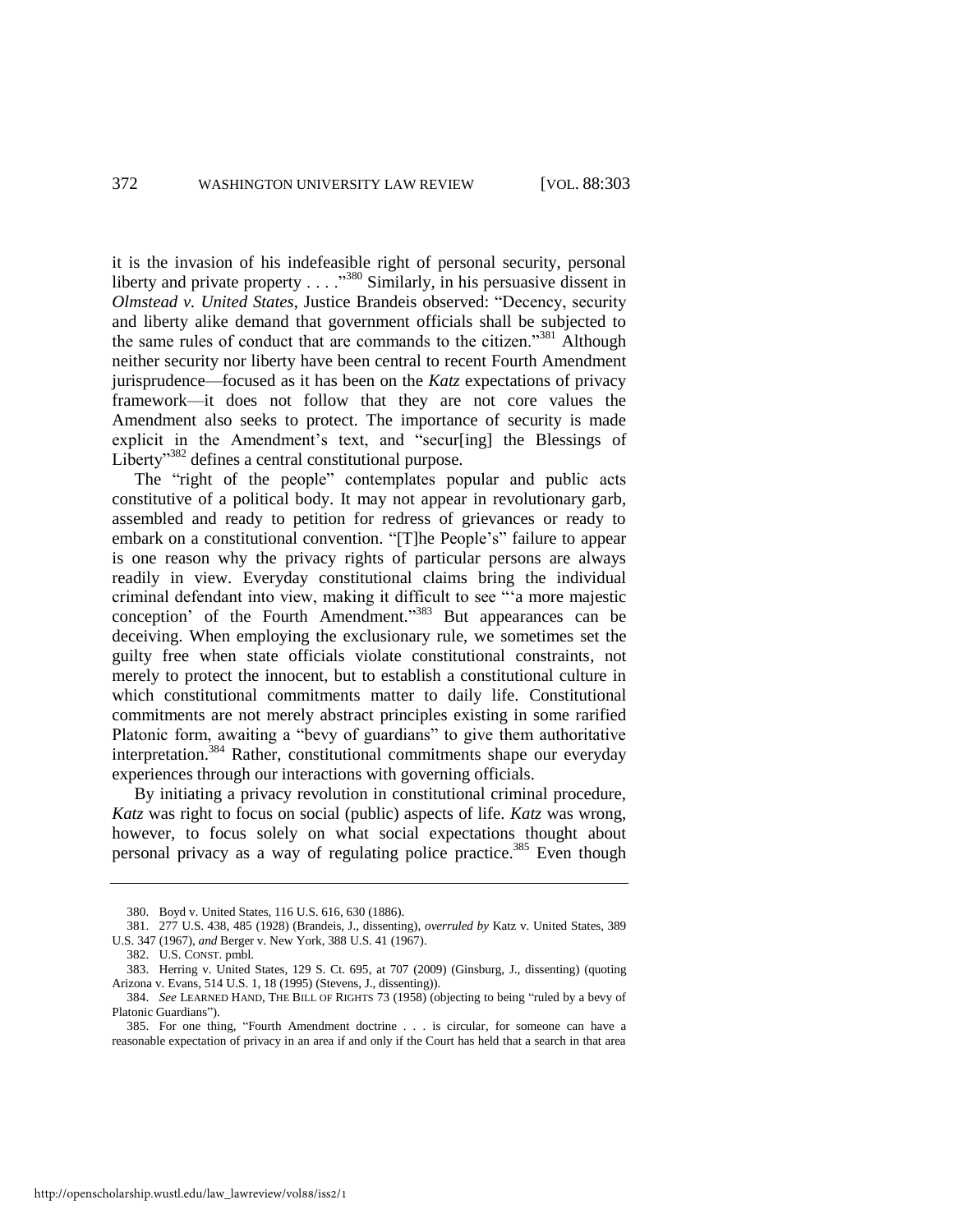it is the invasion of his indefeasible right of personal security, personal liberty and private property . . . ."[380] Similarly, in his persuasive dissent in *Olmstead v. United States*, Justice Brandeis observed: "Decency, security and liberty alike demand that government officials shall be subjected to the same rules of conduct that are commands to the citizen."[381] Although neither security nor liberty have been central to recent Fourth Amendment jurisprudence—focused as it has been on the *Katz* expectations of privacy framework—it does not follow that they are not core values the Amendment also seeks to protect. The importance of security is made explicit in the Amendment's text, and "secur[ing] the Blessings of Liberty"[382] defines a central constitutional purpose.

The "right of the people" contemplates popular and public acts constitutive of a political body. It may not appear in revolutionary garb, assembled and ready to petition for redress of grievances or ready to embark on a constitutional convention. "[T]he People's" failure to appear is one reason why the privacy rights of particular persons are always readily in view. Everyday constitutional claims bring the individual criminal defendant into view, making it difficult to see "'a more majestic conception' of the Fourth Amendment."[383] But appearances can be deceiving. When employing the exclusionary rule, we sometimes set the guilty free when state officials violate constitutional constraints, not merely to protect the innocent, but to establish a constitutional culture in which constitutional commitments matter to daily life. Constitutional commitments are not merely abstract principles existing in some rarified Platonic form, awaiting a "bevy of guardians" to give them authoritative interpretation.[384] Rather, constitutional commitments shape our everyday experiences through our interactions with governing officials.

By initiating a privacy revolution in constitutional criminal procedure, *Katz* was right to focus on social (public) aspects of life. *Katz* was wrong, however, to focus solely on what social expectations thought about personal privacy as a way of regulating police practice.[385] Even though

---

380. Boyd v. United States, 116 U.S. 616, 630 (1886).

381. 277 U.S. 438, 485 (1928) (Brandeis, J., dissenting), *overruled by* Katz v. United States, 389 U.S. 347 (1967), *and* Berger v. New York, 388 U.S. 41 (1967).

382. U.S. CONST. pmbl.

383. Herring v. United States, 129 S. Ct. 695, at 707 (2009) (Ginsburg, J., dissenting) (quoting Arizona v. Evans, 514 U.S. 1, 18 (1995) (Stevens, J., dissenting)).

384. *See* LEARNED HAND, THE BILL OF RIGHTS 73 (1958) (objecting to being "ruled by a bevy of Platonic Guardians").

385. For one thing, "Fourth Amendment doctrine . . . is circular, for someone can have a reasonable expectation of privacy in an area if and only if the Court has held that a search in that area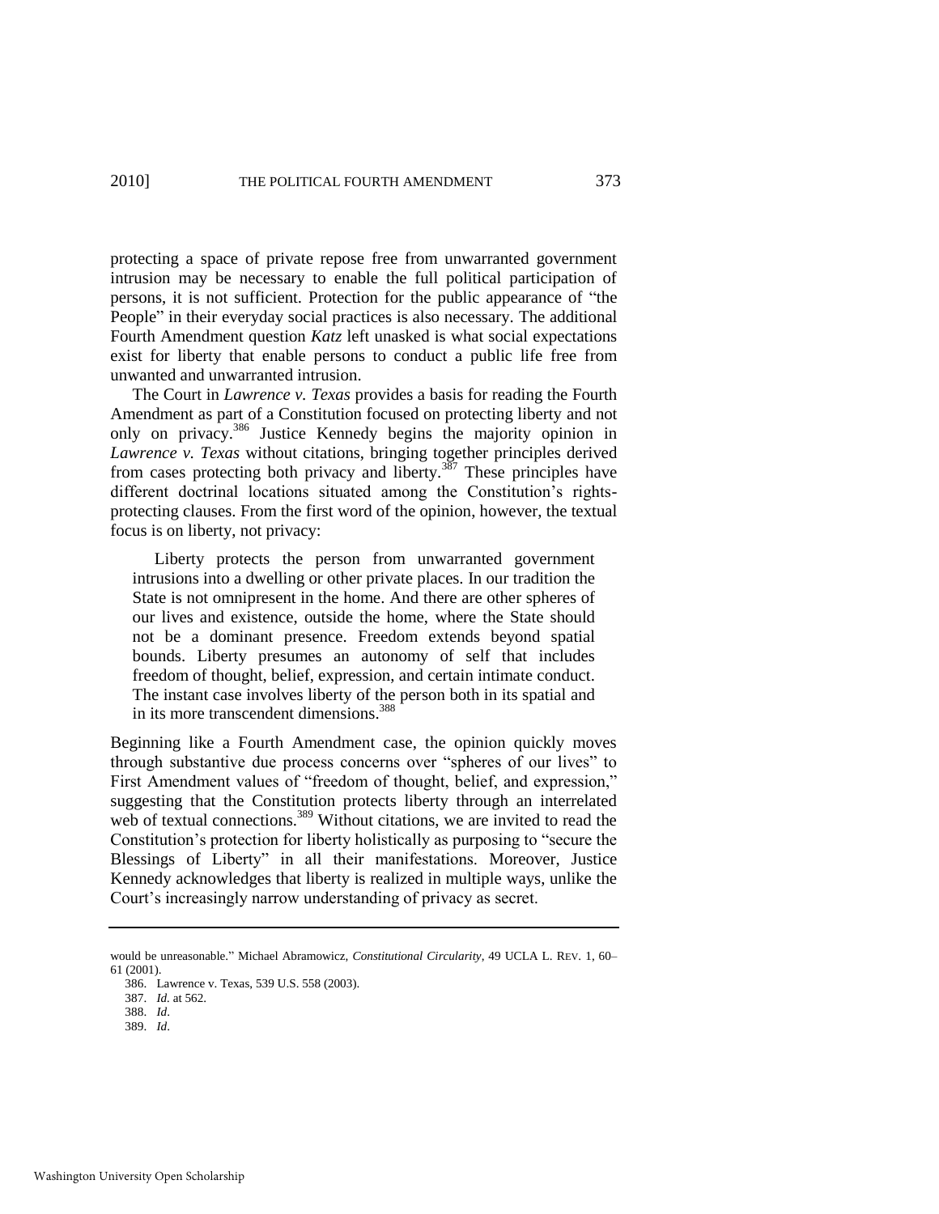protecting a space of private repose free from unwarranted government intrusion may be necessary to enable the full political participation of persons, it is not sufficient. Protection for the public appearance of "the People" in their everyday social practices is also necessary. The additional Fourth Amendment question *Katz* left unasked is what social expectations exist for liberty that enable persons to conduct a public life free from unwanted and unwarranted intrusion.

The Court in *Lawrence v. Texas* provides a basis for reading the Fourth Amendment as part of a Constitution focused on protecting liberty and not only on privacy.[386] Justice Kennedy begins the majority opinion in *Lawrence v. Texas* without citations, bringing together principles derived from cases protecting both privacy and liberty.[387] These principles have different doctrinal locations situated among the Constitution's rights-protecting clauses. From the first word of the opinion, however, the textual focus is on liberty, not privacy:

> Liberty protects the person from unwarranted government intrusions into a dwelling or other private places. In our tradition the State is not omnipresent in the home. And there are other spheres of our lives and existence, outside the home, where the State should not be a dominant presence. Freedom extends beyond spatial bounds. Liberty presumes an autonomy of self that includes freedom of thought, belief, expression, and certain intimate conduct. The instant case involves liberty of the person both in its spatial and in its more transcendent dimensions.[388]

Beginning like a Fourth Amendment case, the opinion quickly moves through substantive due process concerns over "spheres of our lives" to First Amendment values of "freedom of thought, belief, and expression," suggesting that the Constitution protects liberty through an interrelated web of textual connections.[389] Without citations, we are invited to read the Constitution's protection for liberty holistically as purposing to "secure the Blessings of Liberty" in all their manifestations. Moreover, Justice Kennedy acknowledges that liberty is realized in multiple ways, unlike the Court's increasingly narrow understanding of privacy as secret.

---

would be unreasonable." Michael Abramowicz, *Constitutional Circularity*, 49 UCLA L. REV. 1, 60–61 (2001).

386. Lawrence v. Texas, 539 U.S. 558 (2003).

387. *Id.* at 562.

388. *Id*.

389. *Id*.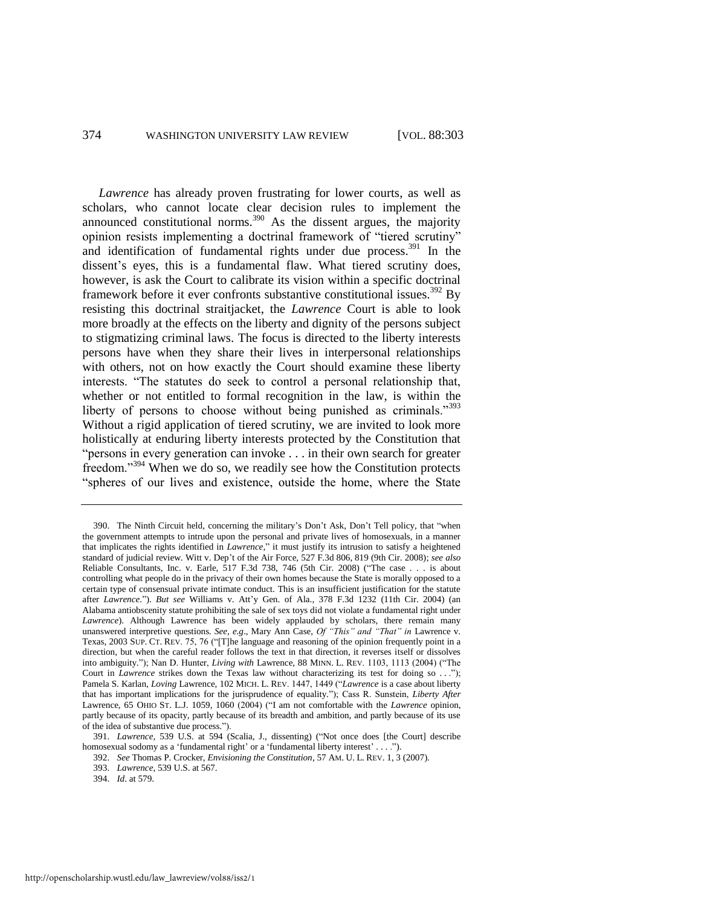*Lawrence* has already proven frustrating for lower courts, as well as scholars, who cannot locate clear decision rules to implement the announced constitutional norms.[390] As the dissent argues, the majority opinion resists implementing a doctrinal framework of "tiered scrutiny" and identification of fundamental rights under due process.[391] In the dissent's eyes, this is a fundamental flaw. What tiered scrutiny does, however, is ask the Court to calibrate its vision within a specific doctrinal framework before it ever confronts substantive constitutional issues.[392] By resisting this doctrinal straitjacket, the *Lawrence* Court is able to look more broadly at the effects on the liberty and dignity of the persons subject to stigmatizing criminal laws. The focus is directed to the liberty interests persons have when they share their lives in interpersonal relationships with others, not on how exactly the Court should examine these liberty interests. "The statutes do seek to control a personal relationship that, whether or not entitled to formal recognition in the law, is within the liberty of persons to choose without being punished as criminals."[393] Without a rigid application of tiered scrutiny, we are invited to look more holistically at enduring liberty interests protected by the Constitution that "persons in every generation can invoke . . . in their own search for greater freedom."[394] When we do so, we readily see how the Constitution protects "spheres of our lives and existence, outside the home, where the State

---

390. The Ninth Circuit held, concerning the military's Don't Ask, Don't Tell policy, that "when the government attempts to intrude upon the personal and private lives of homosexuals, in a manner that implicates the rights identified in *Lawrence*," it must justify its intrusion to satisfy a heightened standard of judicial review. Witt v. Dep't of the Air Force, 527 F.3d 806, 819 (9th Cir. 2008); *see also* Reliable Consultants, Inc. v. Earle, 517 F.3d 738, 746 (5th Cir. 2008) ("The case . . . is about controlling what people do in the privacy of their own homes because the State is morally opposed to a certain type of consensual private intimate conduct. This is an insufficient justification for the statute after *Lawrence*."). *But see* Williams v. Att'y Gen. of Ala., 378 F.3d 1232 (11th Cir. 2004) (an Alabama antiobscenity statute prohibiting the sale of sex toys did not violate a fundamental right under *Lawrence*). Although Lawrence has been widely applauded by scholars, there remain many unanswered interpretive questions. *See, e.g*., Mary Ann Case, *Of "This" and "That" in* Lawrence v. Texas, 2003 SUP. CT. REV. 75, 76 ("[T]he language and reasoning of the opinion frequently point in a direction, but when the careful reader follows the text in that direction, it reverses itself or dissolves into ambiguity."); Nan D. Hunter, *Living with* Lawrence, 88 MINN. L. REV. 1103, 1113 (2004) ("The Court in *Lawrence* strikes down the Texas law without characterizing its test for doing so . . ."); Pamela S. Karlan, *Loving* Lawrence, 102 MICH. L. REV. 1447, 1449 ("*Lawrence* is a case about liberty that has important implications for the jurisprudence of equality."); Cass R. Sunstein, *Liberty After* Lawrence, 65 OHIO ST. L.J. 1059, 1060 (2004) ("I am not comfortable with the *Lawrence* opinion, partly because of its opacity, partly because of its breadth and ambition, and partly because of its use of the idea of substantive due process.").

391. *Lawrence*, 539 U.S. at 594 (Scalia, J., dissenting) ("Not once does [the Court] describe homosexual sodomy as a 'fundamental right' or a 'fundamental liberty interest' . . . .").

392. *See* Thomas P. Crocker, *Envisioning the Constitution*, 57 AM. U. L. REV. 1, 3 (2007).

393. *Lawrence*, 539 U.S. at 567.

394. *Id*. at 579.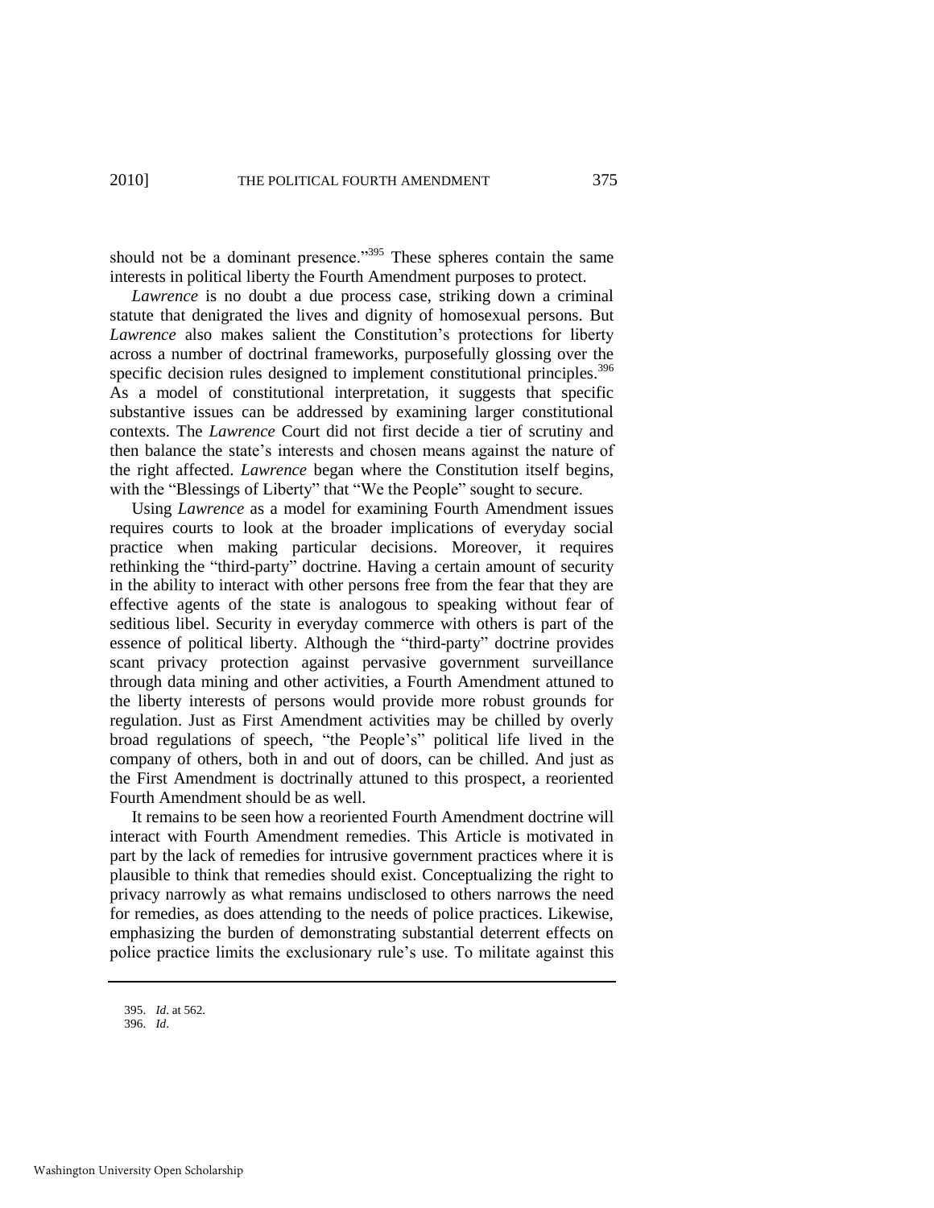should not be a dominant presence."[395] These spheres contain the same interests in political liberty the Fourth Amendment purposes to protect.

*Lawrence* is no doubt a due process case, striking down a criminal statute that denigrated the lives and dignity of homosexual persons. But *Lawrence* also makes salient the Constitution's protections for liberty across a number of doctrinal frameworks, purposefully glossing over the specific decision rules designed to implement constitutional principles.[396] As a model of constitutional interpretation, it suggests that specific substantive issues can be addressed by examining larger constitutional contexts. The *Lawrence* Court did not first decide a tier of scrutiny and then balance the state's interests and chosen means against the nature of the right affected. *Lawrence* began where the Constitution itself begins, with the "Blessings of Liberty" that "We the People" sought to secure.

Using *Lawrence* as a model for examining Fourth Amendment issues requires courts to look at the broader implications of everyday social practice when making particular decisions. Moreover, it requires rethinking the "third-party" doctrine. Having a certain amount of security in the ability to interact with other persons free from the fear that they are effective agents of the state is analogous to speaking without fear of seditious libel. Security in everyday commerce with others is part of the essence of political liberty. Although the "third-party" doctrine provides scant privacy protection against pervasive government surveillance through data mining and other activities, a Fourth Amendment attuned to the liberty interests of persons would provide more robust grounds for regulation. Just as First Amendment activities may be chilled by overly broad regulations of speech, "the People's" political life lived in the company of others, both in and out of doors, can be chilled. And just as the First Amendment is doctrinally attuned to this prospect, a reoriented Fourth Amendment should be as well.

It remains to be seen how a reoriented Fourth Amendment doctrine will interact with Fourth Amendment remedies. This Article is motivated in part by the lack of remedies for intrusive government practices where it is plausible to think that remedies should exist. Conceptualizing the right to privacy narrowly as what remains undisclosed to others narrows the need for remedies, as does attending to the needs of police practices. Likewise, emphasizing the burden of demonstrating substantial deterrent effects on police practice limits the exclusionary rule's use. To militate against this

395. *Id*. at 562.

396. *Id*.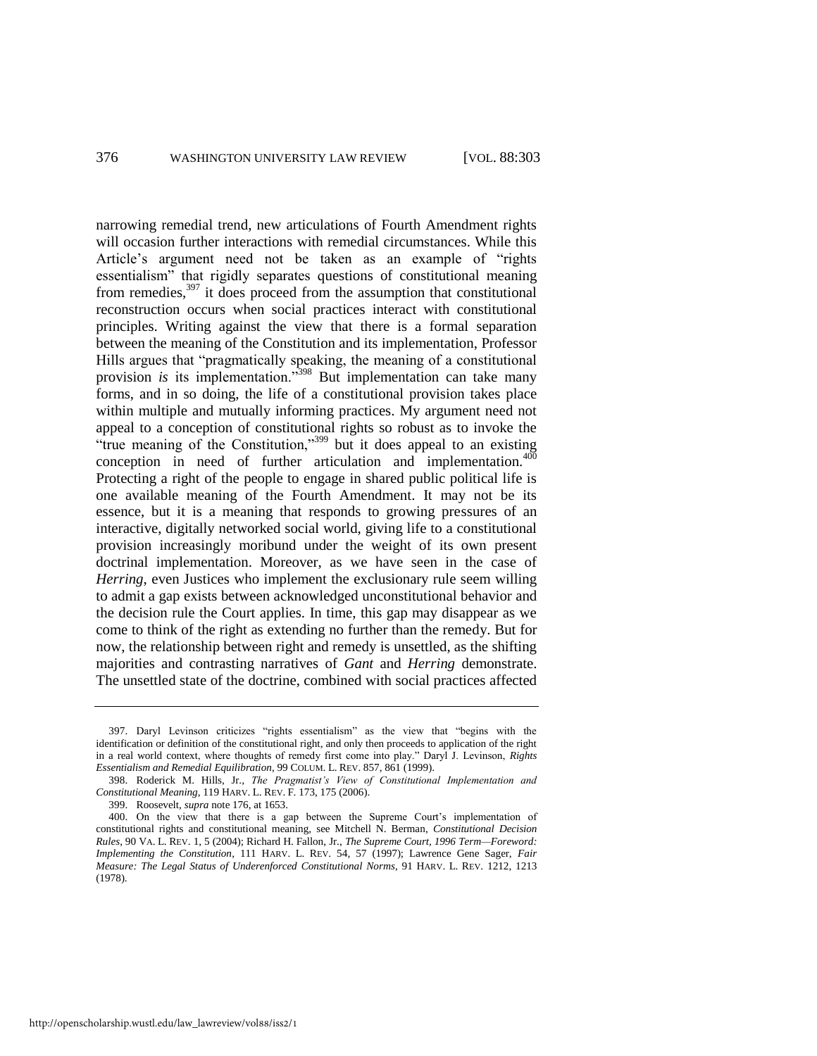narrowing remedial trend, new articulations of Fourth Amendment rights will occasion further interactions with remedial circumstances. While this Article's argument need not be taken as an example of "rights essentialism" that rigidly separates questions of constitutional meaning from remedies,[397] it does proceed from the assumption that constitutional reconstruction occurs when social practices interact with constitutional principles. Writing against the view that there is a formal separation between the meaning of the Constitution and its implementation, Professor Hills argues that "pragmatically speaking, the meaning of a constitutional provision *is* its implementation."[398] But implementation can take many forms, and in so doing, the life of a constitutional provision takes place within multiple and mutually informing practices. My argument need not appeal to a conception of constitutional rights so robust as to invoke the "true meaning of the Constitution,"[399] but it does appeal to an existing conception in need of further articulation and implementation.[400] Protecting a right of the people to engage in shared public political life is one available meaning of the Fourth Amendment. It may not be its essence, but it is a meaning that responds to growing pressures of an interactive, digitally networked social world, giving life to a constitutional provision increasingly moribund under the weight of its own present doctrinal implementation. Moreover, as we have seen in the case of *Herring*, even Justices who implement the exclusionary rule seem willing to admit a gap exists between acknowledged unconstitutional behavior and the decision rule the Court applies. In time, this gap may disappear as we come to think of the right as extending no further than the remedy. But for now, the relationship between right and remedy is unsettled, as the shifting majorities and contrasting narratives of *Gant* and *Herring* demonstrate. The unsettled state of the doctrine, combined with social practices affected

---

397. Daryl Levinson criticizes "rights essentialism" as the view that "begins with the identification or definition of the constitutional right, and only then proceeds to application of the right in a real world context, where thoughts of remedy first come into play." Daryl J. Levinson, *Rights Essentialism and Remedial Equilibration*, 99 COLUM. L. REV. 857, 861 (1999).

398. Roderick M. Hills, Jr., *The Pragmatist's View of Constitutional Implementation and Constitutional Meaning*, 119 HARV. L. REV. F. 173, 175 (2006).

399. Roosevelt, *supra* note 176, at 1653.

400. On the view that there is a gap between the Supreme Court's implementation of constitutional rights and constitutional meaning, see Mitchell N. Berman, *Constitutional Decision Rules*, 90 VA. L. REV. 1, 5 (2004); Richard H. Fallon, Jr., *The Supreme Court, 1996 Term—Foreword: Implementing the Constitution*, 111 HARV. L. REV. 54, 57 (1997); Lawrence Gene Sager, *Fair Measure: The Legal Status of Underenforced Constitutional Norms*, 91 HARV. L. REV. 1212, 1213 (1978).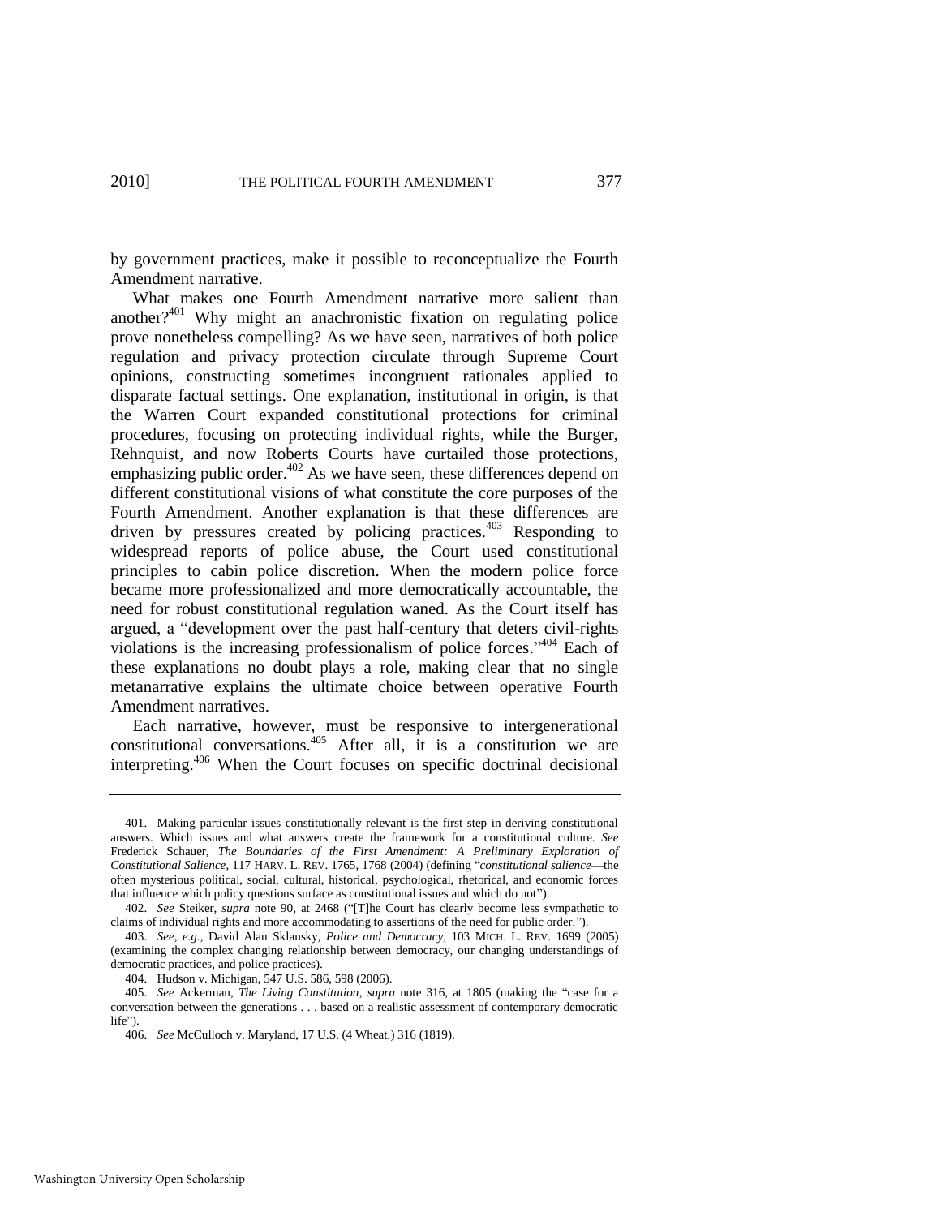by government practices, make it possible to reconceptualize the Fourth Amendment narrative.

What makes one Fourth Amendment narrative more salient than another?[401] Why might an anachronistic fixation on regulating police prove nonetheless compelling? As we have seen, narratives of both police regulation and privacy protection circulate through Supreme Court opinions, constructing sometimes incongruent rationales applied to disparate factual settings. One explanation, institutional in origin, is that the Warren Court expanded constitutional protections for criminal procedures, focusing on protecting individual rights, while the Burger, Rehnquist, and now Roberts Courts have curtailed those protections, emphasizing public order.[402] As we have seen, these differences depend on different constitutional visions of what constitute the core purposes of the Fourth Amendment. Another explanation is that these differences are driven by pressures created by policing practices.[403] Responding to widespread reports of police abuse, the Court used constitutional principles to cabin police discretion. When the modern police force became more professionalized and more democratically accountable, the need for robust constitutional regulation waned. As the Court itself has argued, a "development over the past half-century that deters civil-rights violations is the increasing professionalism of police forces."[404] Each of these explanations no doubt plays a role, making clear that no single metanarrative explains the ultimate choice between operative Fourth Amendment narratives.

Each narrative, however, must be responsive to intergenerational constitutional conversations.[405] After all, it is a constitution we are interpreting.[406] When the Court focuses on specific doctrinal decisional

---

401. Making particular issues constitutionally relevant is the first step in deriving constitutional answers. Which issues and what answers create the framework for a constitutional culture. *See* Frederick Schauer, *The Boundaries of the First Amendment: A Preliminary Exploration of Constitutional Salience*, 117 HARV. L. REV. 1765, 1768 (2004) (defining "*constitutional salience*—the often mysterious political, social, cultural, historical, psychological, rhetorical, and economic forces that influence which policy questions surface as constitutional issues and which do not").

402. *See* Steiker, *supra* note 90, at 2468 ("[T]he Court has clearly become less sympathetic to claims of individual rights and more accommodating to assertions of the need for public order.").

403. *See, e.g.*, David Alan Sklansky, *Police and Democracy*, 103 MICH. L. REV. 1699 (2005) (examining the complex changing relationship between democracy, our changing understandings of democratic practices, and police practices).

404. Hudson v. Michigan, 547 U.S. 586, 598 (2006).

405. *See* Ackerman, *The Living Constitution*, *supra* note 316, at 1805 (making the "case for a conversation between the generations . . . based on a realistic assessment of contemporary democratic life").

406. *See* McCulloch v. Maryland, 17 U.S. (4 Wheat.) 316 (1819).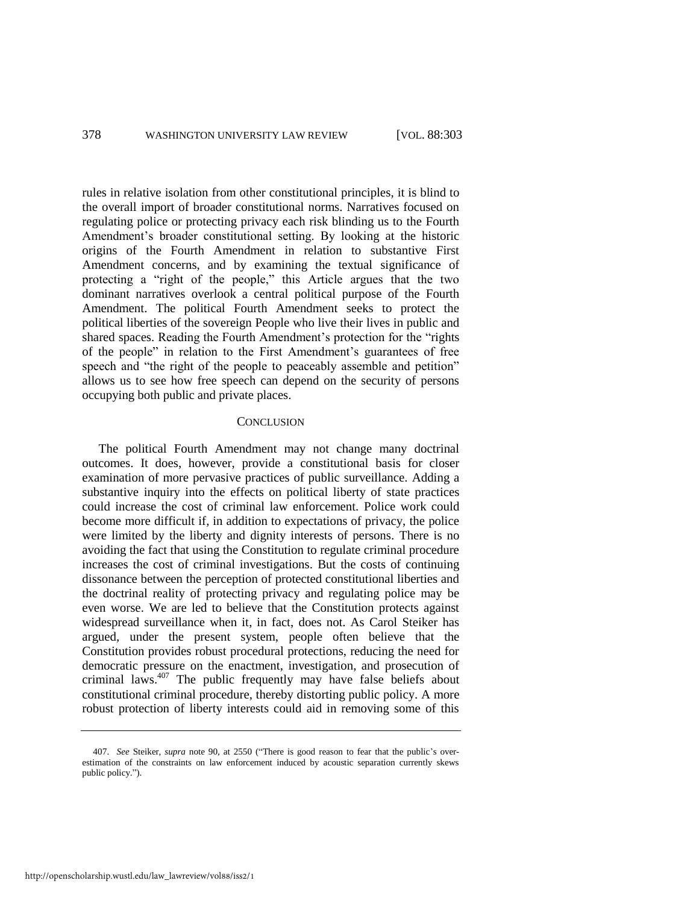rules in relative isolation from other constitutional principles, it is blind to the overall import of broader constitutional norms. Narratives focused on regulating police or protecting privacy each risk blinding us to the Fourth Amendment's broader constitutional setting. By looking at the historic origins of the Fourth Amendment in relation to substantive First Amendment concerns, and by examining the textual significance of protecting a "right of the people," this Article argues that the two dominant narratives overlook a central political purpose of the Fourth Amendment. The political Fourth Amendment seeks to protect the political liberties of the sovereign People who live their lives in public and shared spaces. Reading the Fourth Amendment's protection for the "rights of the people" in relation to the First Amendment's guarantees of free speech and "the right of the people to peaceably assemble and petition" allows us to see how free speech can depend on the security of persons occupying both public and private places.

## CONCLUSION

The political Fourth Amendment may not change many doctrinal outcomes. It does, however, provide a constitutional basis for closer examination of more pervasive practices of public surveillance. Adding a substantive inquiry into the effects on political liberty of state practices could increase the cost of criminal law enforcement. Police work could become more difficult if, in addition to expectations of privacy, the police were limited by the liberty and dignity interests of persons. There is no avoiding the fact that using the Constitution to regulate criminal procedure increases the cost of criminal investigations. But the costs of continuing dissonance between the perception of protected constitutional liberties and the doctrinal reality of protecting privacy and regulating police may be even worse. We are led to believe that the Constitution protects against widespread surveillance when it, in fact, does not. As Carol Steiker has argued, under the present system, people often believe that the Constitution provides robust procedural protections, reducing the need for democratic pressure on the enactment, investigation, and prosecution of criminal laws.[407] The public frequently may have false beliefs about constitutional criminal procedure, thereby distorting public policy. A more robust protection of liberty interests could aid in removing some of this

---

407. *See* Steiker, *supra* note 90, at 2550 ("There is good reason to fear that the public's over-estimation of the constraints on law enforcement induced by acoustic separation currently skews public policy.").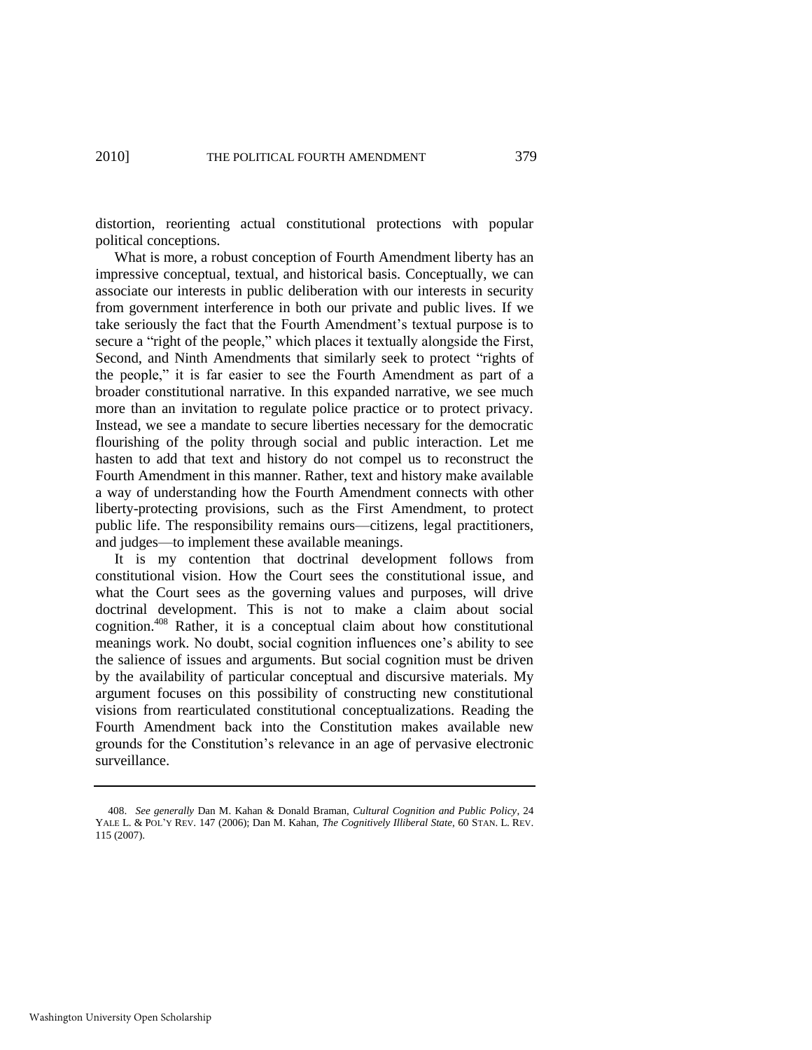distortion, reorienting actual constitutional protections with popular political conceptions.

What is more, a robust conception of Fourth Amendment liberty has an impressive conceptual, textual, and historical basis. Conceptually, we can associate our interests in public deliberation with our interests in security from government interference in both our private and public lives. If we take seriously the fact that the Fourth Amendment's textual purpose is to secure a "right of the people," which places it textually alongside the First, Second, and Ninth Amendments that similarly seek to protect "rights of the people," it is far easier to see the Fourth Amendment as part of a broader constitutional narrative. In this expanded narrative, we see much more than an invitation to regulate police practice or to protect privacy. Instead, we see a mandate to secure liberties necessary for the democratic flourishing of the polity through social and public interaction. Let me hasten to add that text and history do not compel us to reconstruct the Fourth Amendment in this manner. Rather, text and history make available a way of understanding how the Fourth Amendment connects with other liberty-protecting provisions, such as the First Amendment, to protect public life. The responsibility remains ours—citizens, legal practitioners, and judges—to implement these available meanings.

It is my contention that doctrinal development follows from constitutional vision. How the Court sees the constitutional issue, and what the Court sees as the governing values and purposes, will drive doctrinal development. This is not to make a claim about social cognition.[408] Rather, it is a conceptual claim about how constitutional meanings work. No doubt, social cognition influences one's ability to see the salience of issues and arguments. But social cognition must be driven by the availability of particular conceptual and discursive materials. My argument focuses on this possibility of constructing new constitutional visions from rearticulated constitutional conceptualizations. Reading the Fourth Amendment back into the Constitution makes available new grounds for the Constitution's relevance in an age of pervasive electronic surveillance.

---

408. *See generally* Dan M. Kahan & Donald Braman, *Cultural Cognition and Public Policy*, 24 YALE L. & POL'Y REV. 147 (2006); Dan M. Kahan, *The Cognitively Illiberal State*, 60 STAN. L. REV. 115 (2007).